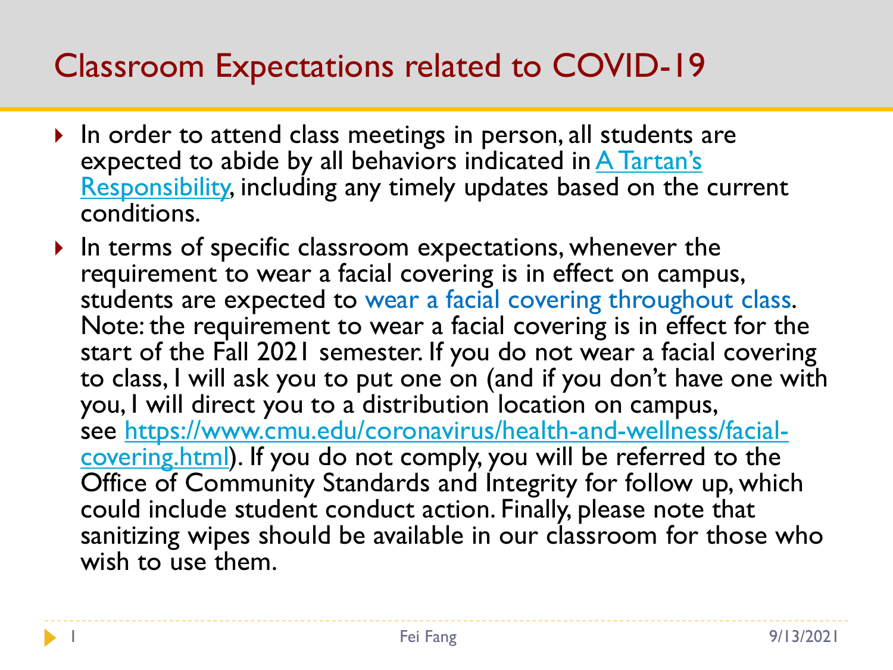# Classroom Expectations related to COVID-19

- In order to attend class meetings in person, all students are expected to abide by all behaviors indicated in [A Tartan's Responsibility](), including any timely updates based on the current conditions.
- In terms of specific classroom expectations, whenever the requirement to wear a facial covering is in effect on campus, students are expected to wear a facial covering throughout class. Note: the requirement to wear a facial covering is in effect for the start of the Fall 2021 semester. If you do not wear a facial covering to class, I will ask you to put one on (and if you don't have one with you, I will direct you to a distribution location on campus, see https://www.cmu.edu/coronavirus/health-and-wellness/facial-covering.html). If you do not comply, you will be referred to the Office of Community Standards and Integrity for follow up, which could include student conduct action. Finally, please note that sanitizing wipes should be available in our classroom for those who wish to use them.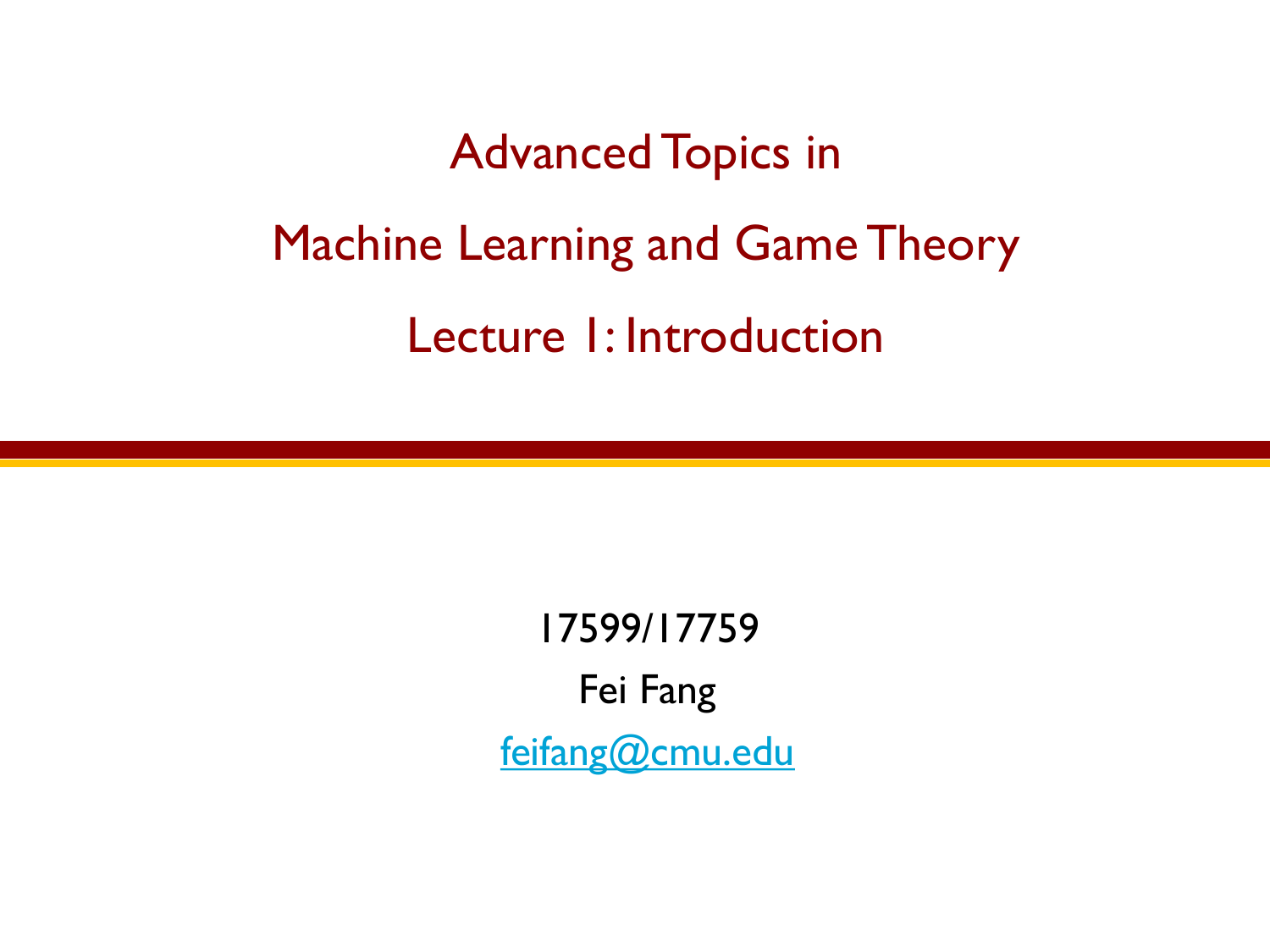# Advanced Topics in Machine Learning and Game Theory

## Lecture 1: Introduction

17599/17759

Fei Fang

feifang@cmu.edu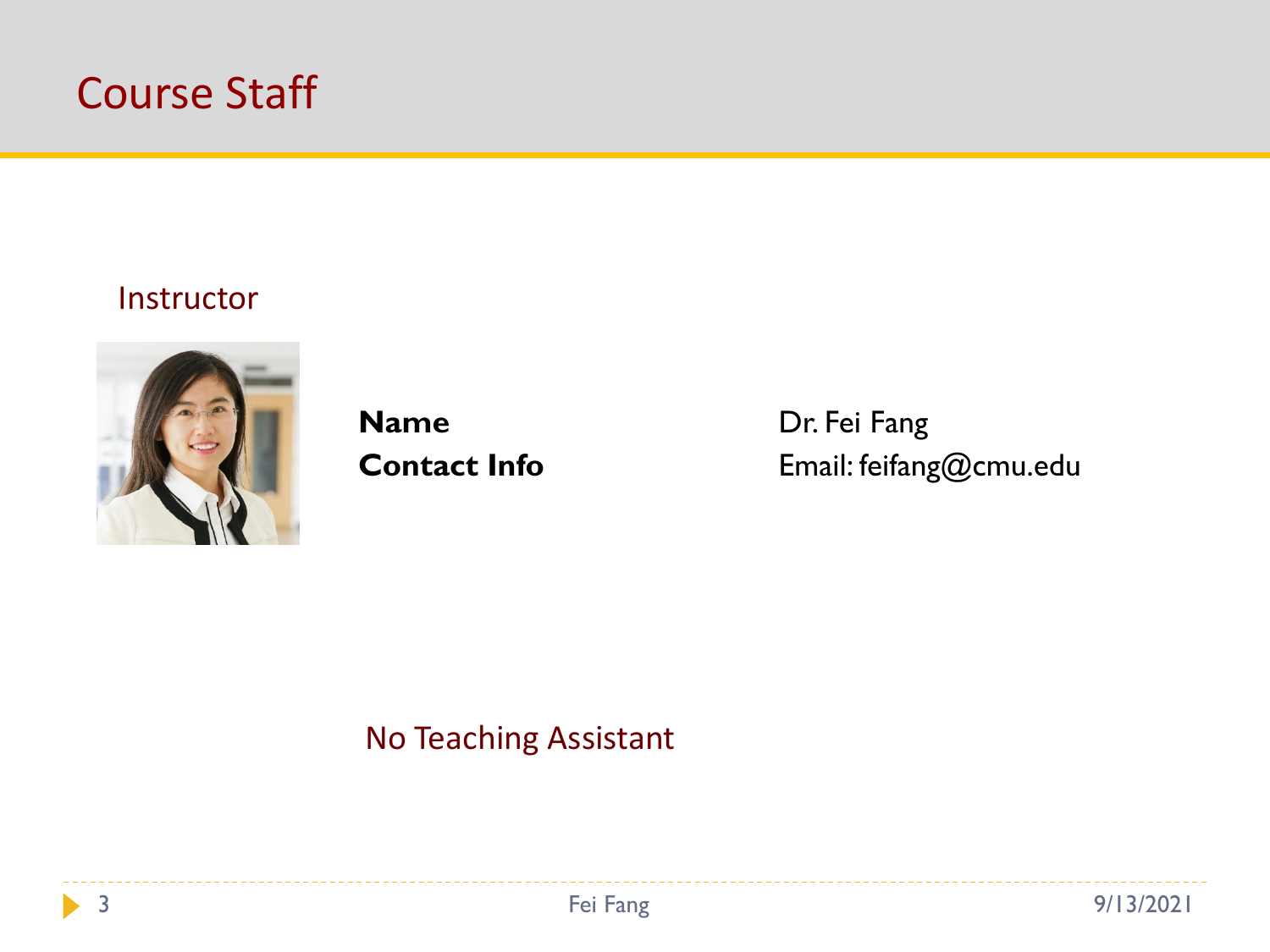# Course Staff

## Instructor

| | |
|---|---|
| **Name** | Dr. Fei Fang |
| **Contact Info** | Email: feifang@cmu.edu |

No Teaching Assistant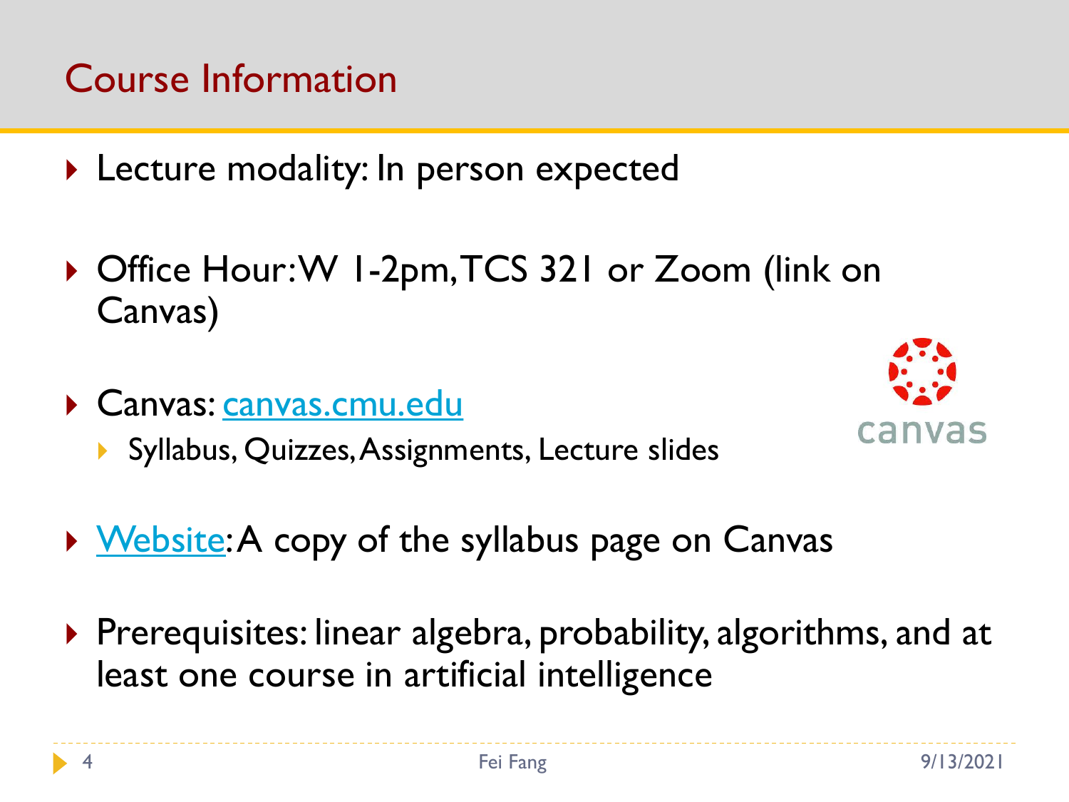# Course Information

- Lecture modality: In person expected
- Office Hour: W 1-2pm, TCS 321 or Zoom (link on Canvas)
- Canvas: canvas.cmu.edu
  - Syllabus, Quizzes, Assignments, Lecture slides
- Website: A copy of the syllabus page on Canvas
- Prerequisites: linear algebra, probability, algorithms, and at least one course in artificial intelligence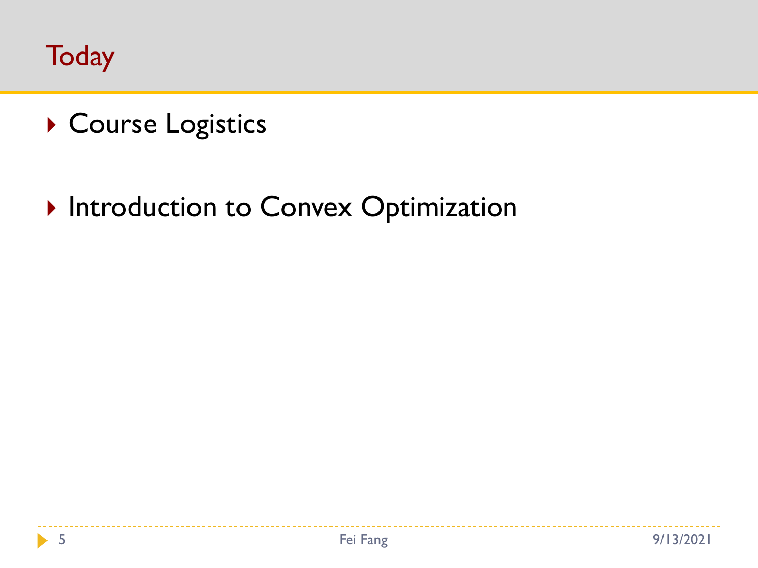# Today

- Course Logistics
- Introduction to Convex Optimization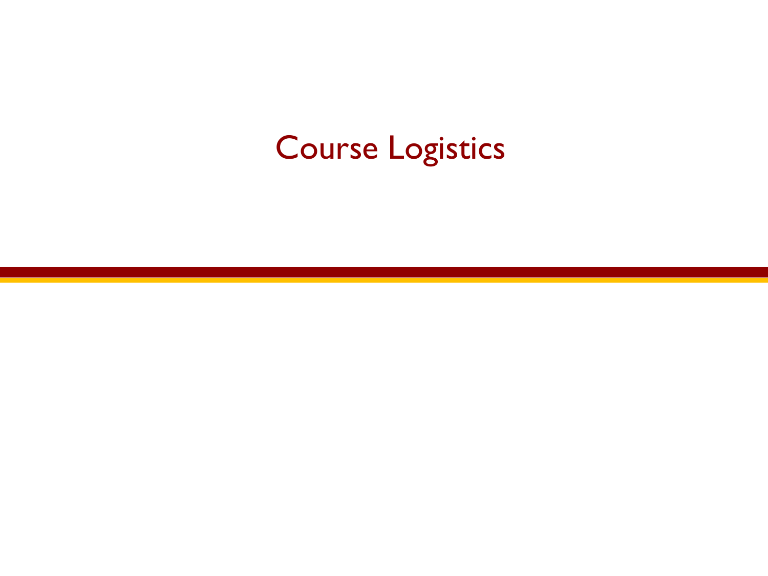# Course Logistics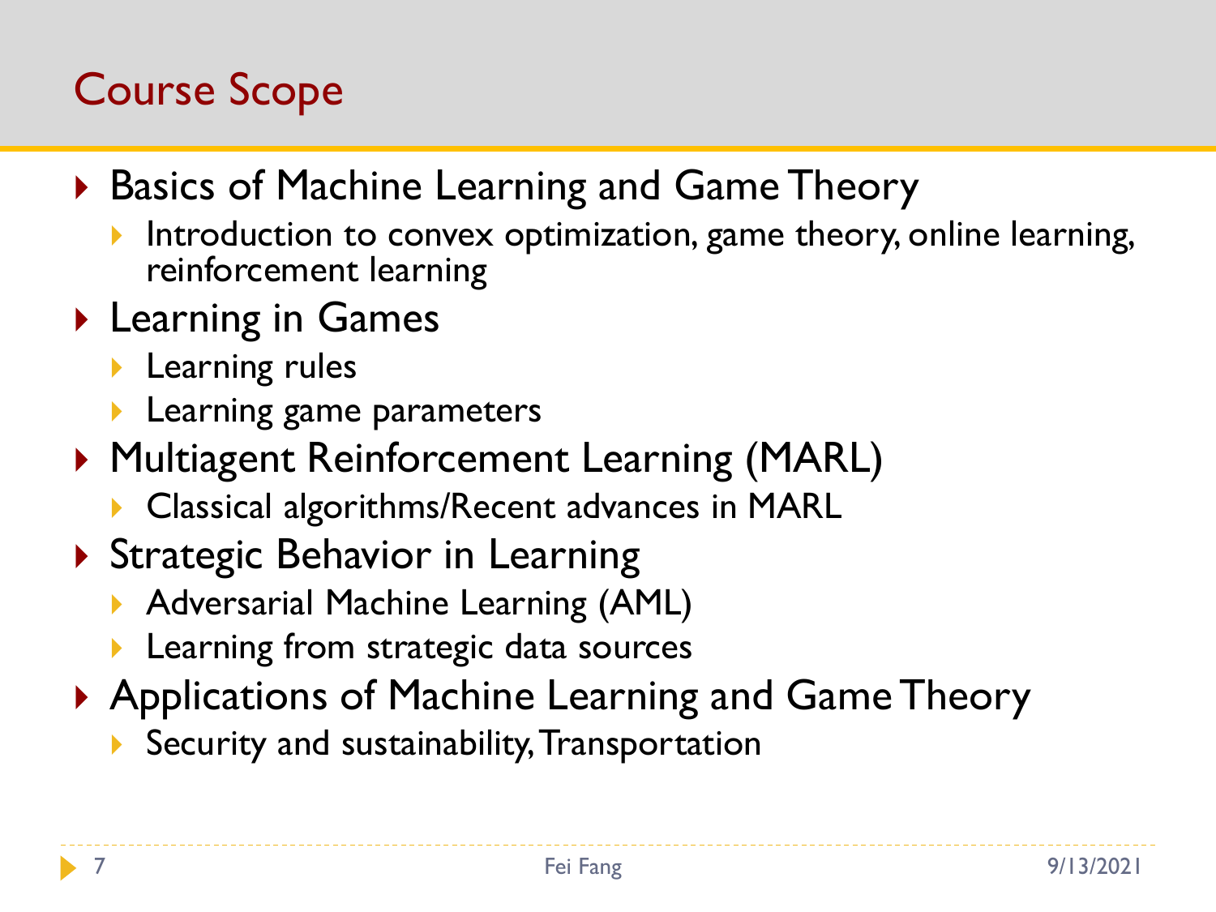# Course Scope

- Basics of Machine Learning and Game Theory
  - Introduction to convex optimization, game theory, online learning, reinforcement learning
- Learning in Games
  - Learning rules
  - Learning game parameters
- Multiagent Reinforcement Learning (MARL)
  - Classical algorithms/Recent advances in MARL
- Strategic Behavior in Learning
  - Adversarial Machine Learning (AML)
  - Learning from strategic data sources
- Applications of Machine Learning and Game Theory
  - Security and sustainability, Transportation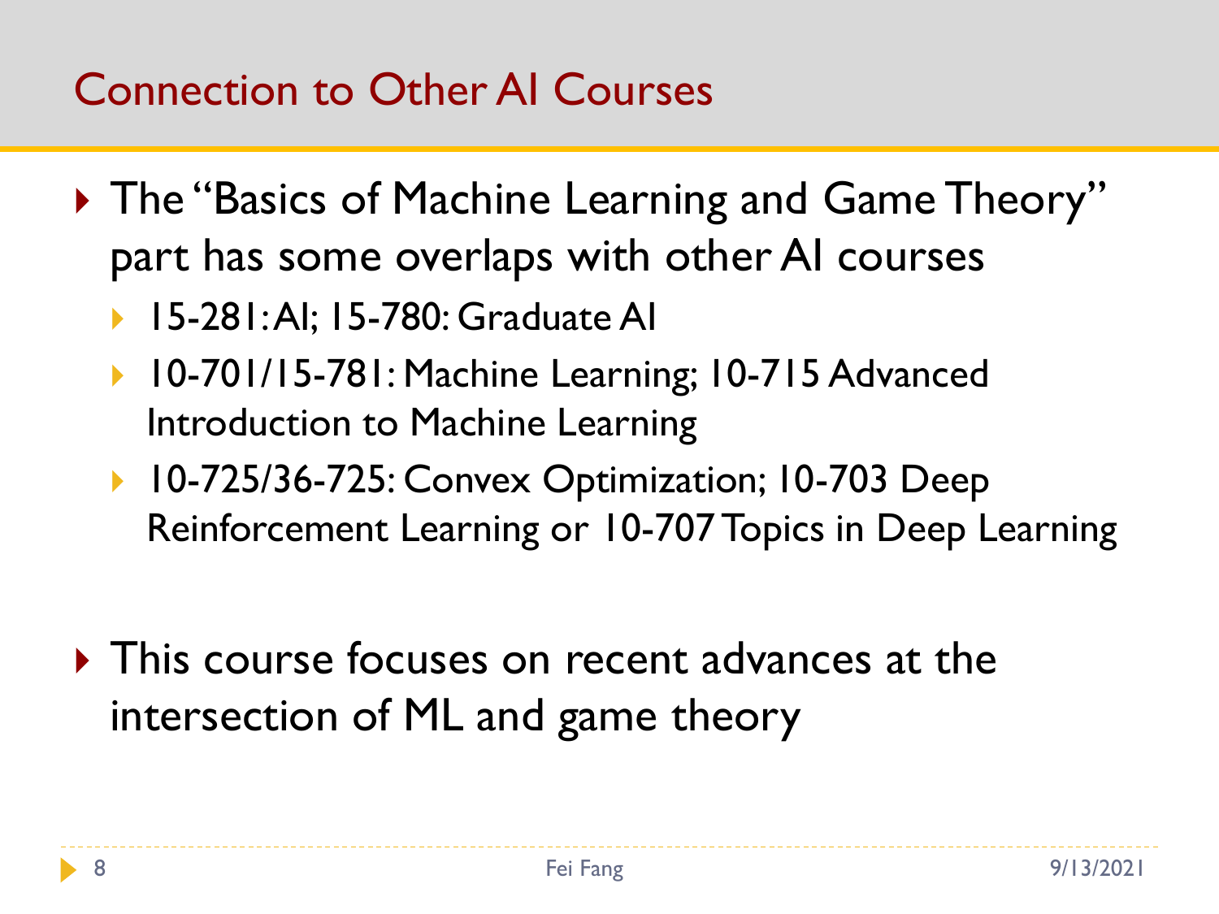## Connection to Other AI Courses

- The "Basics of Machine Learning and Game Theory" part has some overlaps with other AI courses
  - 15-281: AI; 15-780: Graduate AI
  - 10-701/15-781: Machine Learning; 10-715 Advanced Introduction to Machine Learning
  - 10-725/36-725: Convex Optimization; 10-703 Deep Reinforcement Learning or 10-707 Topics in Deep Learning

- This course focuses on recent advances at the intersection of ML and game theory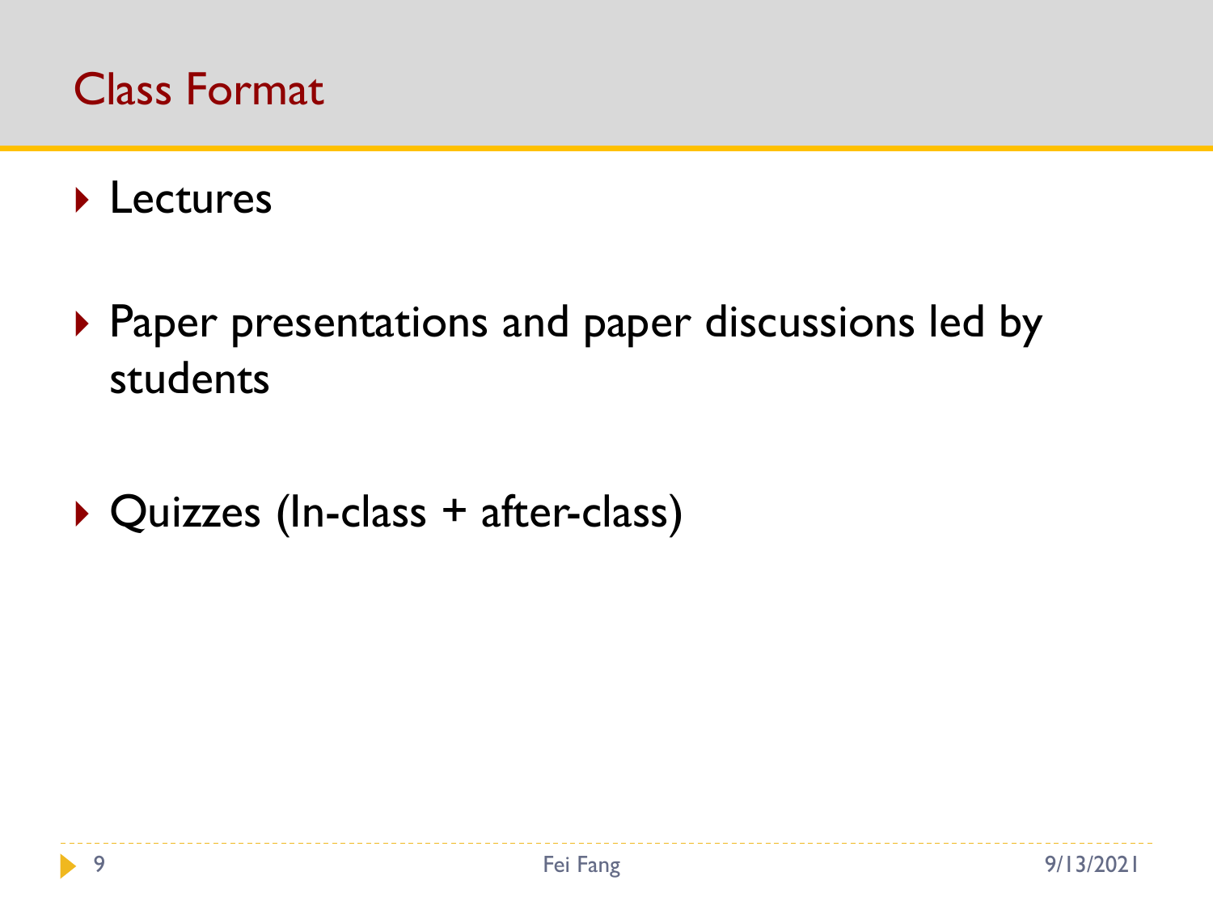# Class Format

- Lectures
- Paper presentations and paper discussions led by students
- Quizzes (In-class + after-class)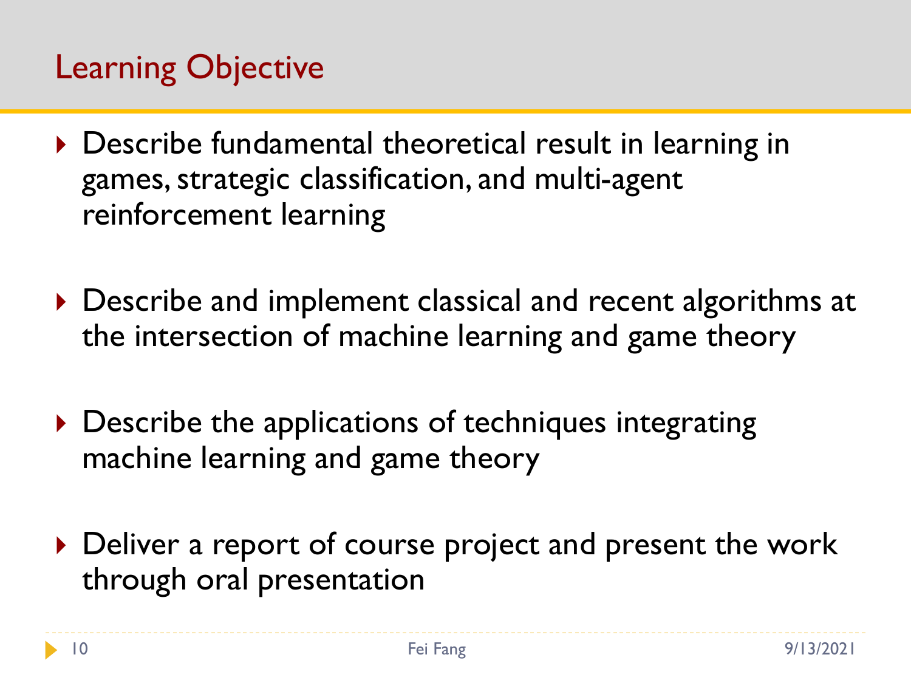## Learning Objective

- Describe fundamental theoretical result in learning in games, strategic classification, and multi-agent reinforcement learning
- Describe and implement classical and recent algorithms at the intersection of machine learning and game theory
- Describe the applications of techniques integrating machine learning and game theory
- Deliver a report of course project and present the work through oral presentation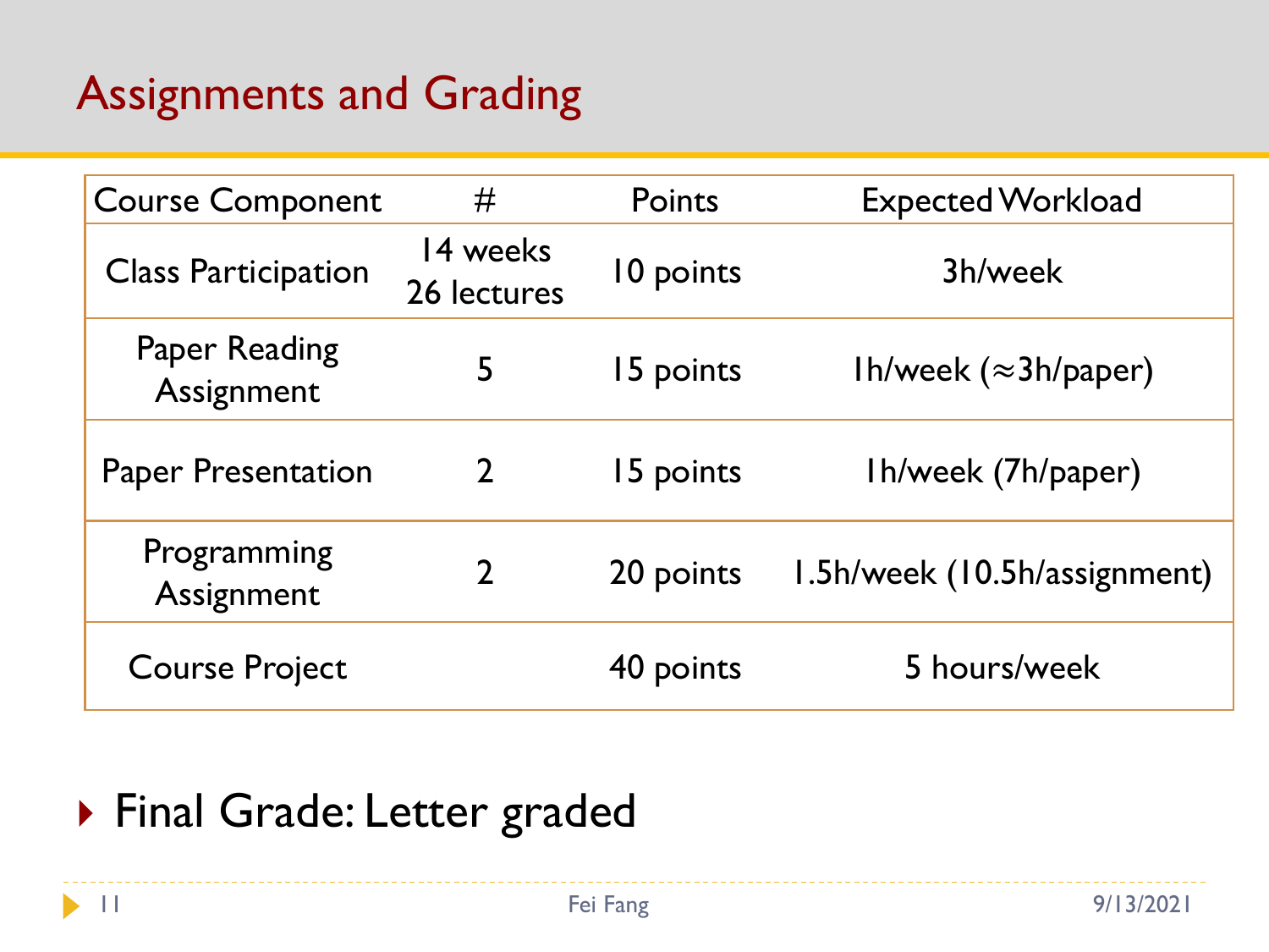# Assignments and Grading

| Course Component | # | Points | Expected Workload |
| --- | --- | --- | --- |
| Class Participation | 14 weeks 26 lectures | 10 points | 3h/week |
| Paper Reading Assignment | 5 | 15 points | 1h/week (≈3h/paper) |
| Paper Presentation | 2 | 15 points | 1h/week (7h/paper) |
| Programming Assignment | 2 | 20 points | 1.5h/week (10.5h/assignment) |
| Course Project | | 40 points | 5 hours/week |

- Final Grade: Letter graded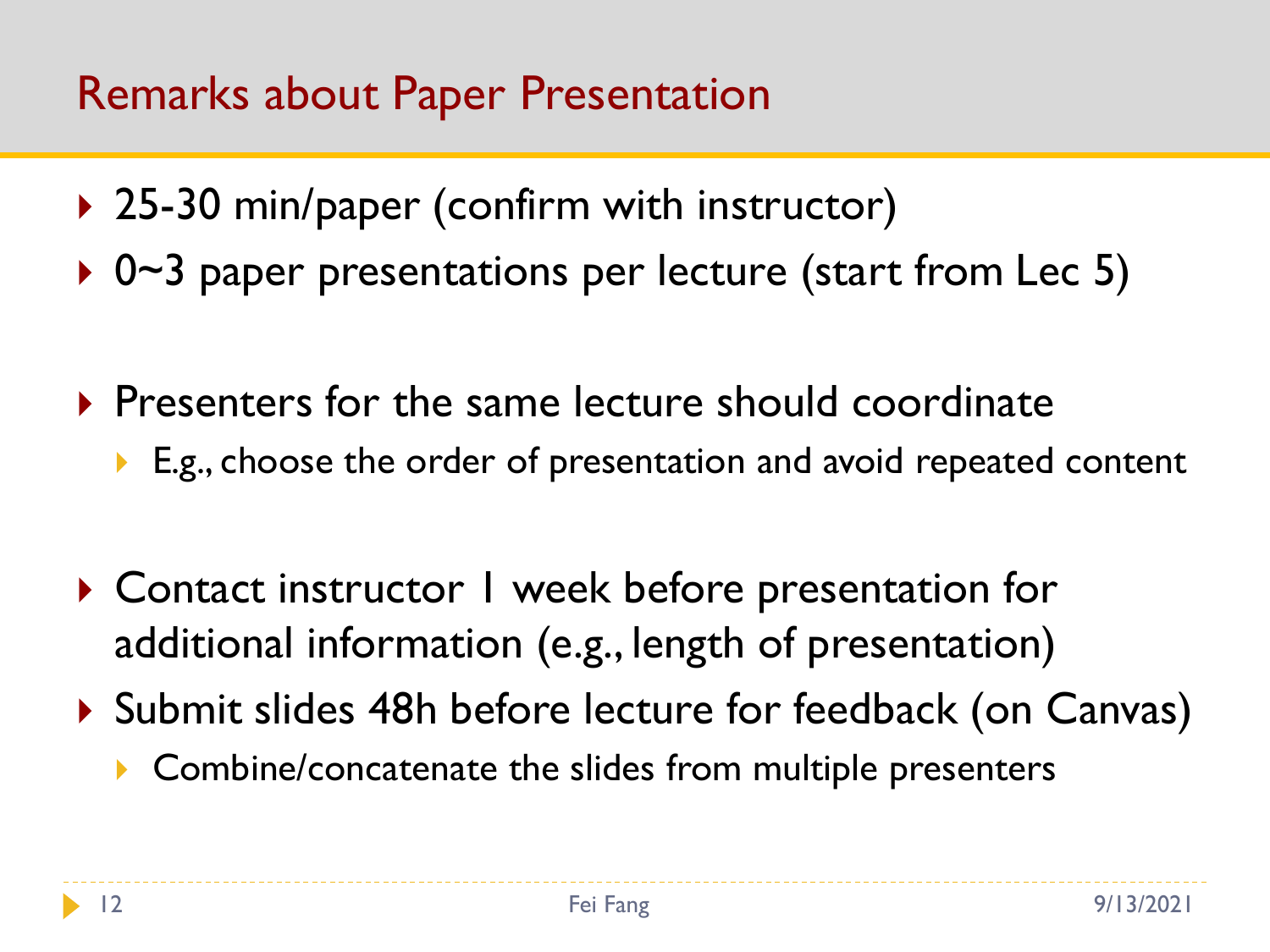# Remarks about Paper Presentation

- 25-30 min/paper (confirm with instructor)
- 0~3 paper presentations per lecture (start from Lec 5)

- Presenters for the same lecture should coordinate
  - E.g., choose the order of presentation and avoid repeated content

- Contact instructor 1 week before presentation for additional information (e.g., length of presentation)
- Submit slides 48h before lecture for feedback (on Canvas)
  - Combine/concatenate the slides from multiple presenters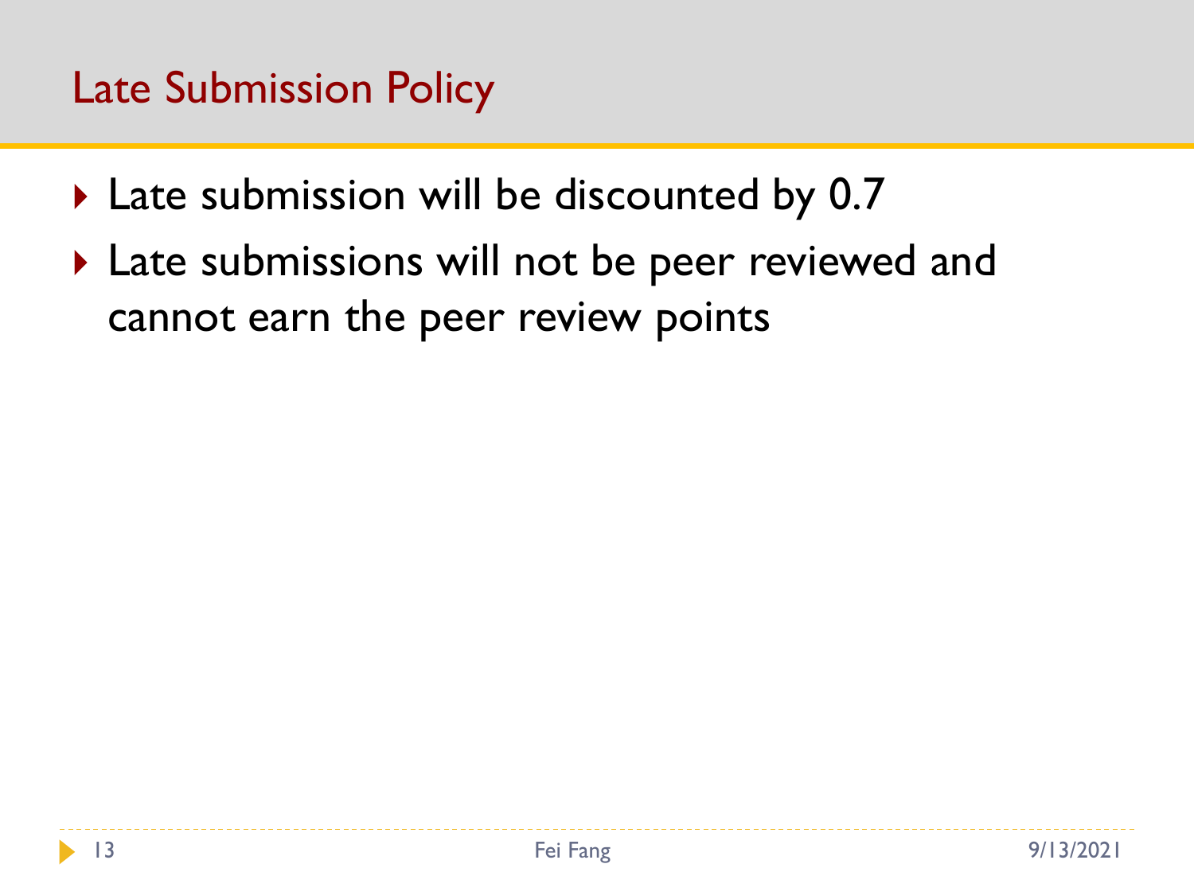# Late Submission Policy

- Late submission will be discounted by 0.7
- Late submissions will not be peer reviewed and cannot earn the peer review points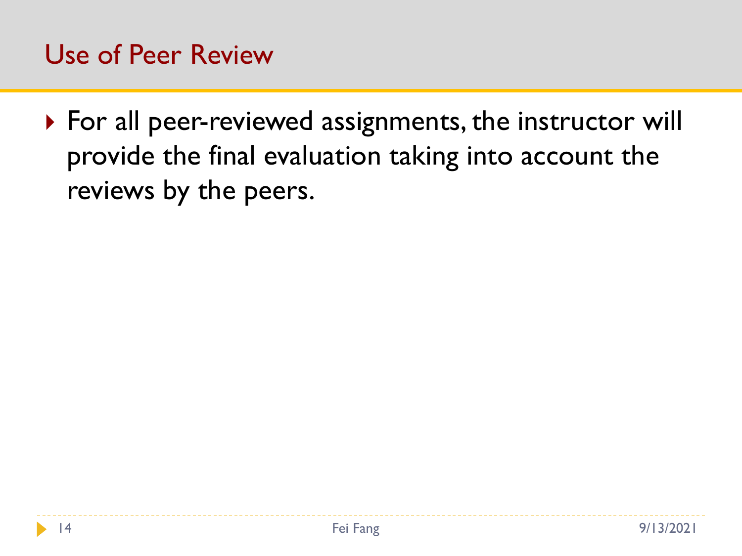## Use of Peer Review

- For all peer-reviewed assignments, the instructor will provide the final evaluation taking into account the reviews by the peers.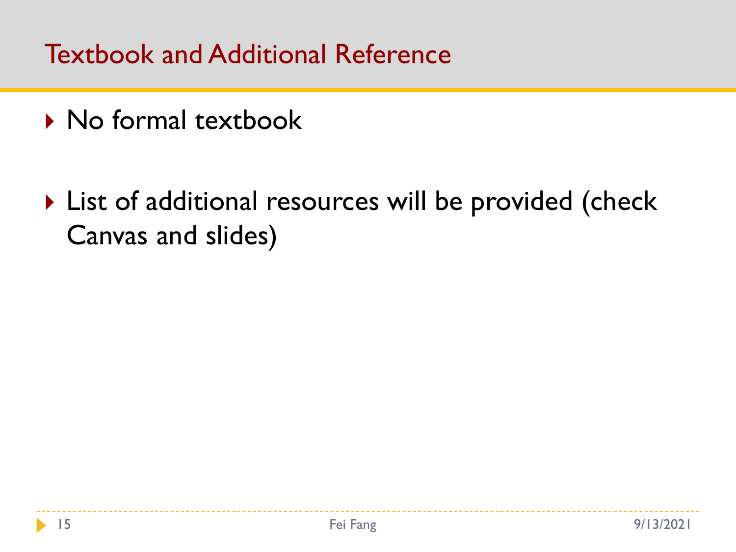# Textbook and Additional Reference

- No formal textbook
- List of additional resources will be provided (check Canvas and slides)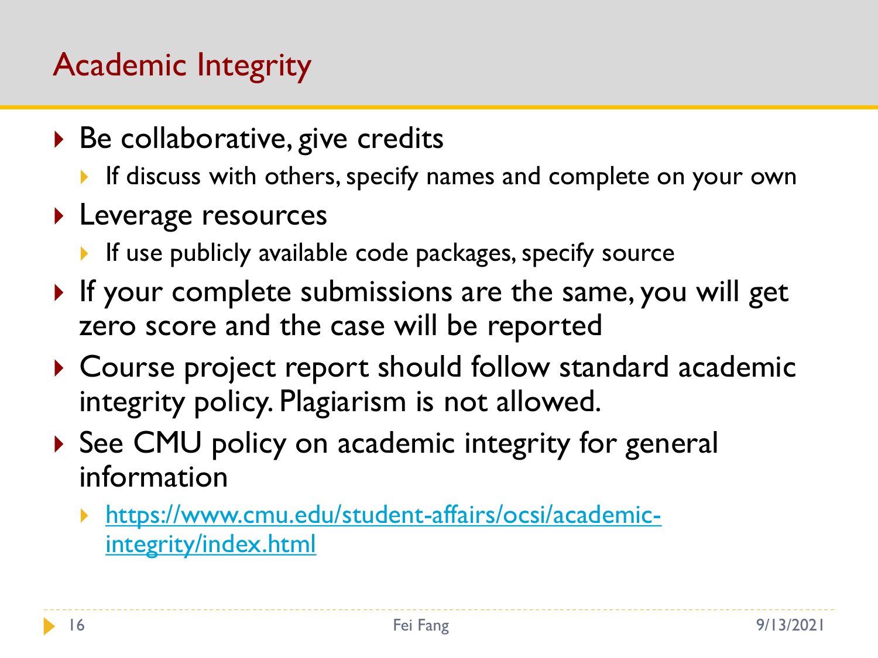# Academic Integrity

- Be collaborative, give credits
  - If discuss with others, specify names and complete on your own
- Leverage resources
  - If use publicly available code packages, specify source
- If your complete submissions are the same, you will get zero score and the case will be reported
- Course project report should follow standard academic integrity policy. Plagiarism is not allowed.
- See CMU policy on academic integrity for general information
  - [https://www.cmu.edu/student-affairs/ocsi/academic-integrity/index.html](https://www.cmu.edu/student-affairs/ocsi/academic-integrity/index.html)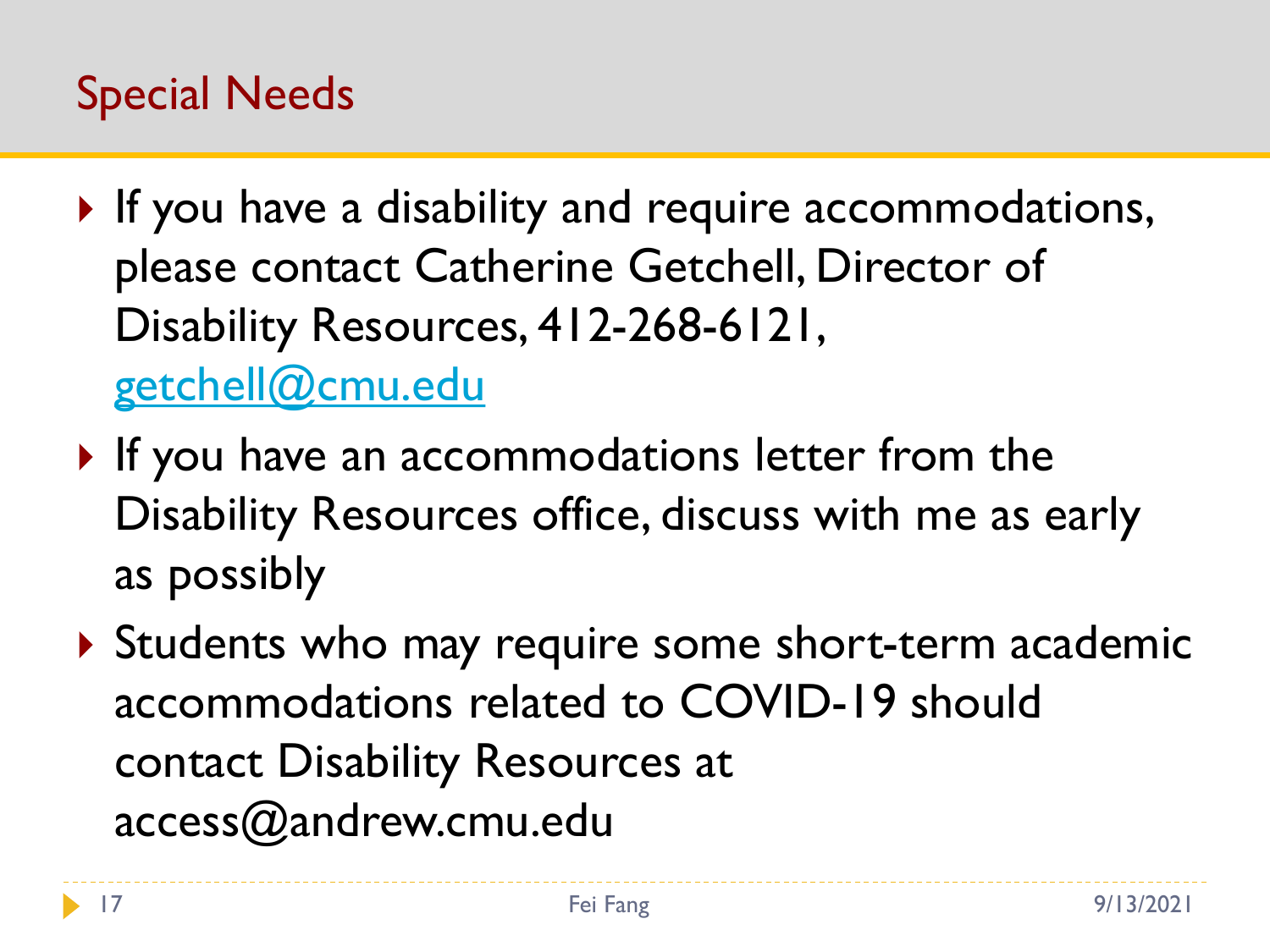## Special Needs

- If you have a disability and require accommodations, please contact Catherine Getchell, Director of Disability Resources, 412-268-6121, getchell@cmu.edu
- If you have an accommodations letter from the Disability Resources office, discuss with me as early as possibly
- Students who may require some short-term academic accommodations related to COVID-19 should contact Disability Resources at access@andrew.cmu.edu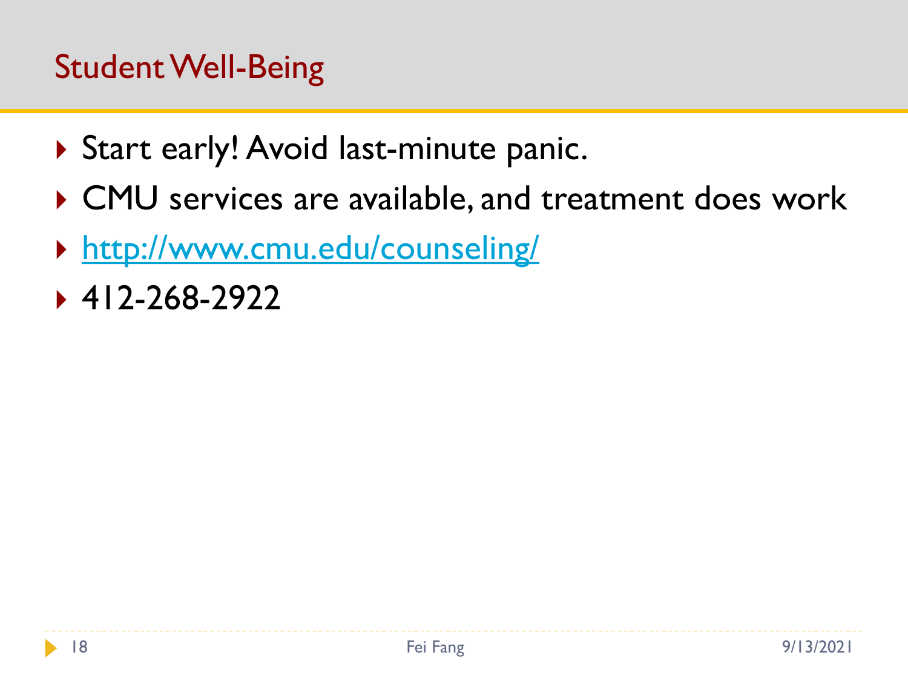## Student Well-Being

- Start early! Avoid last-minute panic.
- CMU services are available, and treatment does work
- http://www.cmu.edu/counseling/
- 412-268-2922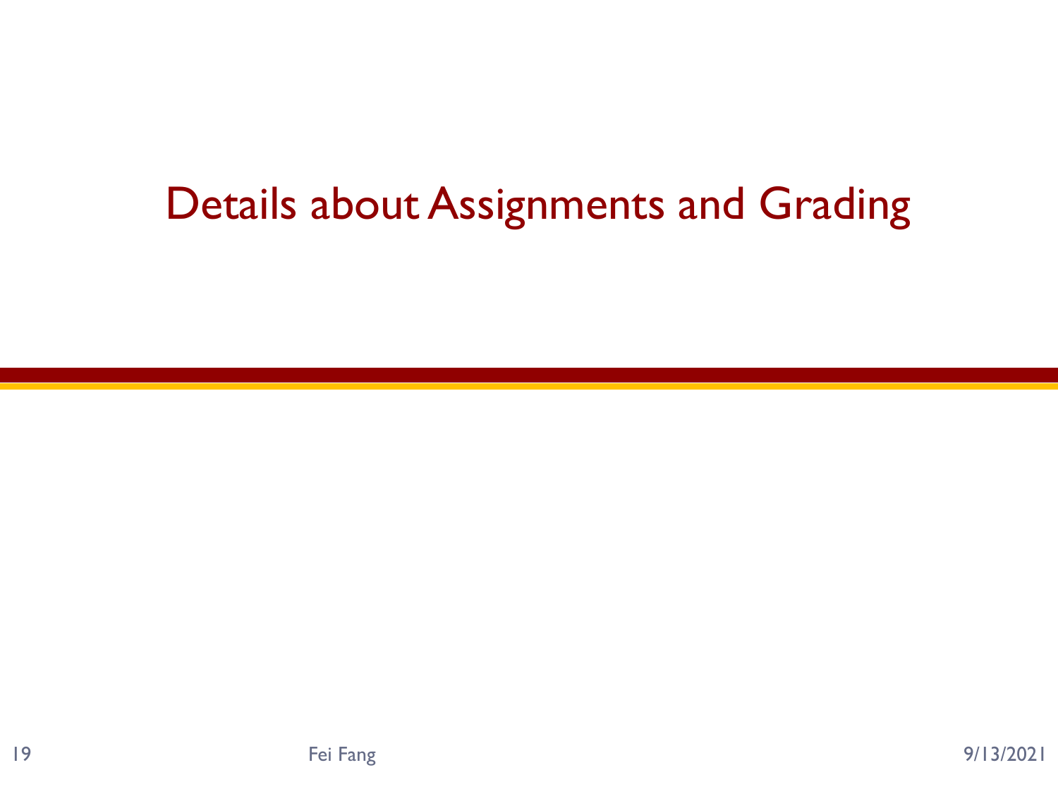# Details about Assignments and Grading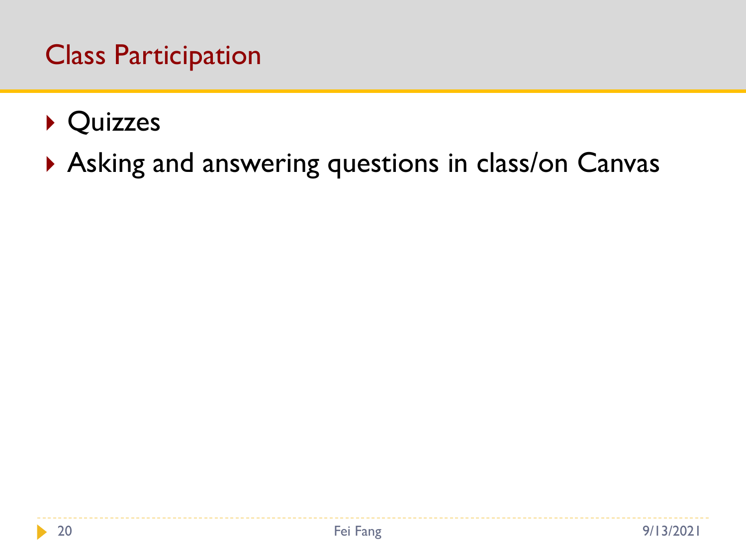# Class Participation

- Quizzes
- Asking and answering questions in class/on Canvas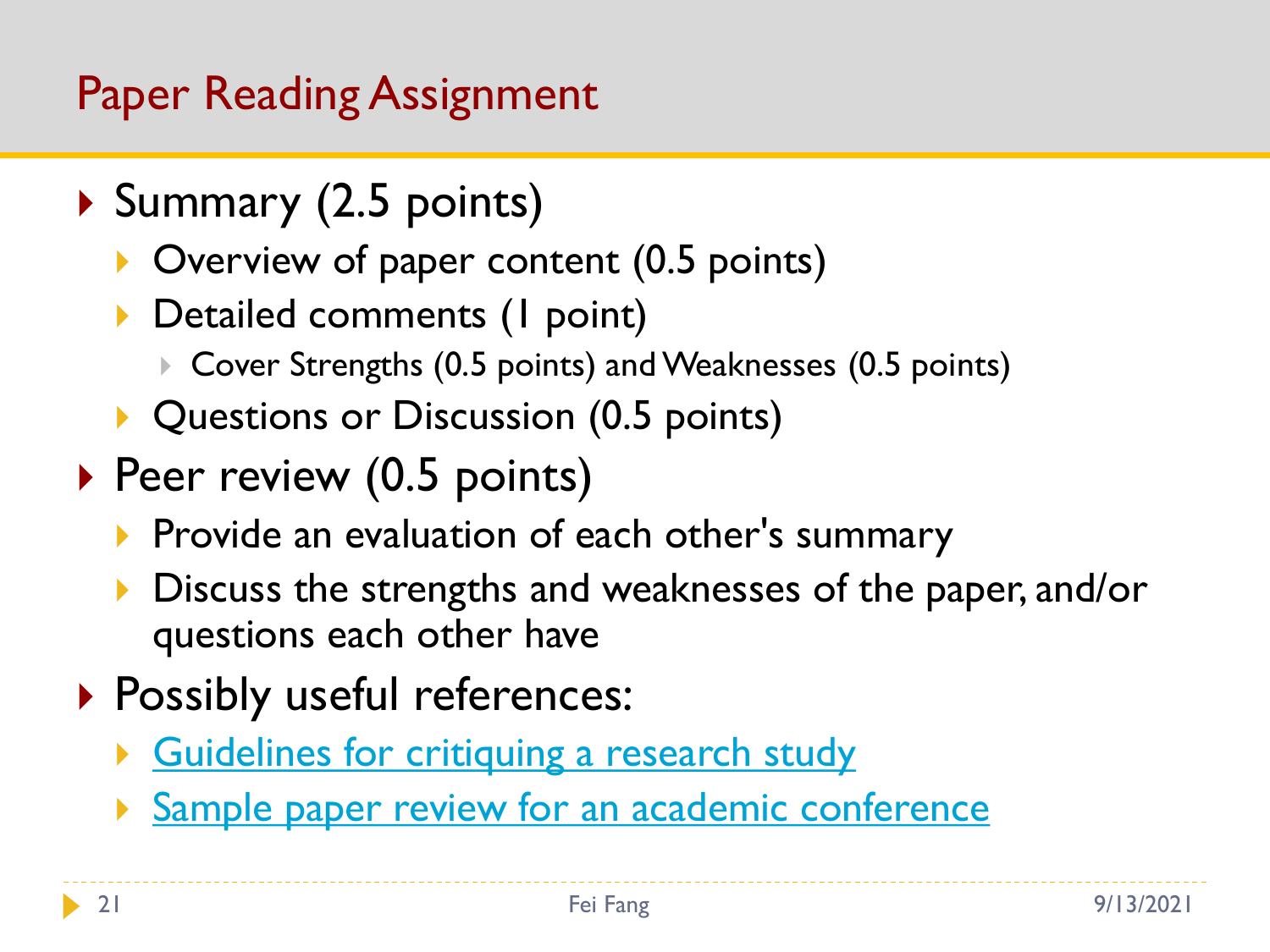# Paper Reading Assignment

- Summary (2.5 points)
  - Overview of paper content (0.5 points)
  - Detailed comments (1 point)
    - Cover Strengths (0.5 points) and Weaknesses (0.5 points)
  - Questions or Discussion (0.5 points)
- Peer review (0.5 points)
  - Provide an evaluation of each other's summary
  - Discuss the strengths and weaknesses of the paper, and/or questions each other have
- Possibly useful references:
  - Guidelines for critiquing a research study
  - Sample paper review for an academic conference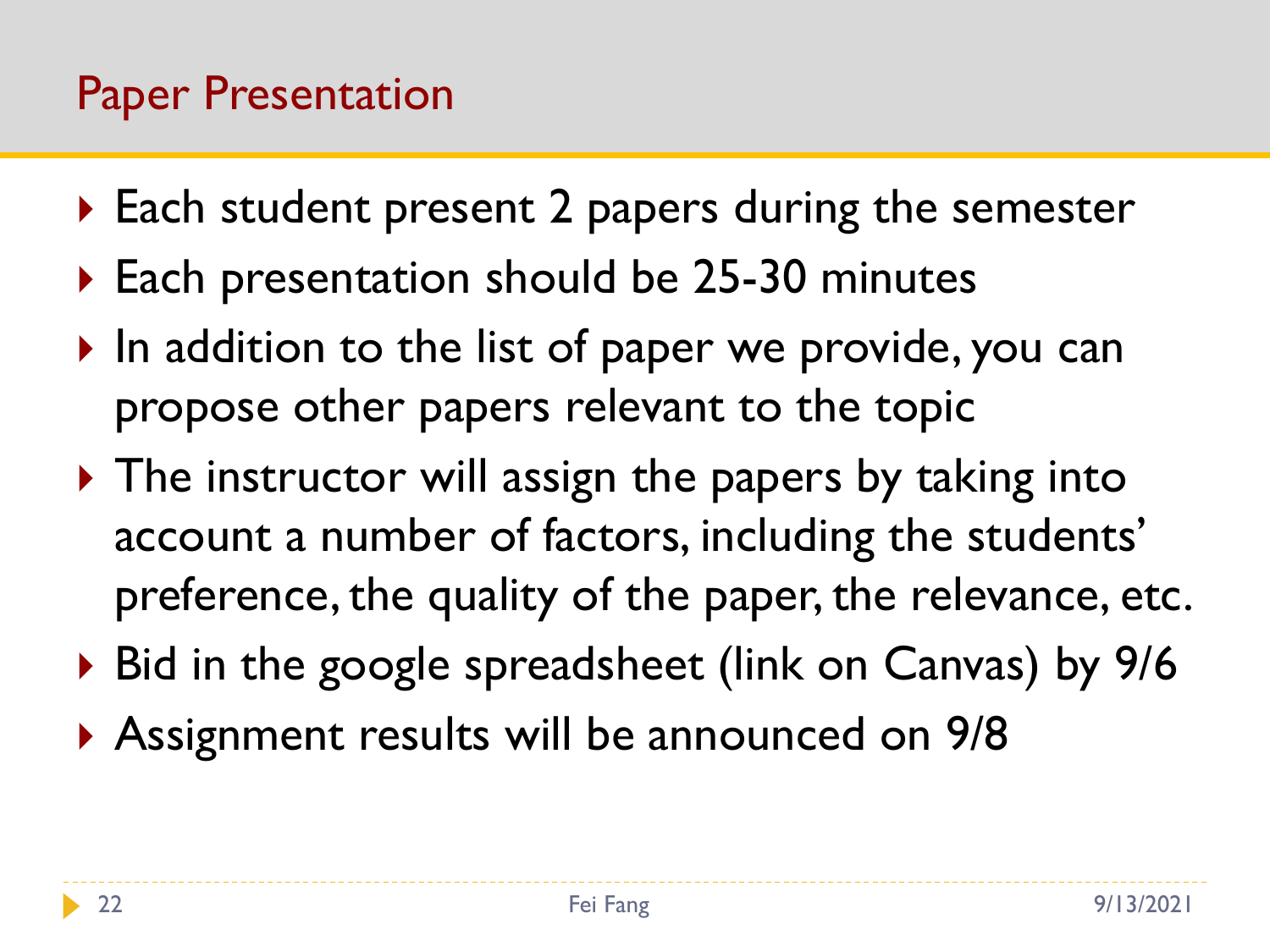## Paper Presentation

- Each student present 2 papers during the semester
- Each presentation should be 25-30 minutes
- In addition to the list of paper we provide, you can propose other papers relevant to the topic
- The instructor will assign the papers by taking into account a number of factors, including the students' preference, the quality of the paper, the relevance, etc.
- Bid in the google spreadsheet (link on Canvas) by 9/6
- Assignment results will be announced on 9/8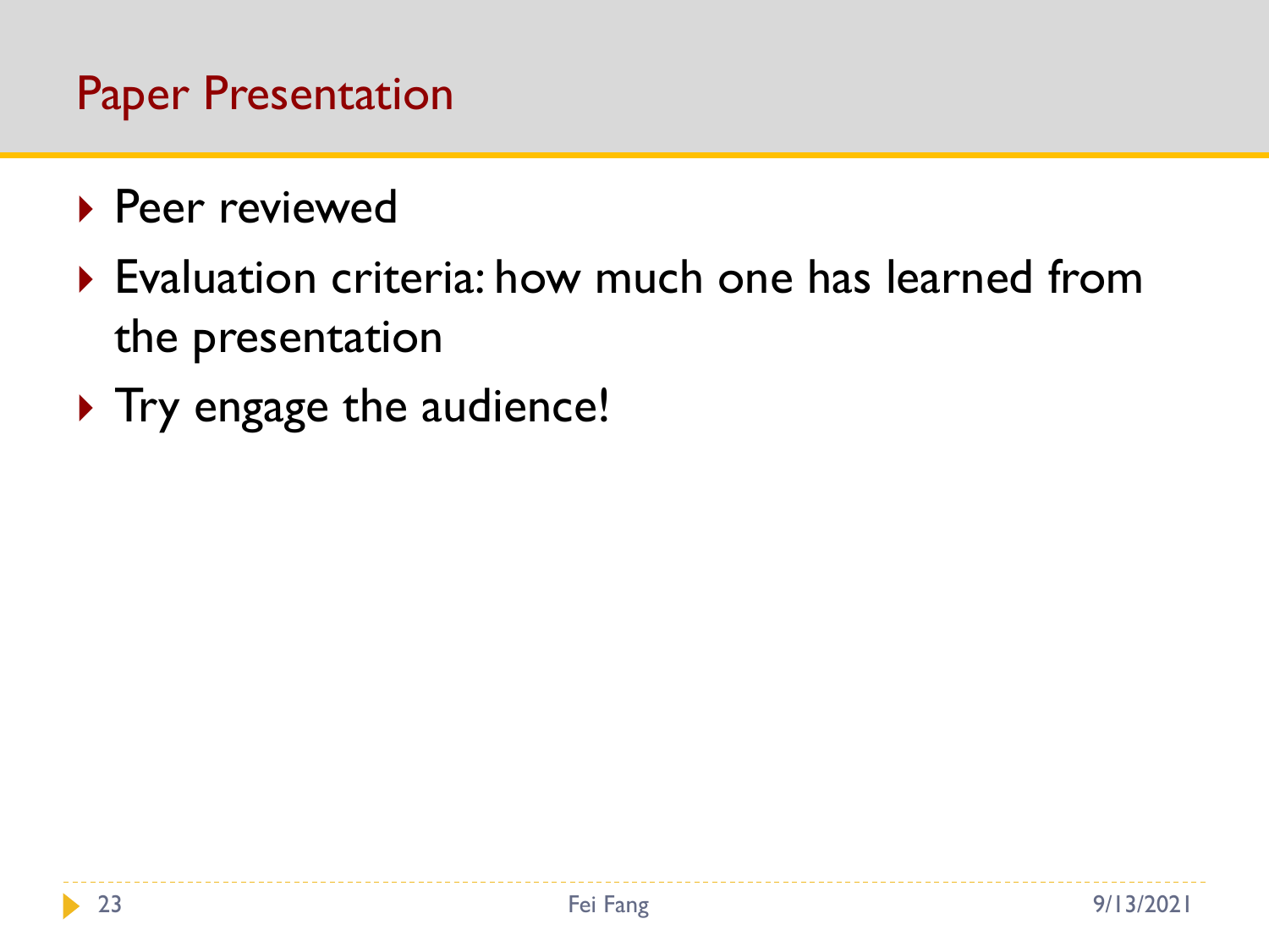# Paper Presentation

- Peer reviewed
- Evaluation criteria: how much one has learned from the presentation
- Try engage the audience!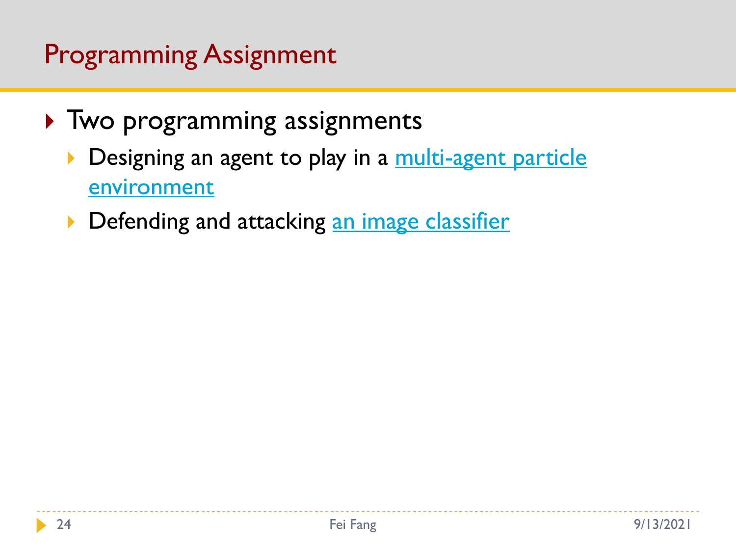# Programming Assignment

- Two programming assignments
  - Designing an agent to play in a multi-agent particle environment
  - Defending and attacking an image classifier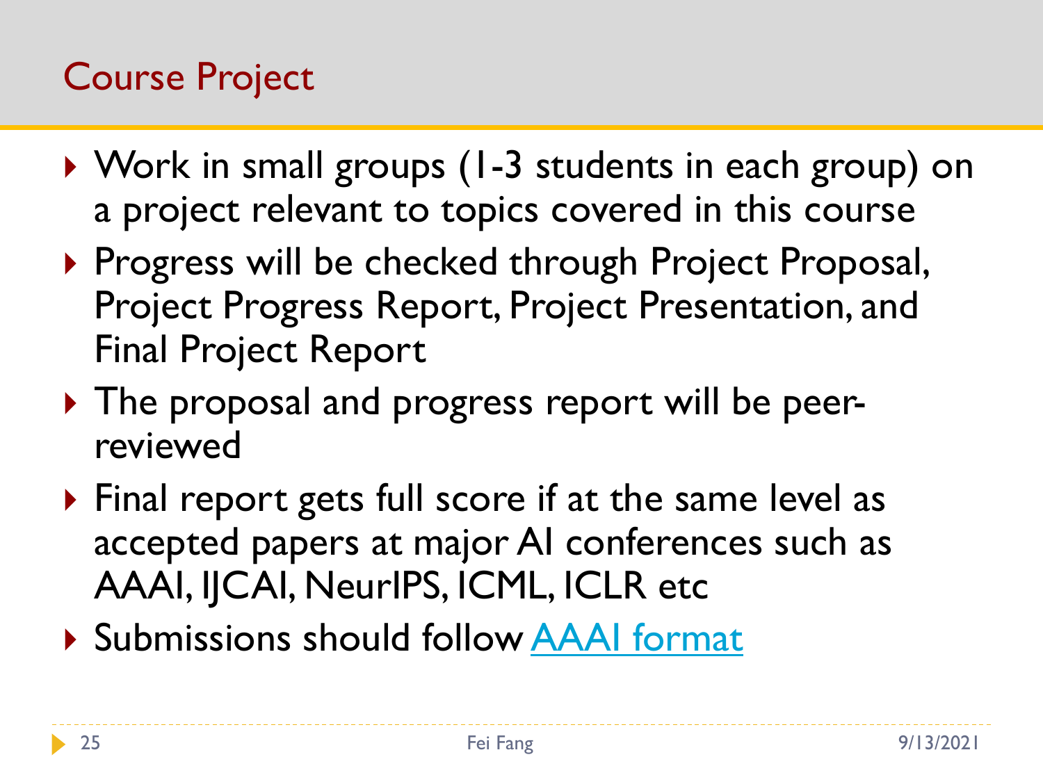# Course Project

- Work in small groups (1-3 students in each group) on a project relevant to topics covered in this course
- Progress will be checked through Project Proposal, Project Progress Report, Project Presentation, and Final Project Report
- The proposal and progress report will be peer-reviewed
- Final report gets full score if at the same level as accepted papers at major AI conferences such as AAAI, IJCAI, NeurIPS, ICML, ICLR etc
- Submissions should follow AAAI format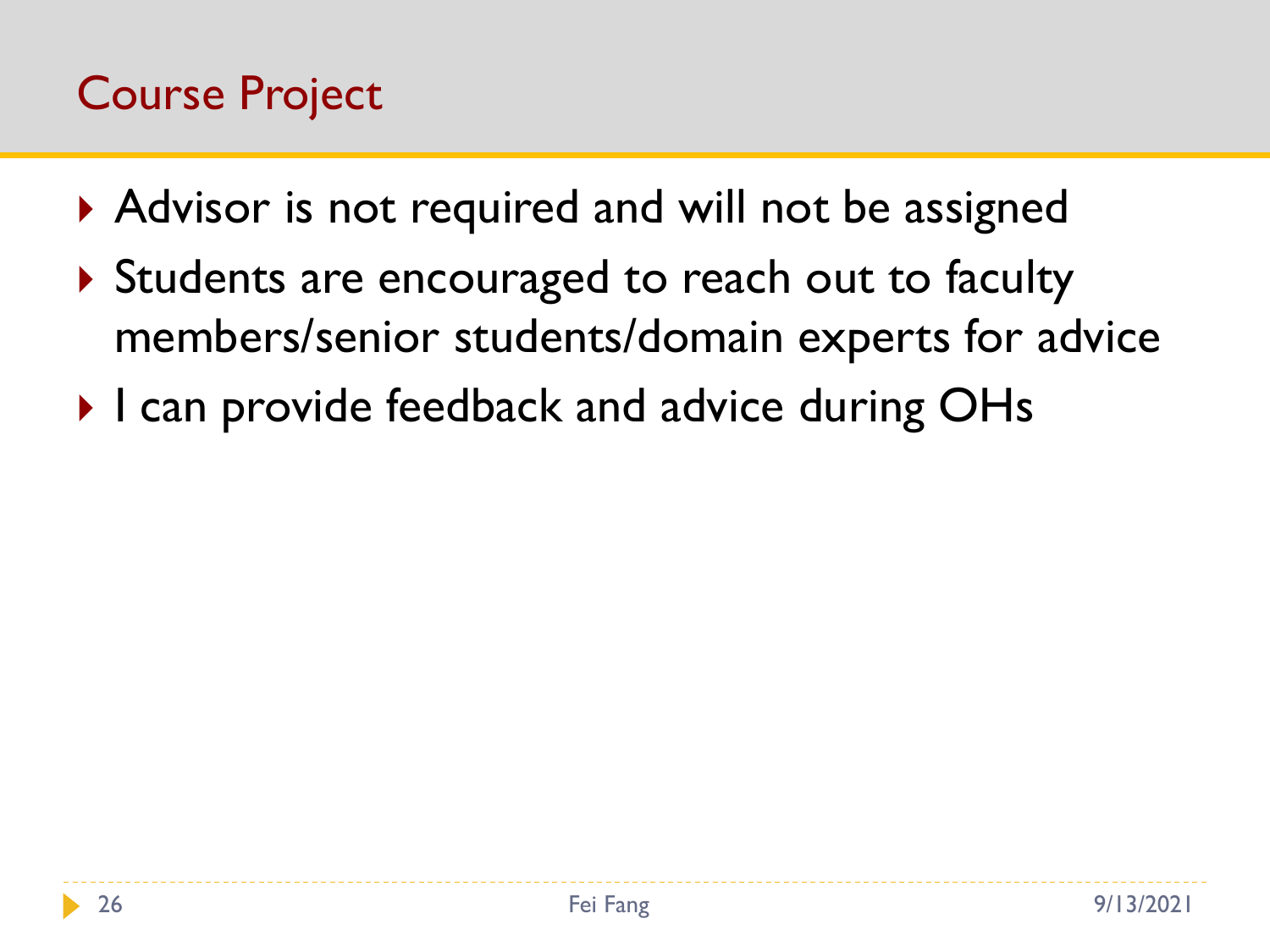## Course Project

- Advisor is not required and will not be assigned
- Students are encouraged to reach out to faculty members/senior students/domain experts for advice
- I can provide feedback and advice during OHs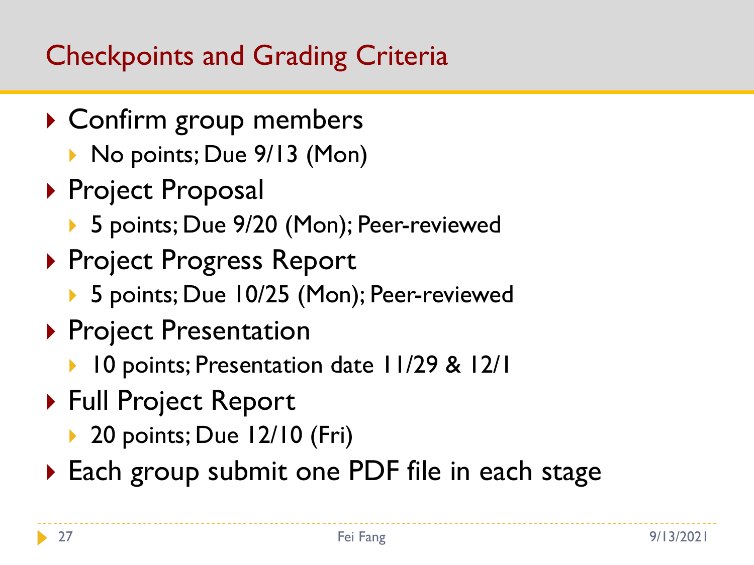# Checkpoints and Grading Criteria

- Confirm group members
  - No points; Due 9/13 (Mon)
- Project Proposal
  - 5 points; Due 9/20 (Mon); Peer-reviewed
- Project Progress Report
  - 5 points; Due 10/25 (Mon); Peer-reviewed
- Project Presentation
  - 10 points; Presentation date 11/29 & 12/1
- Full Project Report
  - 20 points; Due 12/10 (Fri)
- Each group submit one PDF file in each stage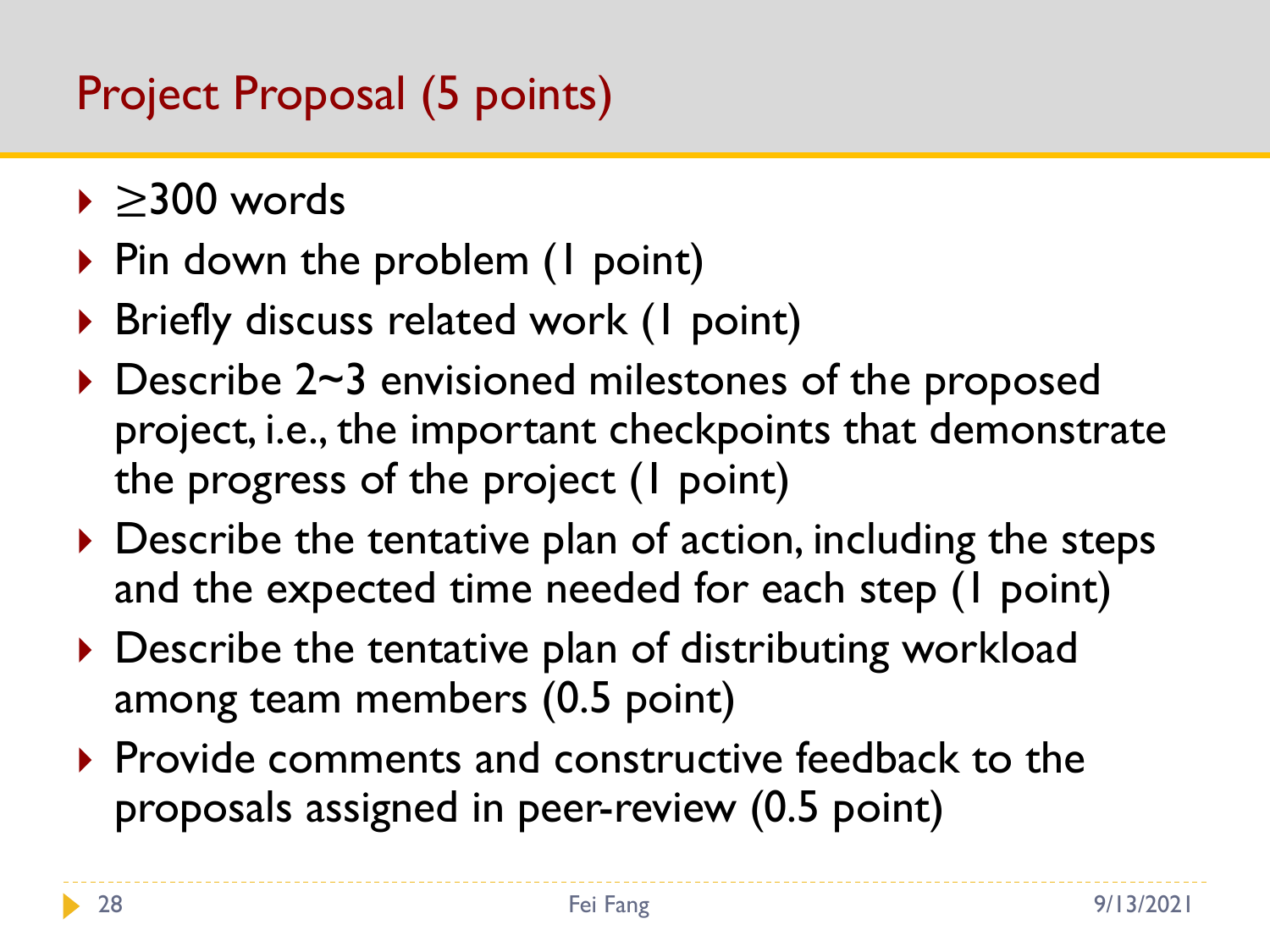# Project Proposal (5 points)

- $\geq$300 words
- Pin down the problem (1 point)
- Briefly discuss related work (1 point)
- Describe 2~3 envisioned milestones of the proposed project, i.e., the important checkpoints that demonstrate the progress of the project (1 point)
- Describe the tentative plan of action, including the steps and the expected time needed for each step (1 point)
- Describe the tentative plan of distributing workload among team members (0.5 point)
- Provide comments and constructive feedback to the proposals assigned in peer-review (0.5 point)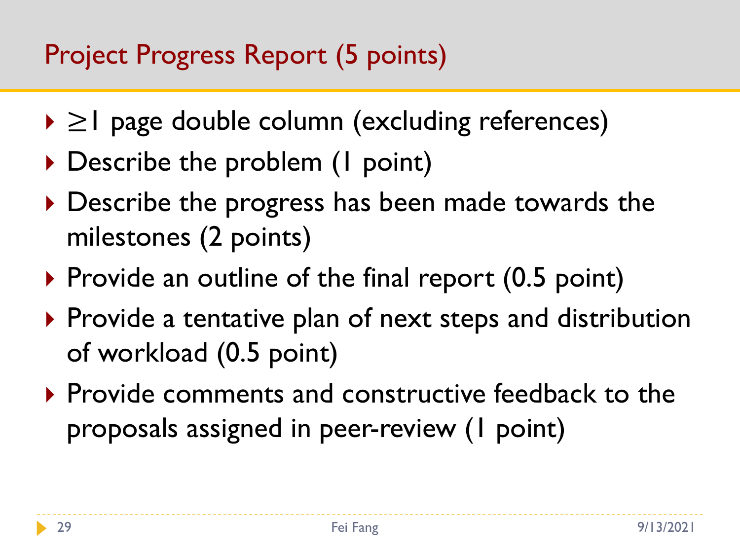## Project Progress Report (5 points)

- $\geq$1 page double column (excluding references)
- Describe the problem (1 point)
- Describe the progress has been made towards the milestones (2 points)
- Provide an outline of the final report (0.5 point)
- Provide a tentative plan of next steps and distribution of workload (0.5 point)
- Provide comments and constructive feedback to the proposals assigned in peer-review (1 point)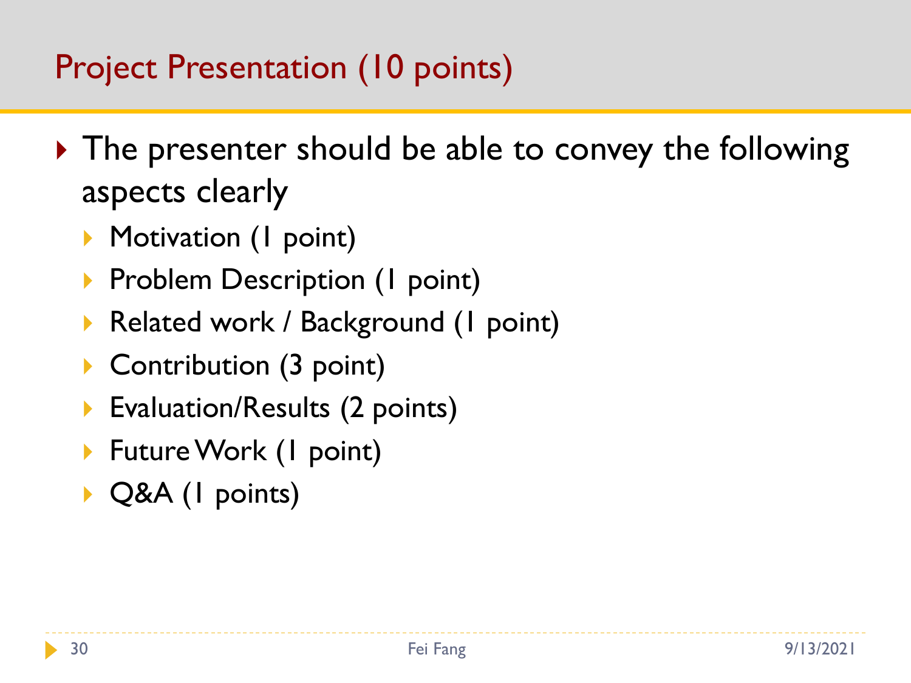# Project Presentation (10 points)

- The presenter should be able to convey the following aspects clearly
  - Motivation (1 point)
  - Problem Description (1 point)
  - Related work / Background (1 point)
  - Contribution (3 point)
  - Evaluation/Results (2 points)
  - Future Work (1 point)
  - Q&A (1 points)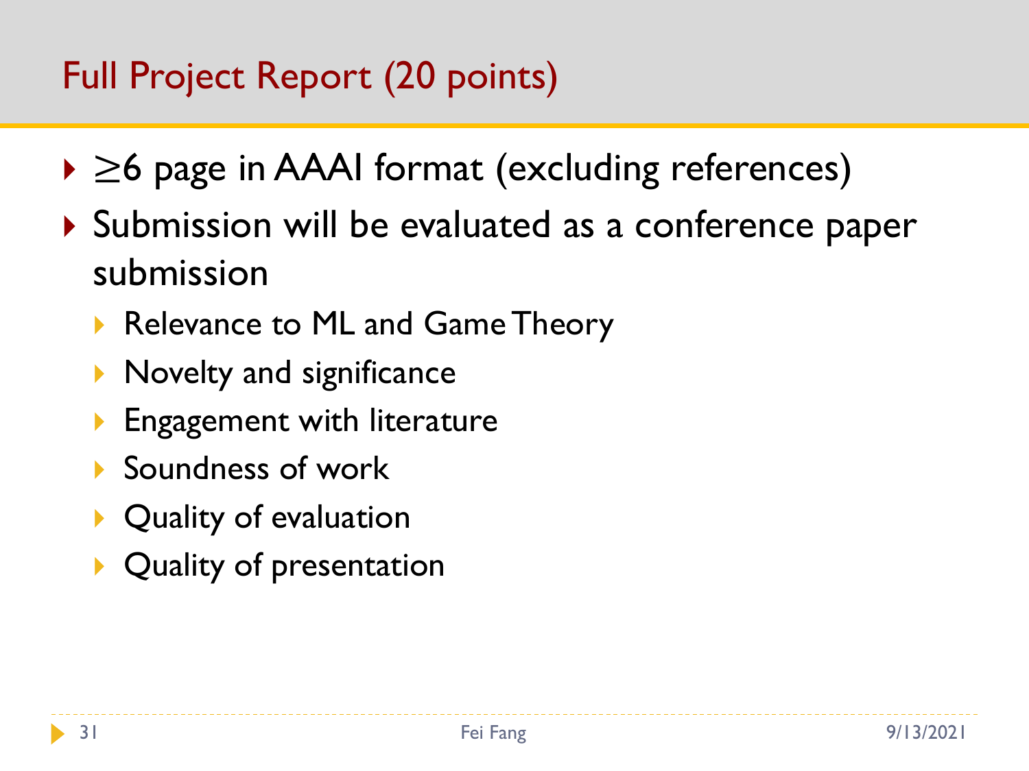# Full Project Report (20 points)

- $\geq$6 page in AAAI format (excluding references)
- Submission will be evaluated as a conference paper submission
  - Relevance to ML and Game Theory
  - Novelty and significance
  - Engagement with literature
  - Soundness of work
  - Quality of evaluation
  - Quality of presentation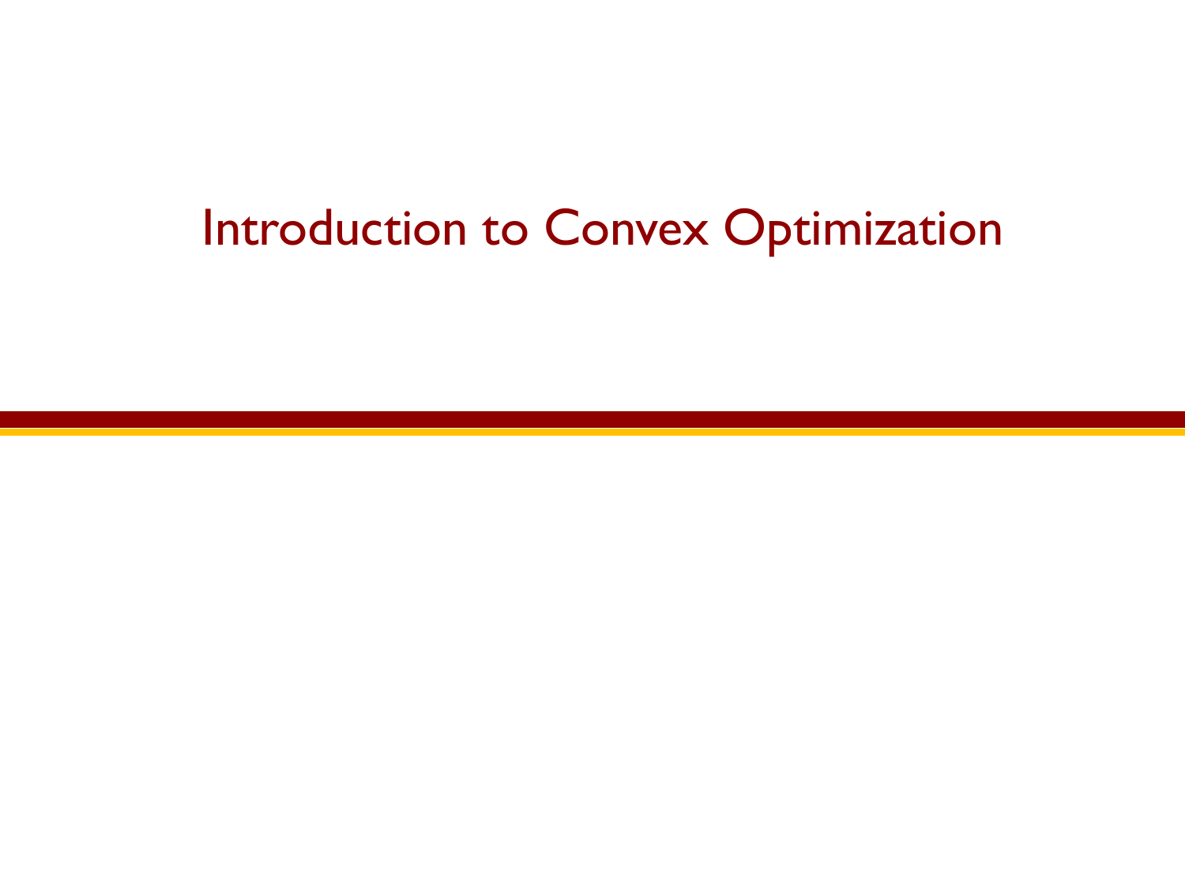# Introduction to Convex Optimization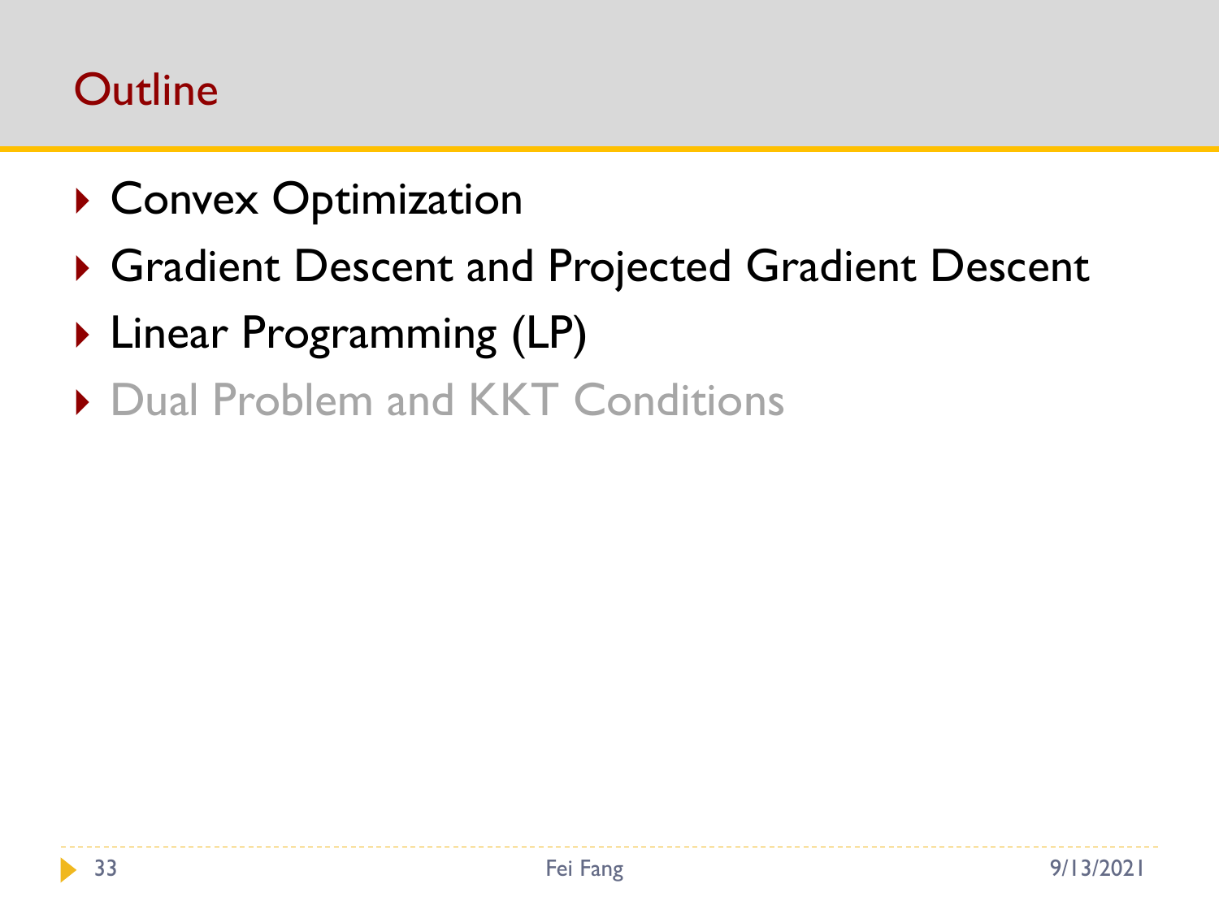# Outline

- Convex Optimization
- Gradient Descent and Projected Gradient Descent
- Linear Programming (LP)
- Dual Problem and KKT Conditions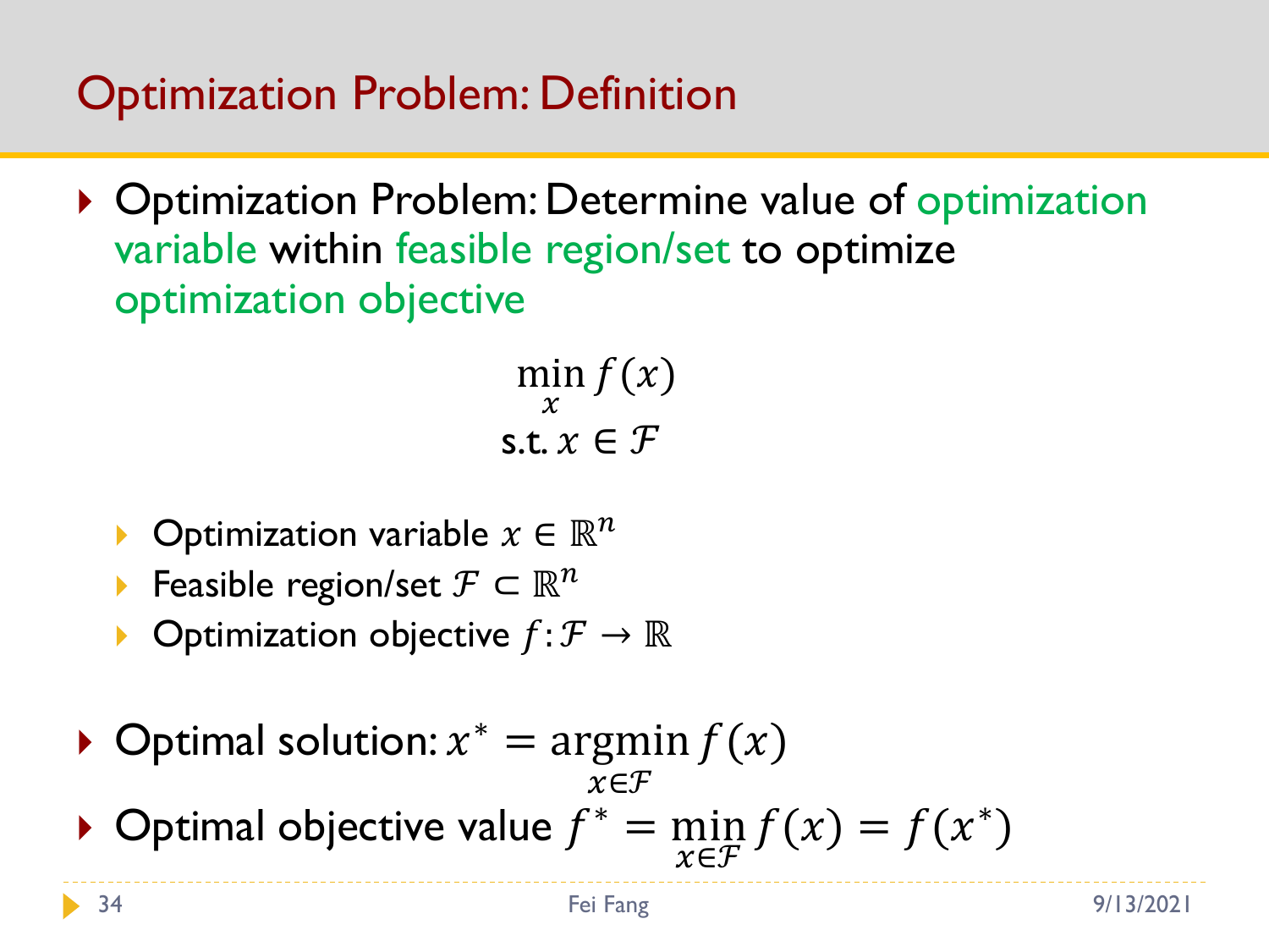# Optimization Problem: Definition

- Optimization Problem: Determine value of optimization variable within feasible region/set to optimize optimization objective

$$\min_{x} f(x)$$
$$\text{s.t. } x \in \mathcal{F}$$

  - Optimization variable $x \in \mathbb{R}^n$
  - Feasible region/set $\mathcal{F} \subset \mathbb{R}^n$
  - Optimization objective $f: \mathcal{F} \to \mathbb{R}$

- Optimal solution: $x^* = \underset{x \in \mathcal{F}}{\operatorname{argmin}} f(x)$
- Optimal objective value $f^* = \min_{x \in \mathcal{F}} f(x) = f(x^*)$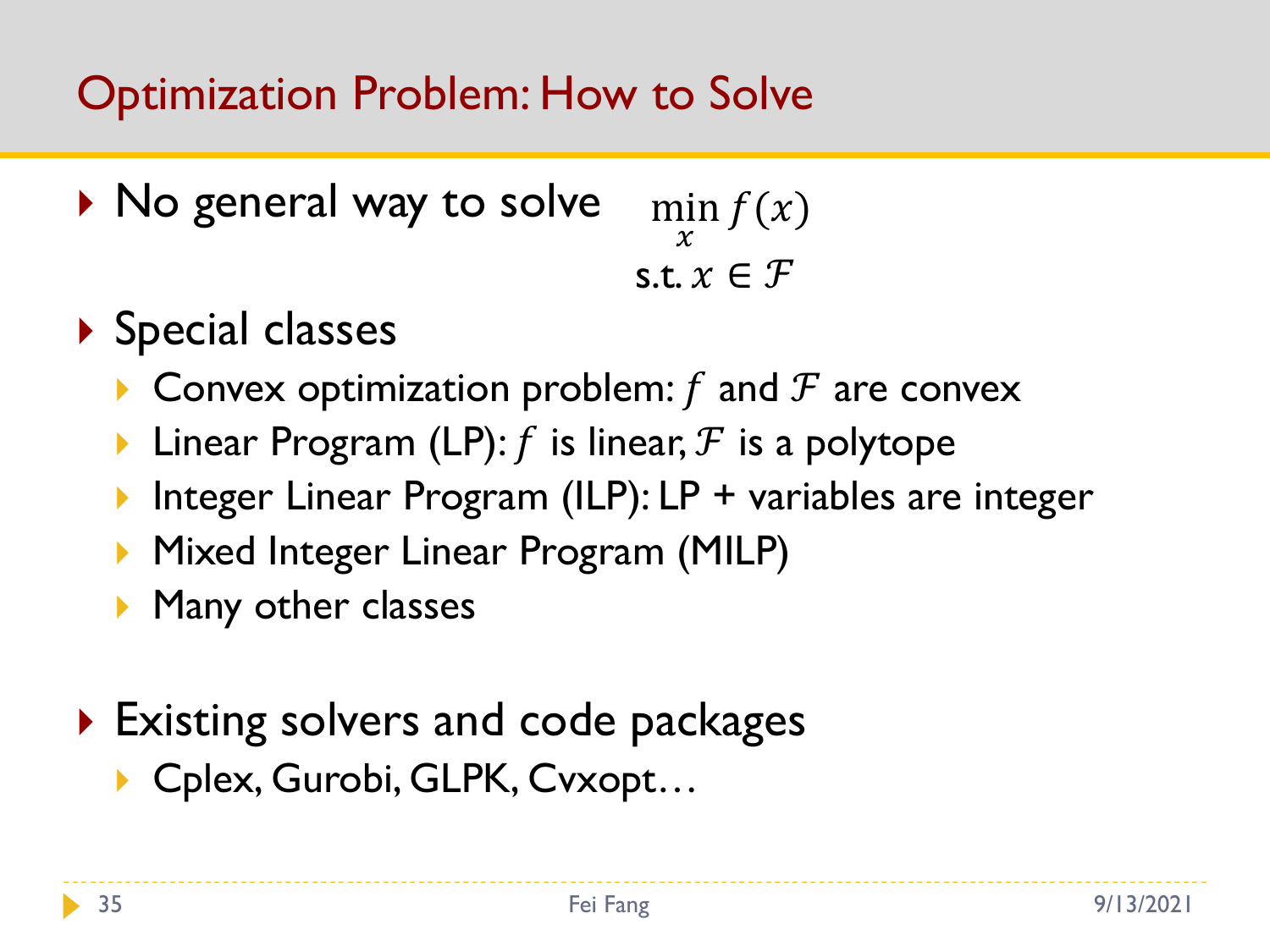# Optimization Problem: How to Solve

- No general way to solve

$$\min_{x} f(x)$$
$$\text{s.t. } x \in \mathcal{F}$$

- Special classes
  - Convex optimization problem: $f$ and $\mathcal{F}$ are convex
  - Linear Program (LP): $f$ is linear, $\mathcal{F}$ is a polytope
  - Integer Linear Program (ILP): LP + variables are integer
  - Mixed Integer Linear Program (MILP)
  - Many other classes

- Existing solvers and code packages
  - Cplex, Gurobi, GLPK, Cvxopt…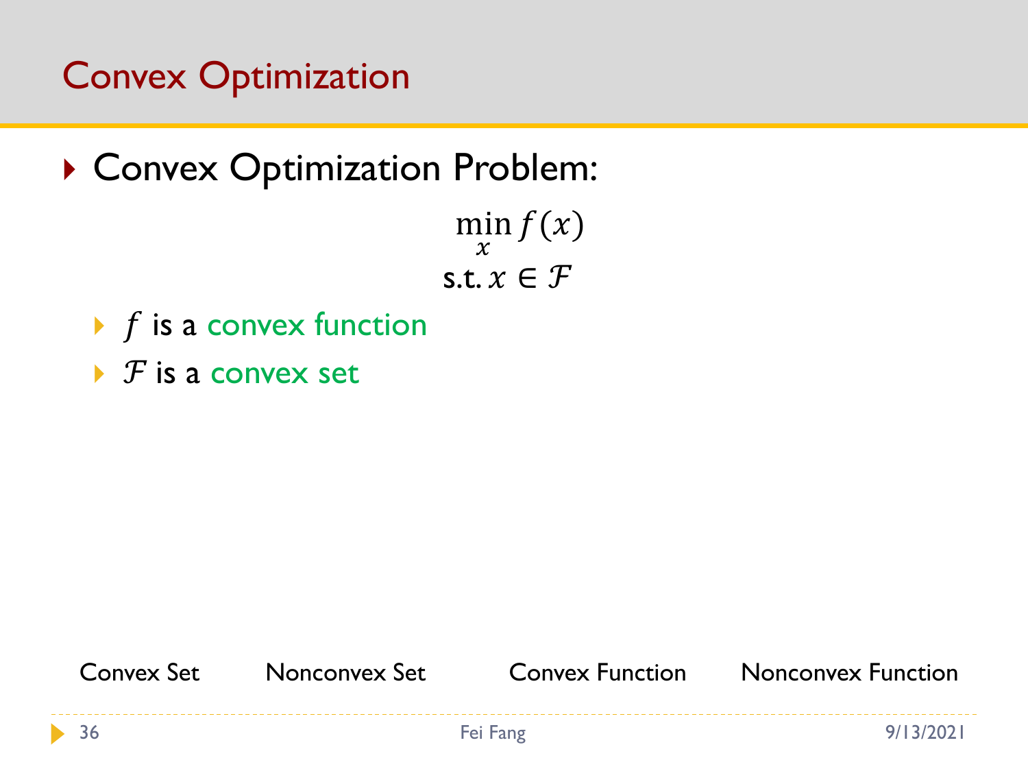# Convex Optimization

- Convex Optimization Problem:

$$\min_{x} f(x)$$
$$\text{s.t. } x \in \mathcal{F}$$

  - $f$ is a convex function
  - $\mathcal{F}$ is a convex set

Convex Set     Nonconvex Set     Convex Function     Nonconvex Function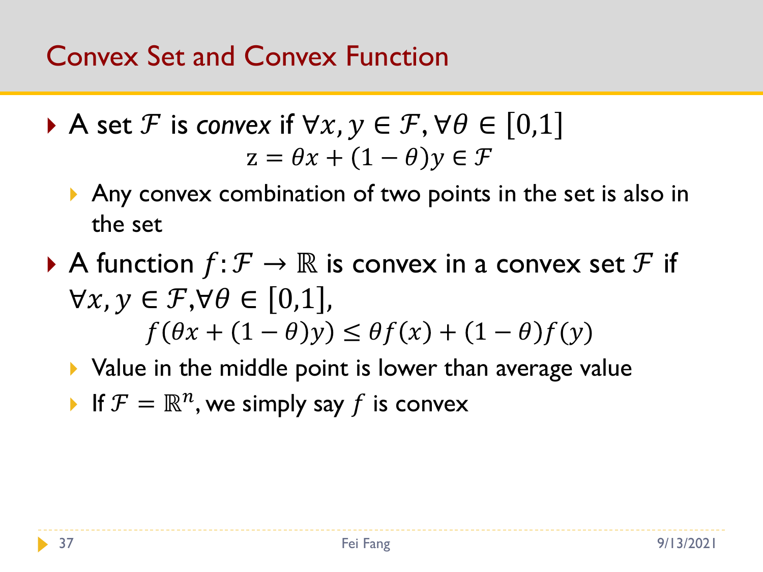# Convex Set and Convex Function

- A set $\mathcal{F}$ is *convex* if $\forall x, y \in \mathcal{F}, \forall \theta \in [0,1]$

$$\mathrm{z} = \theta x + (1 - \theta) y \in \mathcal{F}$$

  - Any convex combination of two points in the set is also in the set
- A function $f: \mathcal{F} \rightarrow \mathbb{R}$ is convex in a convex set $\mathcal{F}$ if $\forall x, y \in \mathcal{F}, \forall \theta \in [0,1]$,

$$f(\theta x + (1 - \theta) y) \leq \theta f(x) + (1 - \theta) f(y)$$

  - Value in the middle point is lower than average value
  - If $\mathcal{F} = \mathbb{R}^n$, we simply say $f$ is convex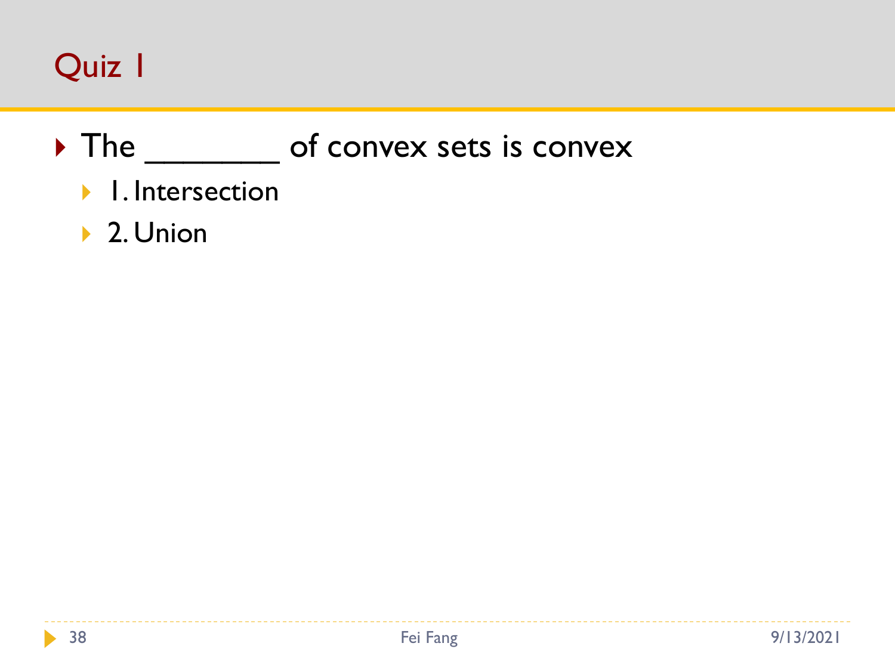# Quiz 1

- The ________ of convex sets is convex
  - 1. Intersection
  - 2. Union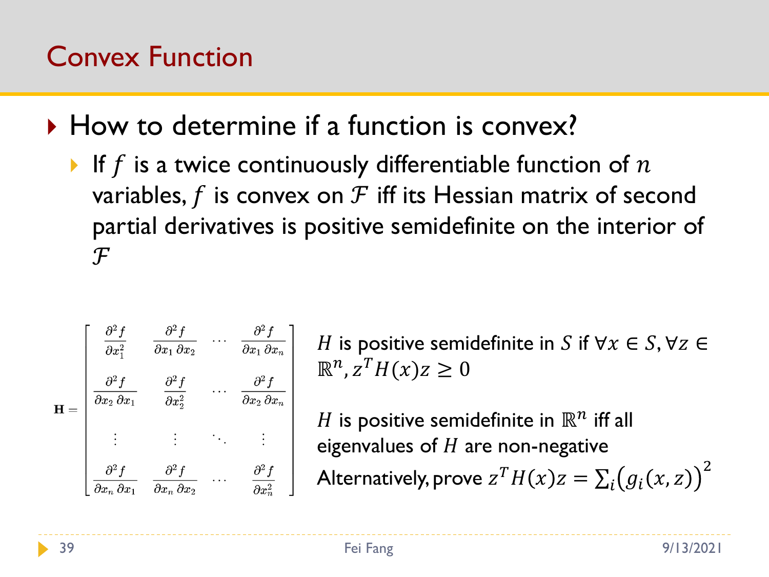# Convex Function

- How to determine if a function is convex?
  - If $f$ is a twice continuously differentiable function of $n$ variables, $f$ is convex on $\mathcal{F}$ iff its Hessian matrix of second partial derivatives is positive semidefinite on the interior of $\mathcal{F}$

$$
\mathbf{H} = \begin{bmatrix}
\frac{\partial^2 f}{\partial x_1^2} & \frac{\partial^2 f}{\partial x_1\,\partial x_2} & \cdots & \frac{\partial^2 f}{\partial x_1\,\partial x_n} \\
\frac{\partial^2 f}{\partial x_2\,\partial x_1} & \frac{\partial^2 f}{\partial x_2^2} & \cdots & \frac{\partial^2 f}{\partial x_2\,\partial x_n} \\
\vdots & \vdots & \ddots & \vdots \\
\frac{\partial^2 f}{\partial x_n\,\partial x_1} & \frac{\partial^2 f}{\partial x_n\,\partial x_2} & \cdots & \frac{\partial^2 f}{\partial x_n^2}
\end{bmatrix}
$$

$H$ is positive semidefinite in $S$ if $\forall x \in S, \forall z \in \mathbb{R}^n, z^T H(x) z \geq 0$

$H$ is positive semidefinite in $\mathbb{R}^n$ iff all eigenvalues of $H$ are non-negative

Alternatively, prove $z^T H(x) z = \sum_i \left(g_i(x,z)\right)^2$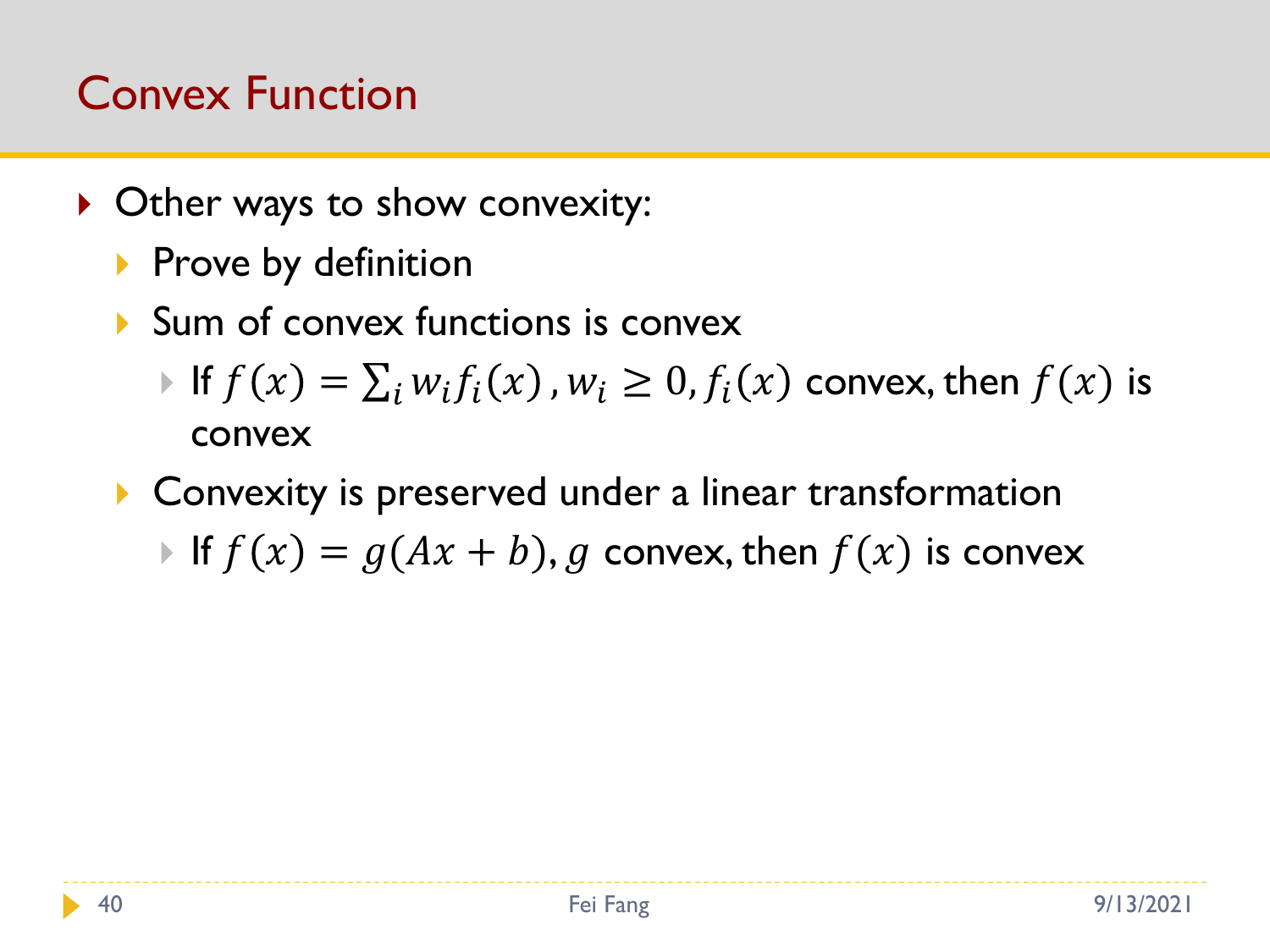# Convex Function

- Other ways to show convexity:
  - Prove by definition
  - Sum of convex functions is convex
    - If $f(x) = \sum_i w_i f_i(x)$ , $w_i \geq 0, f_i(x)$ convex, then $f(x)$ is convex
  - Convexity is preserved under a linear transformation
    - If $f(x) = g(Ax + b), g$ convex, then $f(x)$ is convex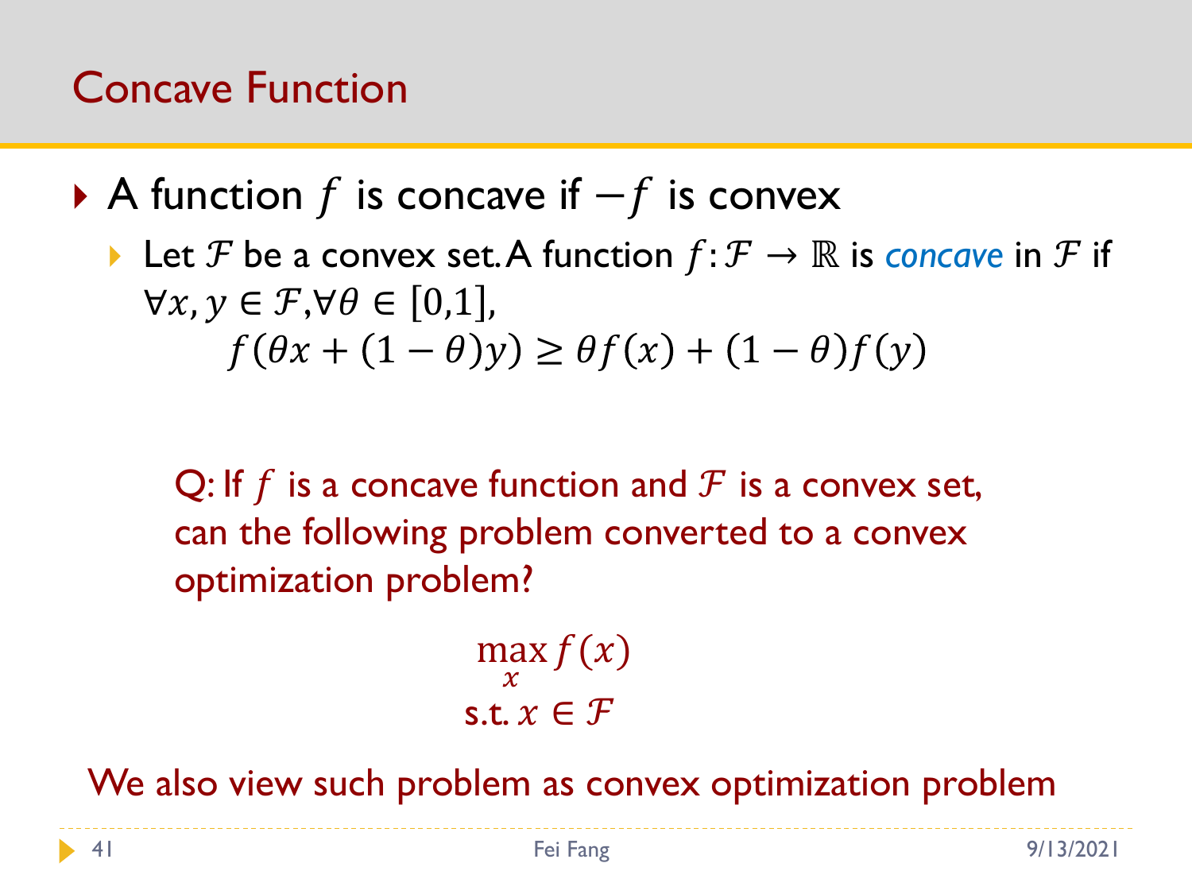# Concave Function

- A function $f$ is concave if $-f$ is convex
  - Let $\mathcal{F}$ be a convex set. A function $f: \mathcal{F} \to \mathbb{R}$ is *concave* in $\mathcal{F}$ if $\forall x, y \in \mathcal{F}, \forall \theta \in [0,1]$,

$$f(\theta x + (1-\theta)y) \geq \theta f(x) + (1-\theta)f(y)$$

Q: If $f$ is a concave function and $\mathcal{F}$ is a convex set, can the following problem converted to a convex optimization problem?

$$\max_{x} f(x)$$
$$\text{s.t. } x \in \mathcal{F}$$

We also view such problem as convex optimization problem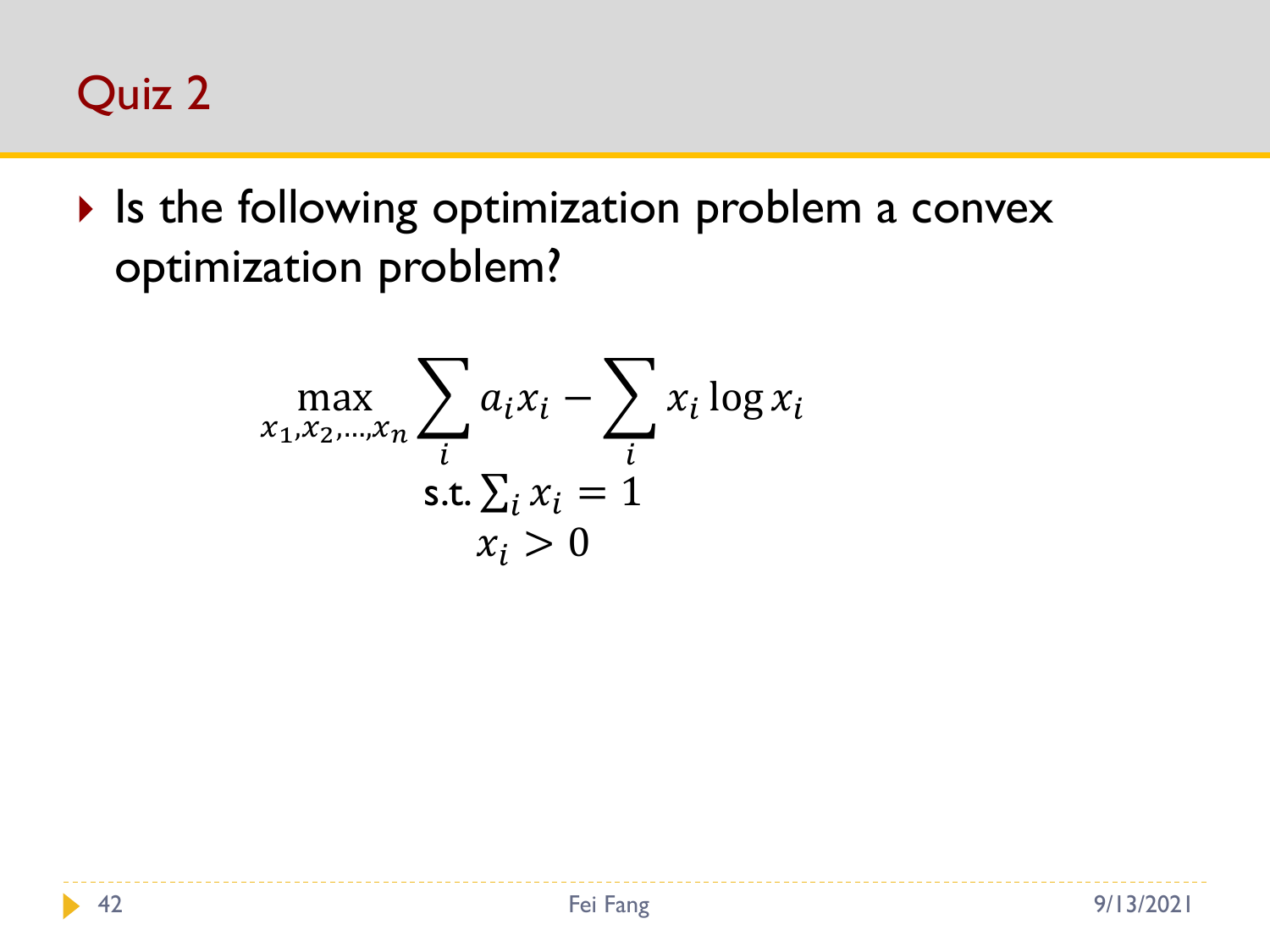# Quiz 2

- Is the following optimization problem a convex optimization problem?

$$
\max_{x_1, x_2, \ldots, x_n} \sum_i a_i x_i - \sum_i x_i \log x_i
$$
$$
\text{s.t.} \sum_i x_i = 1
$$
$$
x_i > 0
$$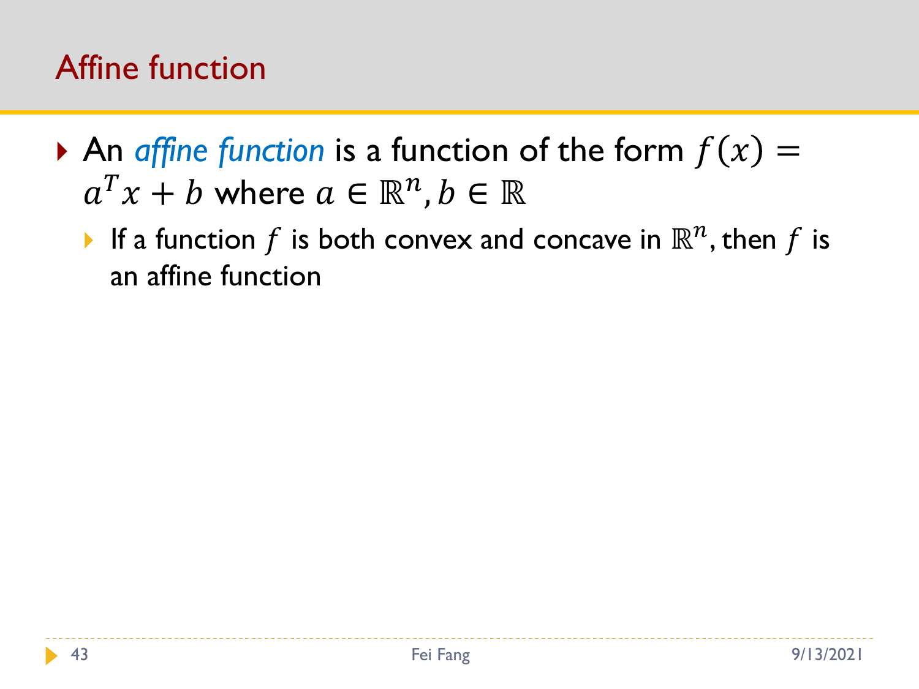# Affine function

- An *affine function* is a function of the form $f(x) = a^T x + b$ where $a \in \mathbb{R}^n, b \in \mathbb{R}$
  - If a function $f$ is both convex and concave in $\mathbb{R}^n$, then $f$ is an affine function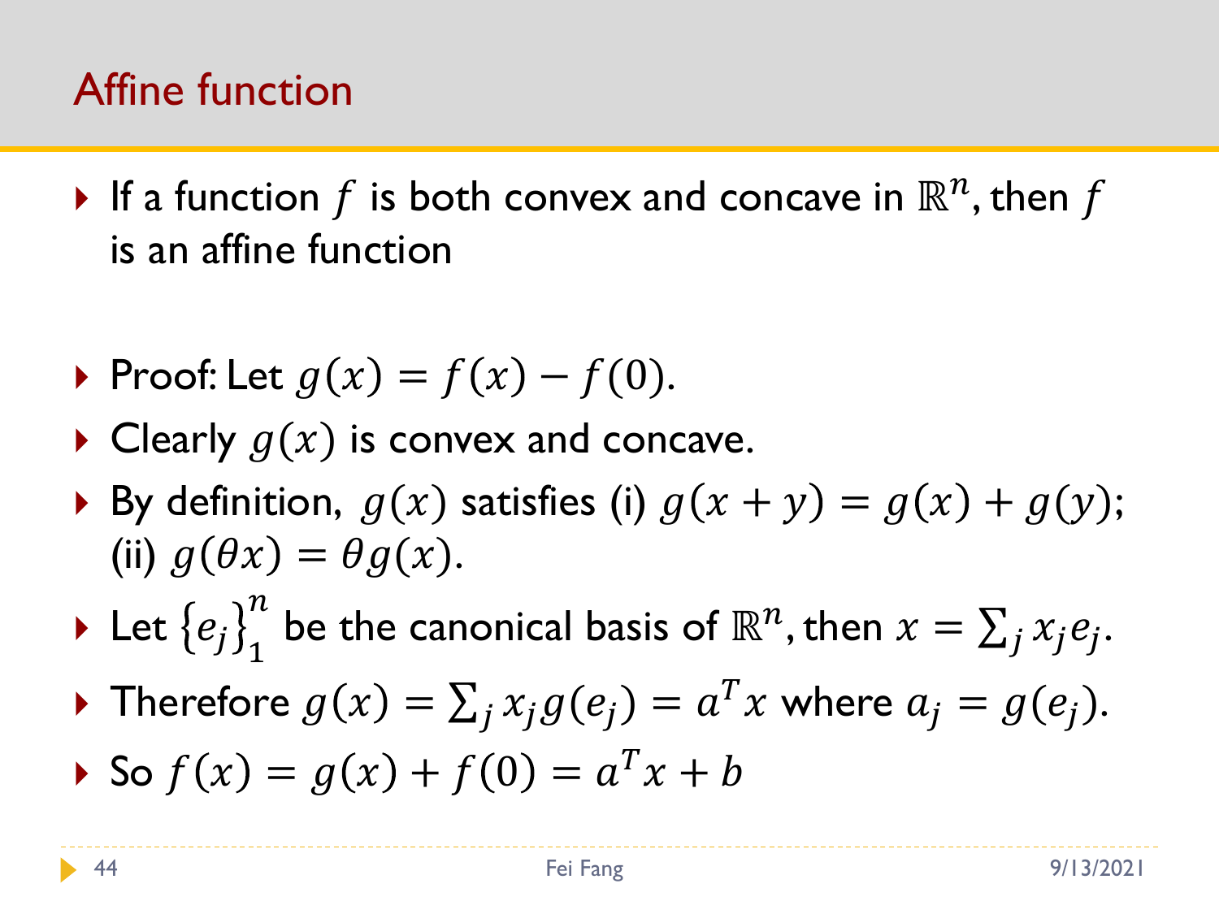# Affine function

- If a function $f$ is both convex and concave in $\mathbb{R}^n$, then $f$ is an affine function

- Proof: Let $g(x) = f(x) - f(0)$.
- Clearly $g(x)$ is convex and concave.
- By definition, $g(x)$ satisfies (i) $g(x+y) = g(x) + g(y)$; (ii) $g(\theta x) = \theta g(x)$.
- Let $\{e_j\}_1^n$ be the canonical basis of $\mathbb{R}^n$, then $x = \sum_j x_j e_j$.
- Therefore $g(x) = \sum_j x_j g(e_j) = a^T x$ where $a_j = g(e_j)$.
- So $f(x) = g(x) + f(0) = a^T x + b$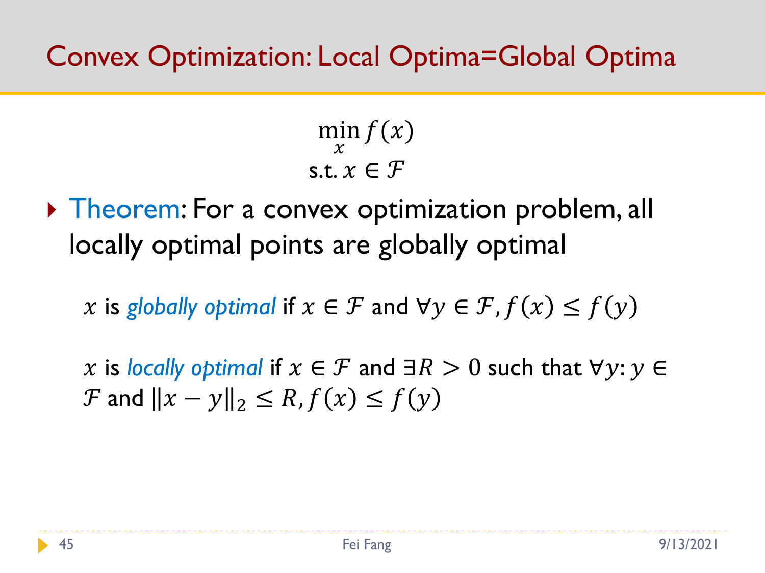# Convex Optimization: Local Optima=Global Optima

$$\min_x f(x)$$
$$\text{s.t. } x \in \mathcal{F}$$

- Theorem: For a convex optimization problem, all locally optimal points are globally optimal

  $x$ is *globally optimal* if $x \in \mathcal{F}$ and $\forall y \in \mathcal{F}, f(x) \leq f(y)$

  $x$ is *locally optimal* if $x \in \mathcal{F}$ and $\exists R > 0$ such that $\forall y$: $y \in \mathcal{F}$ and $\|x - y\|_2 \leq R, f(x) \leq f(y)$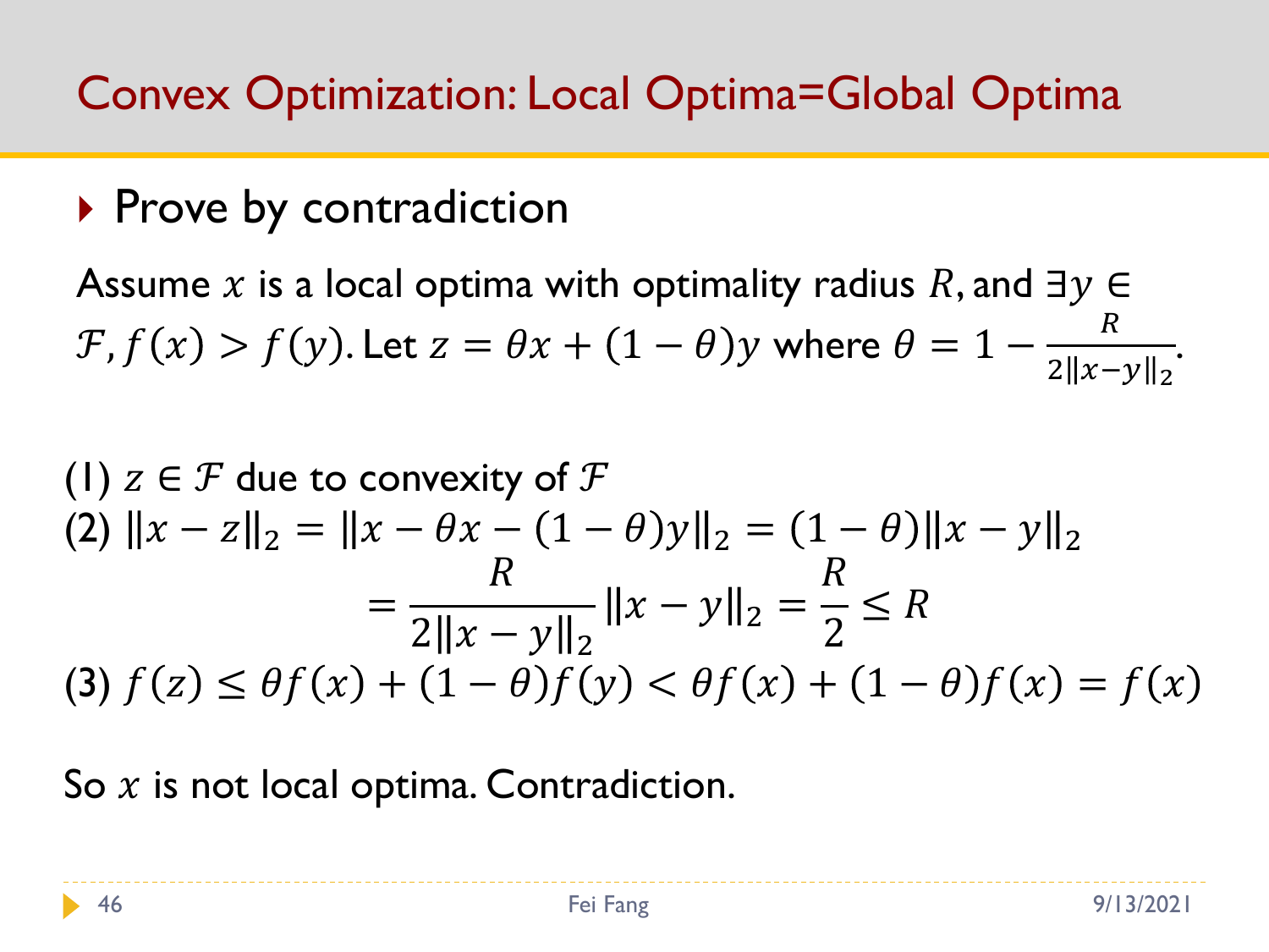# Convex Optimization: Local Optima=Global Optima

- Prove by contradiction

Assume $x$ is a local optima with optimality radius $R$, and $\exists y \in \mathcal{F}, f(x) > f(y)$. Let $z = \theta x + (1-\theta)y$ where $\theta = 1 - \frac{R}{2\|x-y\|_2}$.

(1) $z \in \mathcal{F}$ due to convexity of $\mathcal{F}$

(2) $\|x - z\|_2 = \|x - \theta x - (1-\theta)y\|_2 = (1-\theta)\|x - y\|_2$

$$= \frac{R}{2\|x-y\|_2}\|x-y\|_2 = \frac{R}{2} \le R$$

(3) $f(z) \le \theta f(x) + (1-\theta) f(y) < \theta f(x) + (1-\theta) f(x) = f(x)$

So $x$ is not local optima. Contradiction.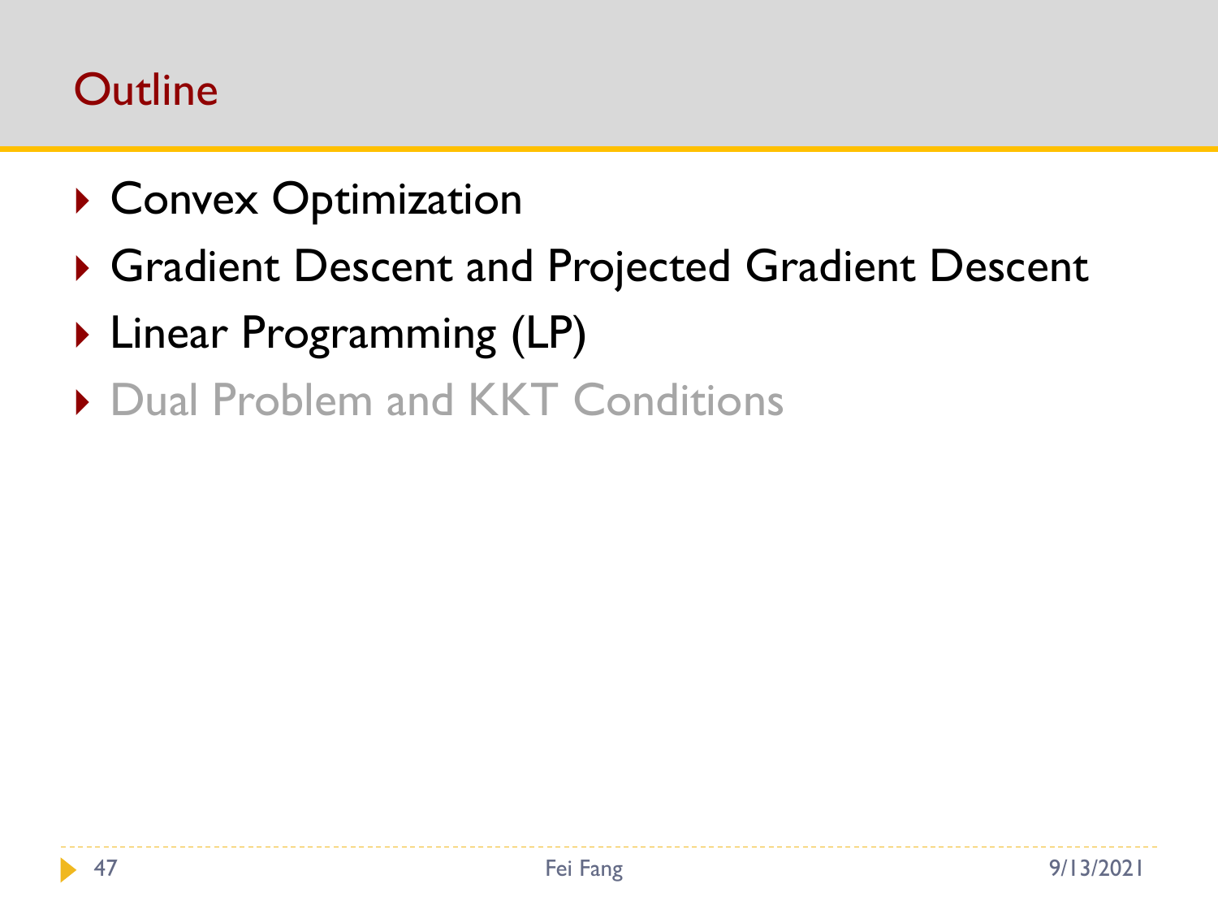# Outline

- Convex Optimization
- Gradient Descent and Projected Gradient Descent
- Linear Programming (LP)
- Dual Problem and KKT Conditions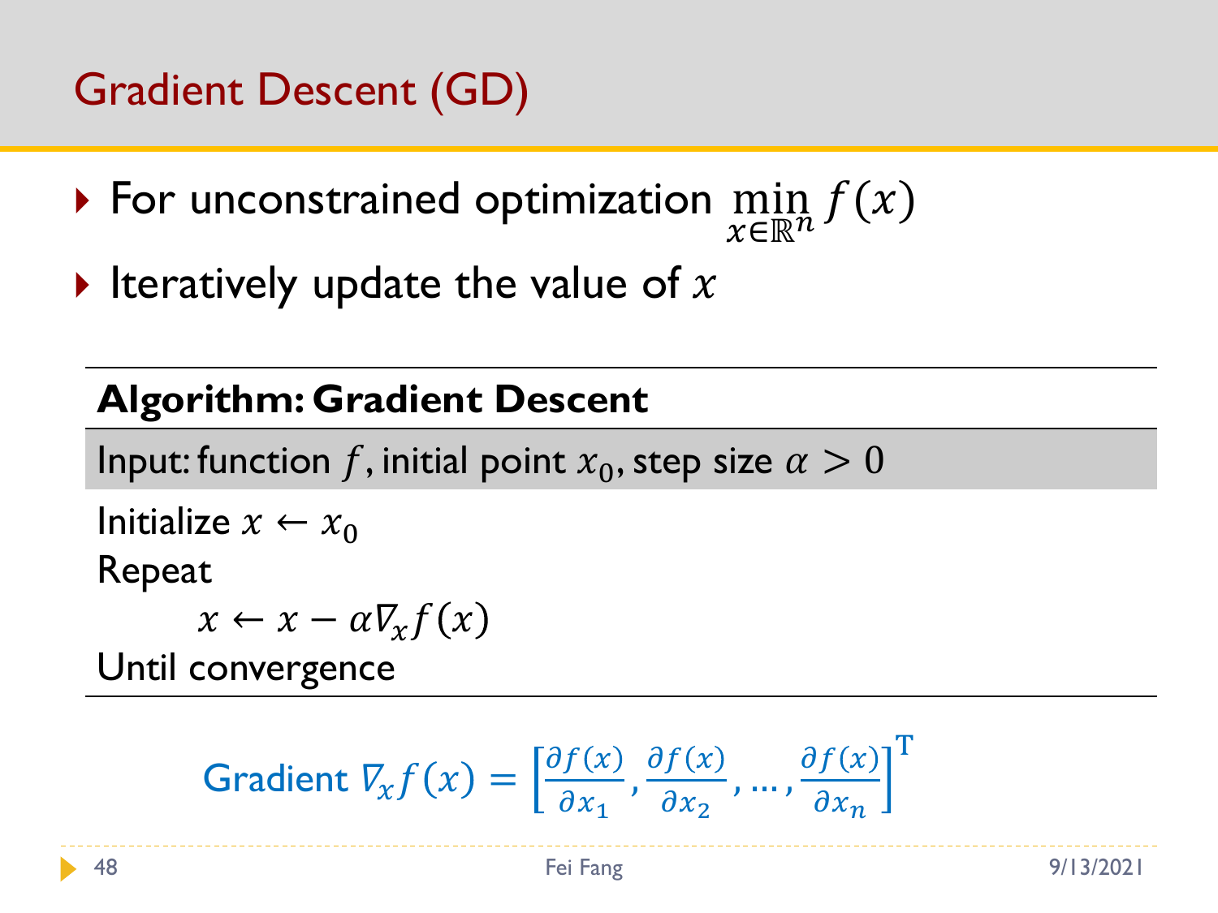# Gradient Descent (GD)

- For unconstrained optimization $\min_{x \in \mathbb{R}^n} f(x)$
- Iteratively update the value of $x$

---

**Algorithm: Gradient Descent**

Input: function $f$, initial point $x_0$, step size $\alpha > 0$

Initialize $x \leftarrow x_0$

Repeat

$\quad x \leftarrow x - \alpha \nabla_x f(x)$

Until convergence

---

Gradient $\nabla_x f(x) = \left[ \frac{\partial f(x)}{\partial x_1}, \frac{\partial f(x)}{\partial x_2}, \ldots, \frac{\partial f(x)}{\partial x_n} \right]^{\mathrm{T}}$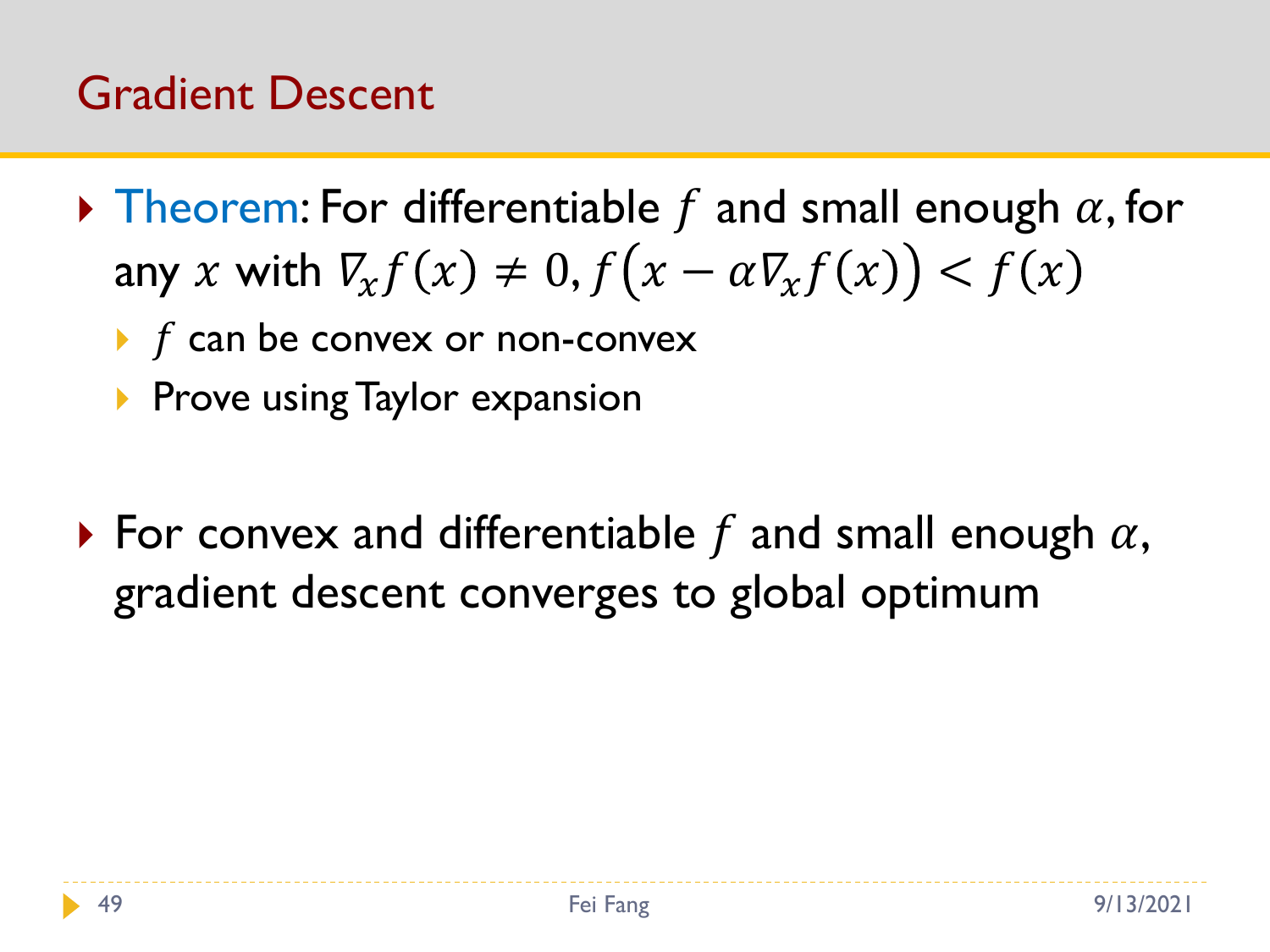## Gradient Descent

- Theorem: For differentiable $f$ and small enough $\alpha$, for any $x$ with $\nabla_x f(x) \neq 0$, $f\left(x - \alpha \nabla_x f(x)\right) < f(x)$
  - $f$ can be convex or non-convex
  - Prove using Taylor expansion

- For convex and differentiable $f$ and small enough $\alpha$, gradient descent converges to global optimum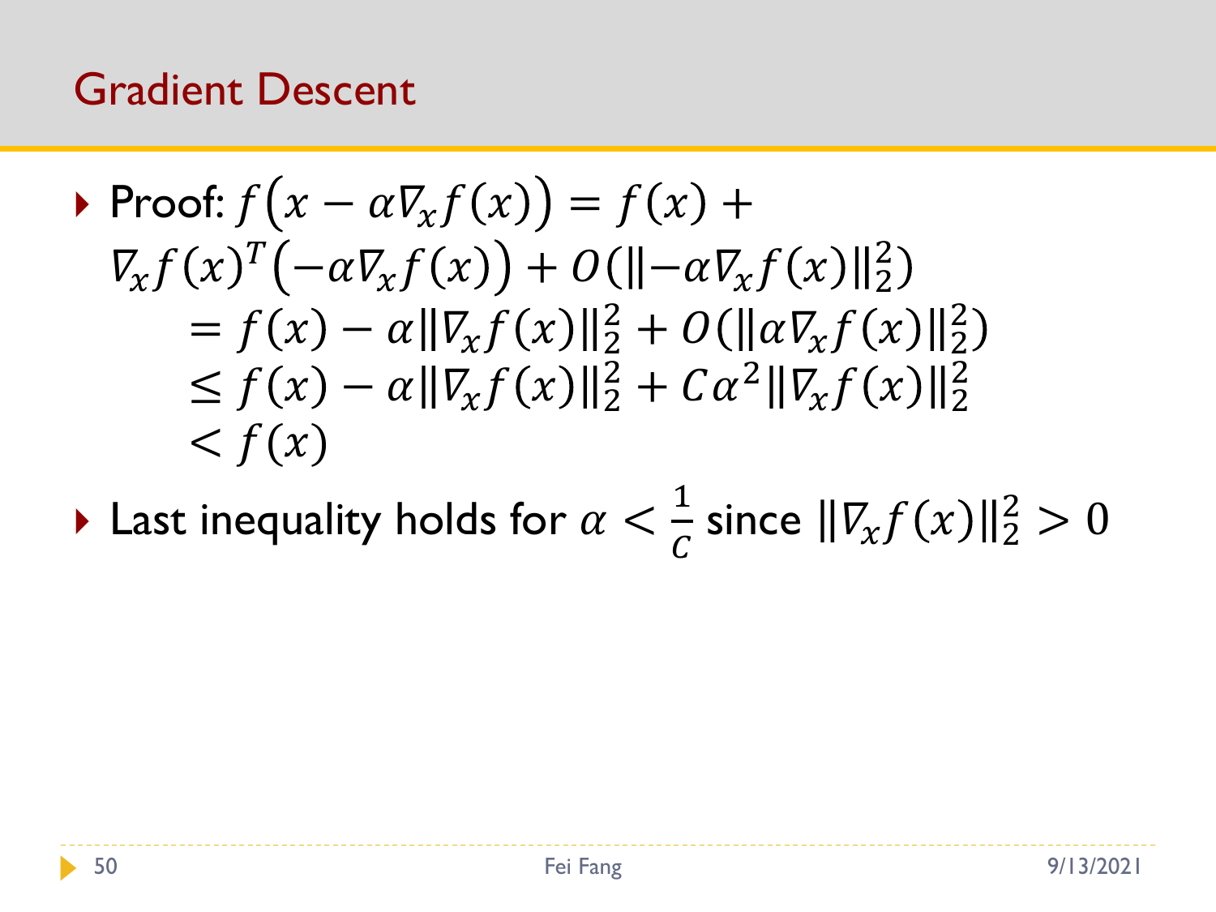## Gradient Descent

- Proof: $f\left(x - \alpha \nabla_x f(x)\right) = f(x) + \nabla_x f(x)^T\left(-\alpha \nabla_x f(x)\right) + O(\|-\alpha \nabla_x f(x)\|_2^2)$

$$
\begin{aligned}
&= f(x) - \alpha \|\nabla_x f(x)\|_2^2 + O(\|\alpha \nabla_x f(x)\|_2^2) \\
&\leq f(x) - \alpha \|\nabla_x f(x)\|_2^2 + C\alpha^2 \|\nabla_x f(x)\|_2^2 \\
&< f(x)
\end{aligned}
$$

- Last inequality holds for $\alpha < \frac{1}{C}$ since $\|\nabla_x f(x)\|_2^2 > 0$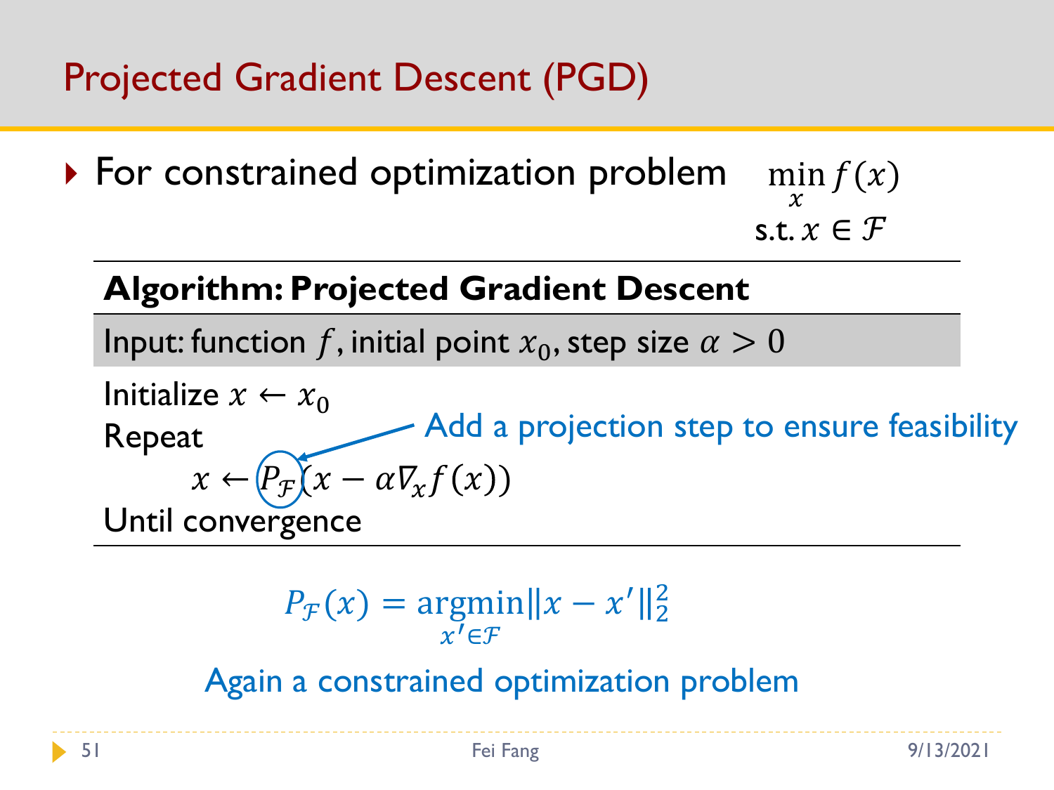# Projected Gradient Descent (PGD)

- For constrained optimization problem $\min_x f(x)$ s.t. $x \in \mathcal{F}$

**Algorithm: Projected Gradient Descent**

Input: function $f$, initial point $x_0$, step size $\alpha > 0$

Initialize $x \leftarrow x_0$
Repeat
$\quad x \leftarrow P_{\mathcal{F}}(x - \alpha \nabla_x f(x))$
Until convergence

Add a projection step to ensure feasibility

$$P_{\mathcal{F}}(x) = \underset{x' \in \mathcal{F}}{\operatorname{argmin}} \|x - x'\|_2^2$$

Again a constrained optimization problem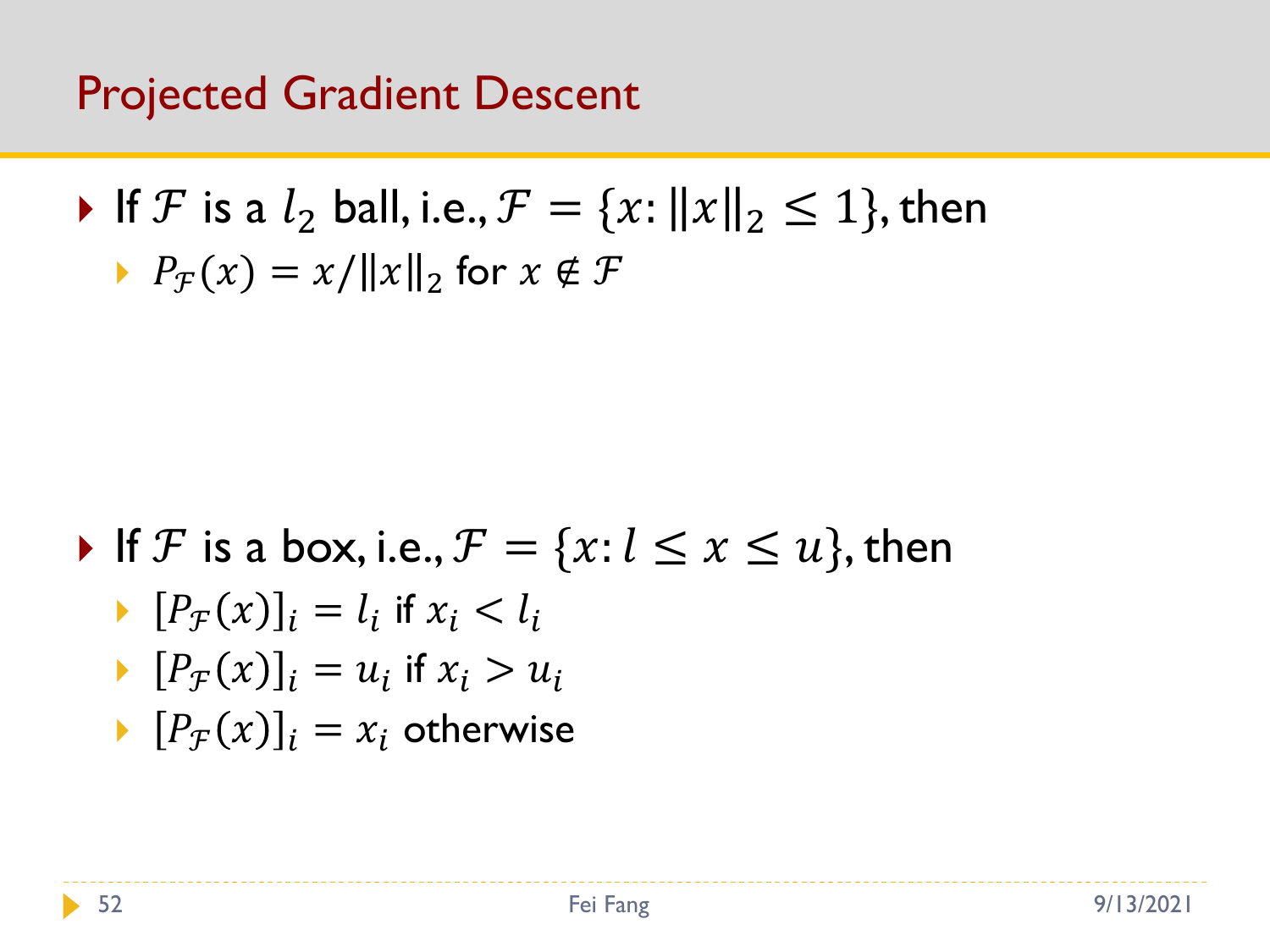# Projected Gradient Descent

- If $\mathcal{F}$ is a $l_2$ ball, i.e., $\mathcal{F} = \{x: \|x\|_2 \leq 1\}$, then
  - $P_{\mathcal{F}}(x) = x/\|x\|_2$ for $x \notin \mathcal{F}$

- If $\mathcal{F}$ is a box, i.e., $\mathcal{F} = \{x: l \leq x \leq u\}$, then
  - $[P_{\mathcal{F}}(x)]_i = l_i$ if $x_i < l_i$
  - $[P_{\mathcal{F}}(x)]_i = u_i$ if $x_i > u_i$
  - $[P_{\mathcal{F}}(x)]_i = x_i$ otherwise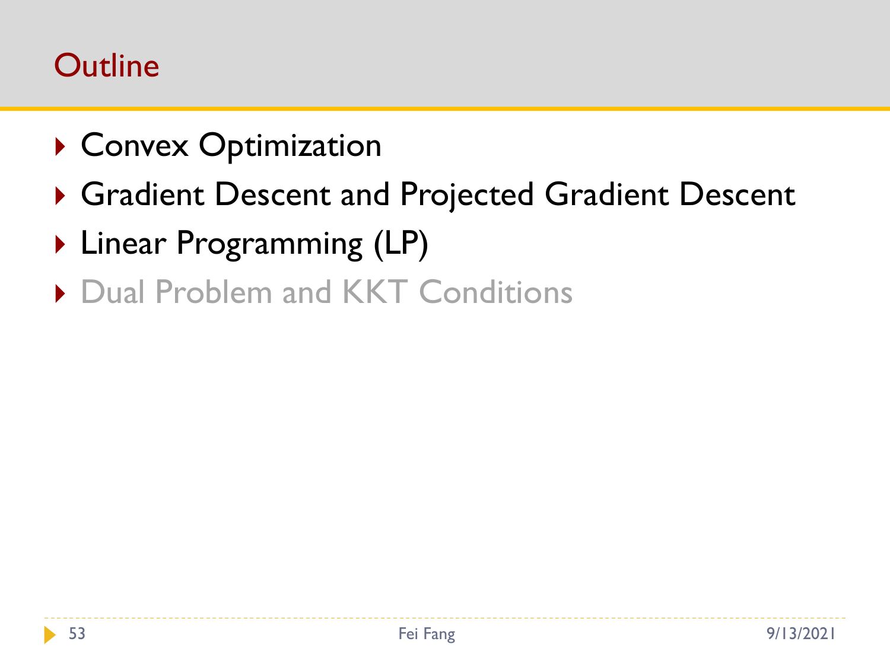# Outline

- Convex Optimization
- Gradient Descent and Projected Gradient Descent
- Linear Programming (LP)
- Dual Problem and KKT Conditions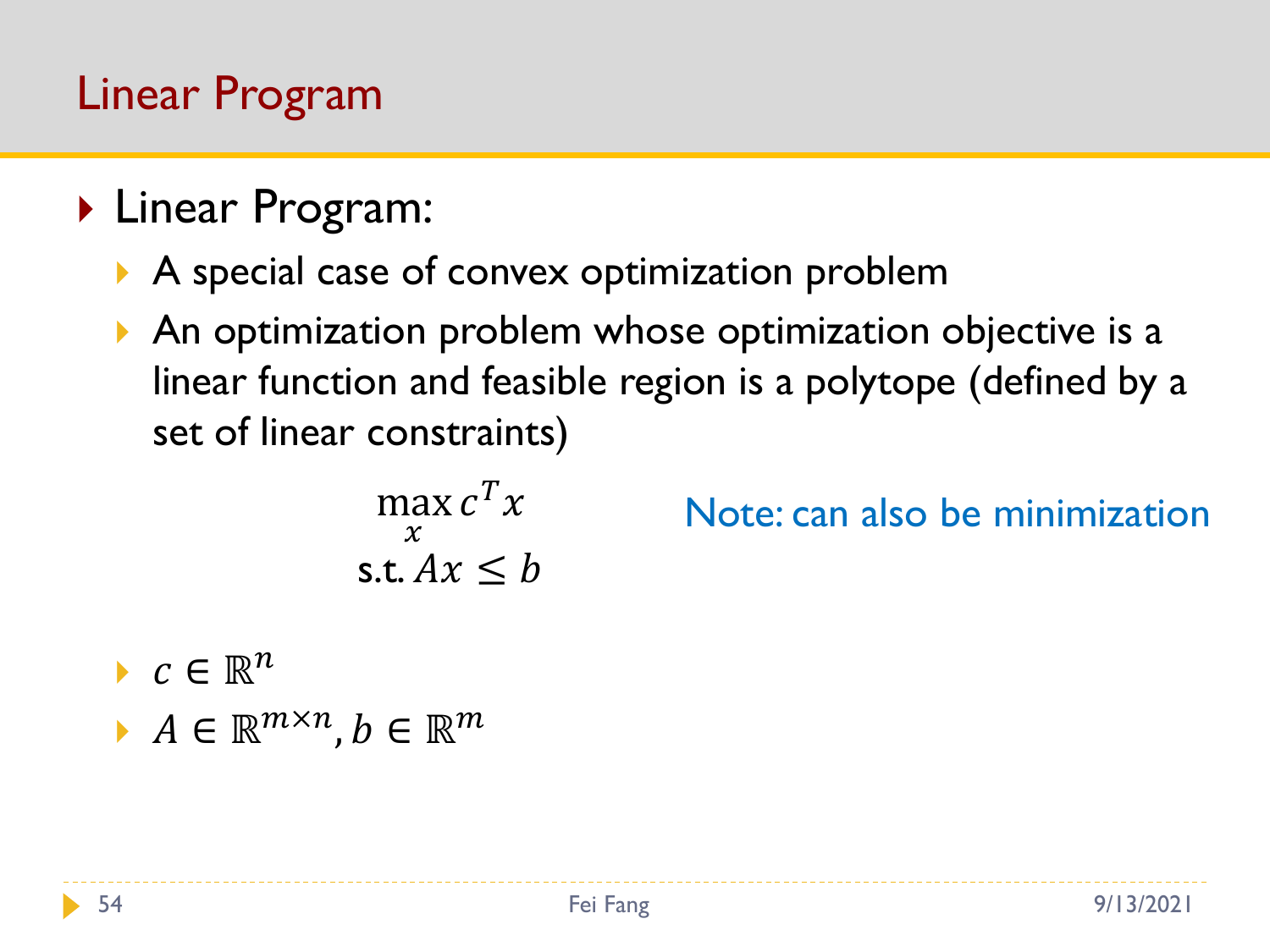# Linear Program

- Linear Program:
  - A special case of convex optimization problem
  - An optimization problem whose optimization objective is a linear function and feasible region is a polytope (defined by a set of linear constraints)

$$\max_{x} c^T x$$
$$\text{s.t. } Ax \leq b$$

Note: can also be minimization

  - $c \in \mathbb{R}^n$
  - $A \in \mathbb{R}^{m \times n}, b \in \mathbb{R}^m$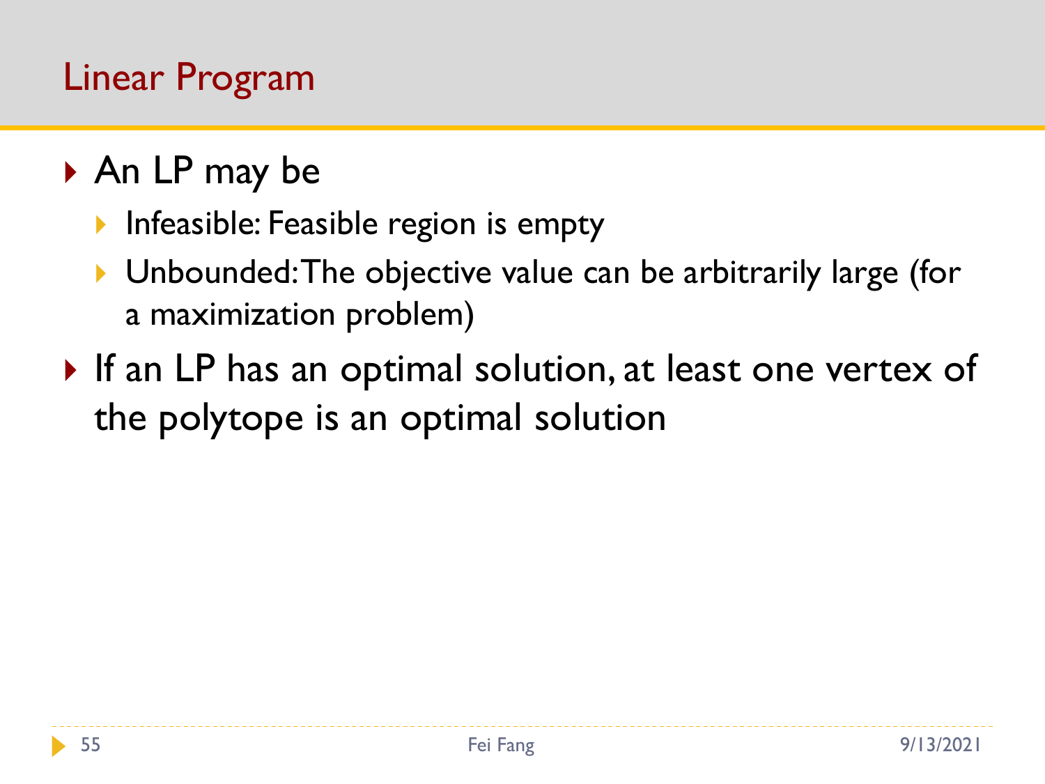## Linear Program

- An LP may be
  - Infeasible: Feasible region is empty
  - Unbounded: The objective value can be arbitrarily large (for a maximization problem)
- If an LP has an optimal solution, at least one vertex of the polytope is an optimal solution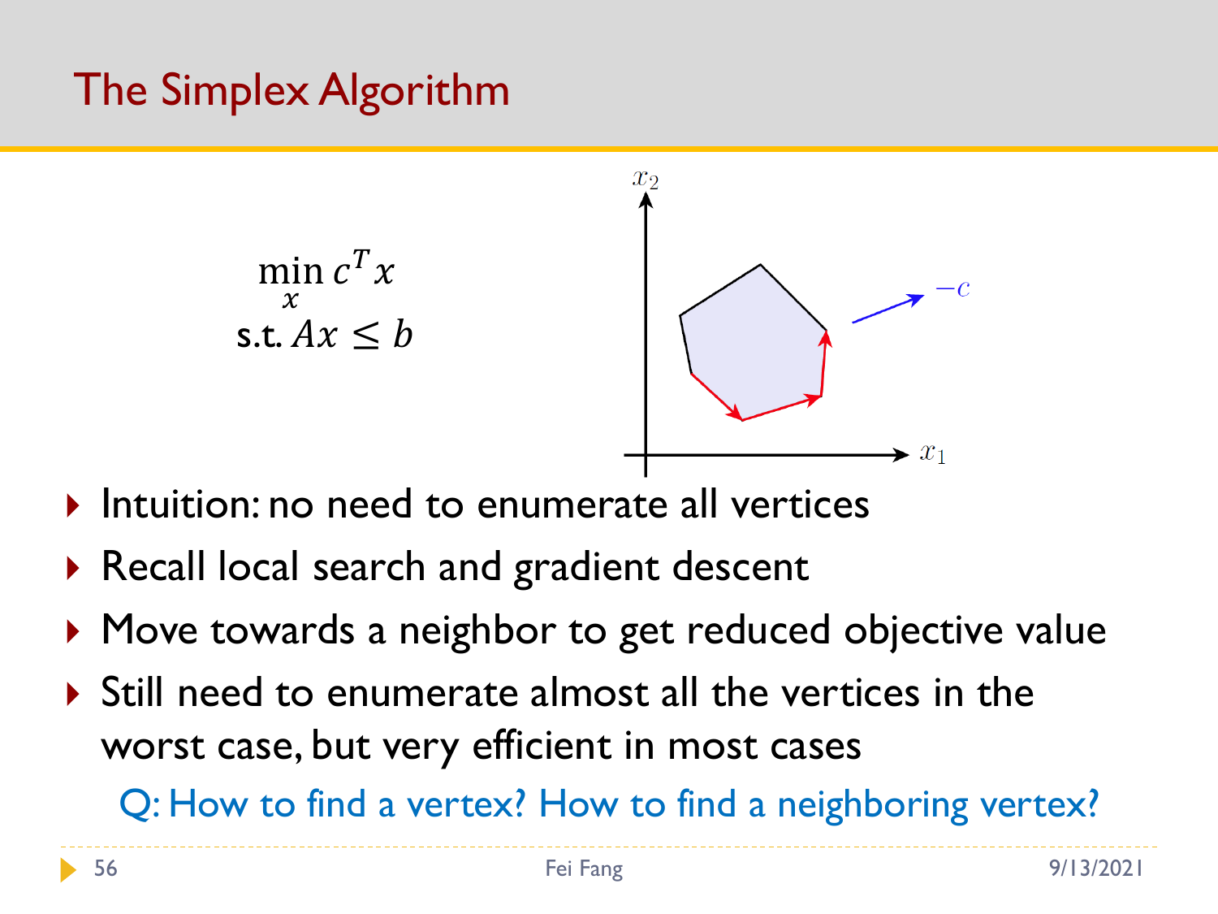# The Simplex Algorithm

$$\min_x c^T x$$
$$\text{s.t. } Ax \leq b$$

- Intuition: no need to enumerate all vertices
- Recall local search and gradient descent
- Move towards a neighbor to get reduced objective value
- Still need to enumerate almost all the vertices in the worst case, but very efficient in most cases

Q: How to find a vertex? How to find a neighboring vertex?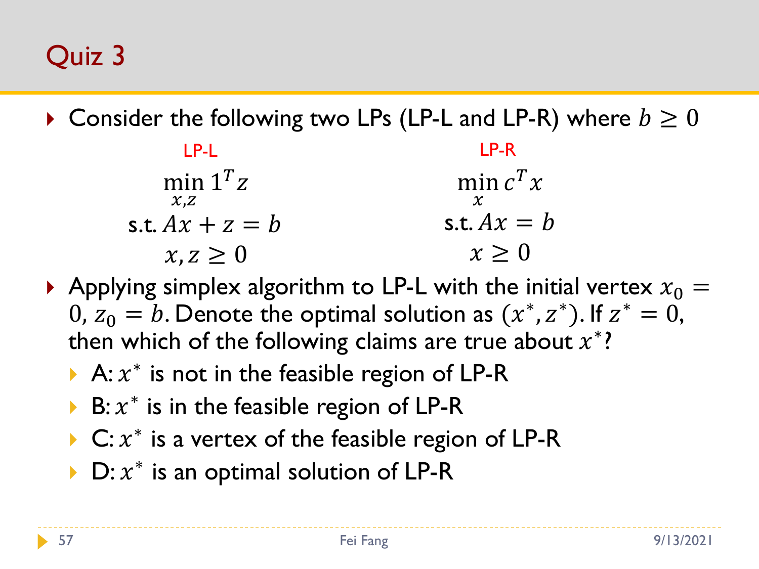# Quiz 3

- Consider the following two LPs (LP-L and LP-R) where $b \geq 0$

LP-L

$$\min_{x,z} 1^T z$$
$$\text{s.t. } Ax + z = b$$
$$x, z \geq 0$$

LP-R

$$\min_{x} c^T x$$
$$\text{s.t. } Ax = b$$
$$x \geq 0$$

- Applying simplex algorithm to LP-L with the initial vertex $x_0 = 0$, $z_0 = b$. Denote the optimal solution as $(x^*, z^*)$. If $z^* = 0$, then which of the following claims are true about $x^*$?
  - A: $x^*$ is not in the feasible region of LP-R
  - B: $x^*$ is in the feasible region of LP-R
  - C: $x^*$ is a vertex of the feasible region of LP-R
  - D: $x^*$ is an optimal solution of LP-R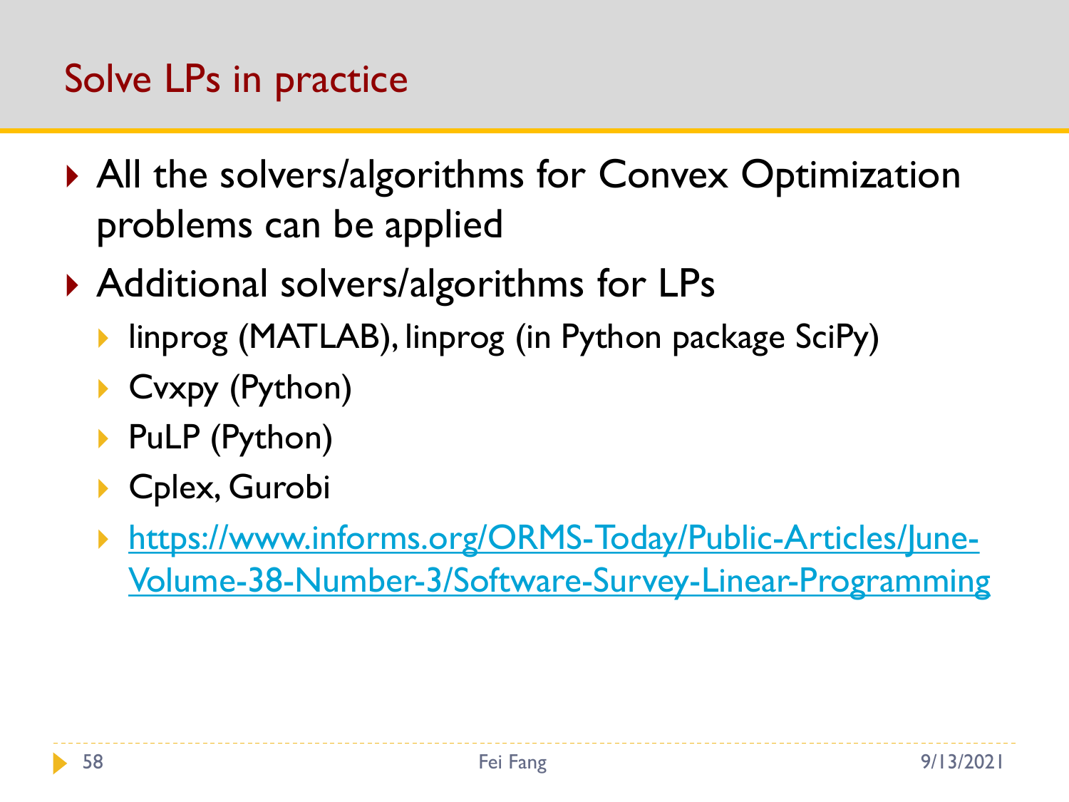# Solve LPs in practice

- All the solvers/algorithms for Convex Optimization problems can be applied
- Additional solvers/algorithms for LPs
  - linprog (MATLAB), linprog (in Python package SciPy)
  - Cvxpy (Python)
  - PuLP (Python)
  - Cplex, Gurobi
  - [https://www.informs.org/ORMS-Today/Public-Articles/June-Volume-38-Number-3/Software-Survey-Linear-Programming](https://www.informs.org/ORMS-Today/Public-Articles/June-Volume-38-Number-3/Software-Survey-Linear-Programming)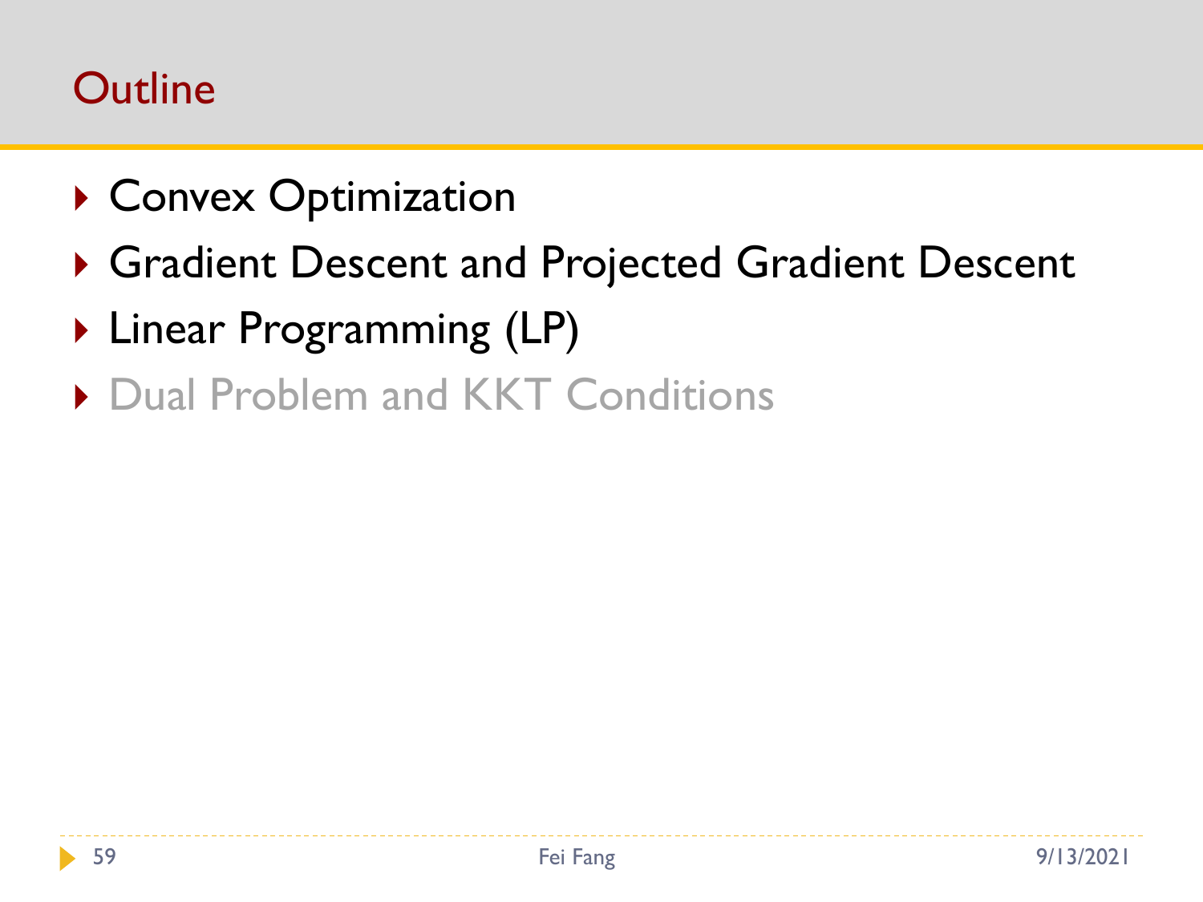# Outline

- Convex Optimization
- Gradient Descent and Projected Gradient Descent
- Linear Programming (LP)
- Dual Problem and KKT Conditions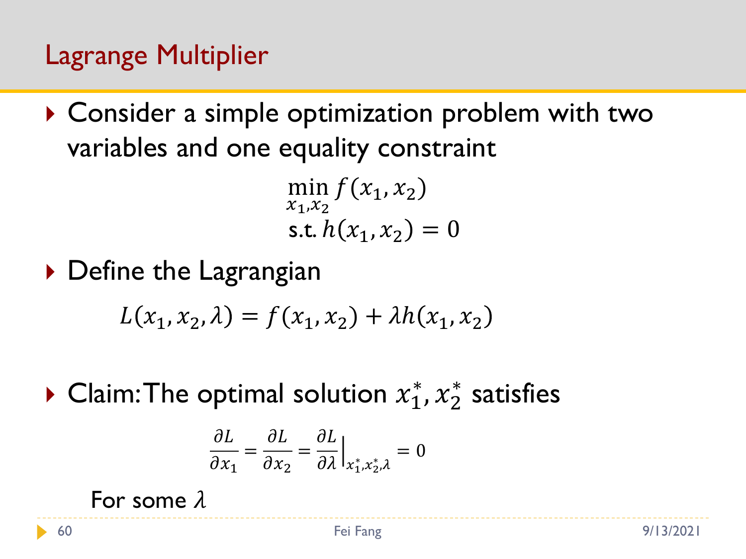# Lagrange Multiplier

- Consider a simple optimization problem with two variables and one equality constraint

$$\min_{x_1, x_2} f(x_1, x_2)$$
$$\text{s.t. } h(x_1, x_2) = 0$$

- Define the Lagrangian

$$L(x_1, x_2, \lambda) = f(x_1, x_2) + \lambda h(x_1, x_2)$$

- Claim: The optimal solution $x_1^*, x_2^*$ satisfies

$$\frac{\partial L}{\partial x_1} = \frac{\partial L}{\partial x_2} = \frac{\partial L}{\partial \lambda}\Big|_{x_1^*, x_2^*, \lambda} = 0$$

For some $\lambda$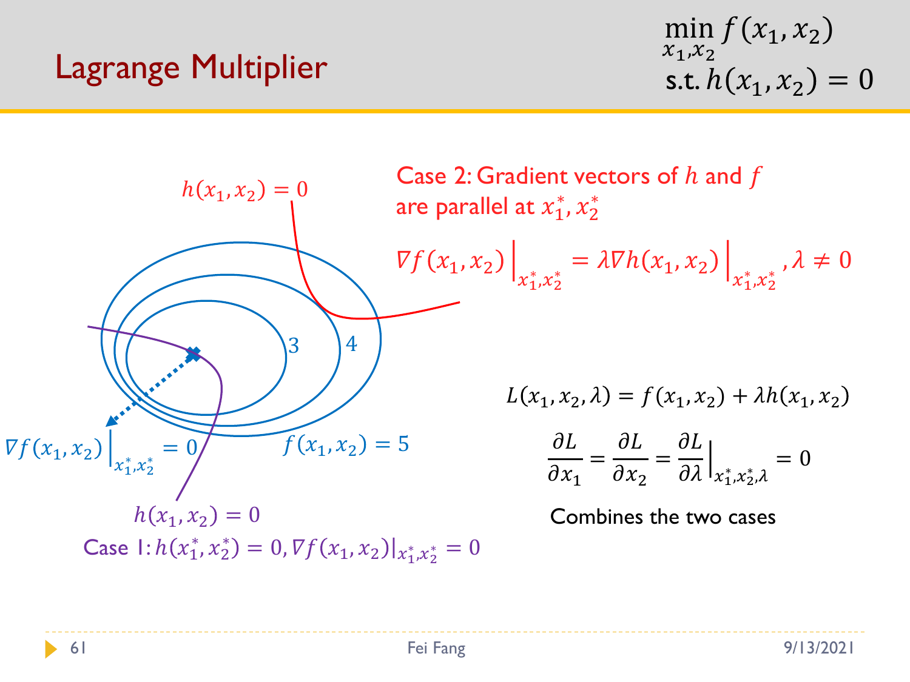# Lagrange Multiplier

$$\min_{x_1,x_2} f(x_1,x_2)$$
$$\text{s.t. } h(x_1,x_2) = 0$$

$h(x_1,x_2) = 0$

Case 2: Gradient vectors of $h$ and $f$ are parallel at $x_1^*, x_2^*$

$$\nabla f(x_1,x_2)\Big|_{x_1^*,x_2^*} = \lambda \nabla h(x_1,x_2)\Big|_{x_1^*,x_2^*}, \lambda \neq 0$$

3

4

$f(x_1,x_2) = 5$

$\nabla f(x_1,x_2)\Big|_{x_1^*,x_2^*} = 0$

$h(x_1,x_2) = 0$

Case 1: $h(x_1^*,x_2^*) = 0, \nabla f(x_1,x_2)|_{x_1^*,x_2^*} = 0$

$$L(x_1,x_2,\lambda) = f(x_1,x_2) + \lambda h(x_1,x_2)$$

$$\frac{\partial L}{\partial x_1} = \frac{\partial L}{\partial x_2} = \frac{\partial L}{\partial \lambda}\Big|_{x_1^*,x_2^*,\lambda} = 0$$

Combines the two cases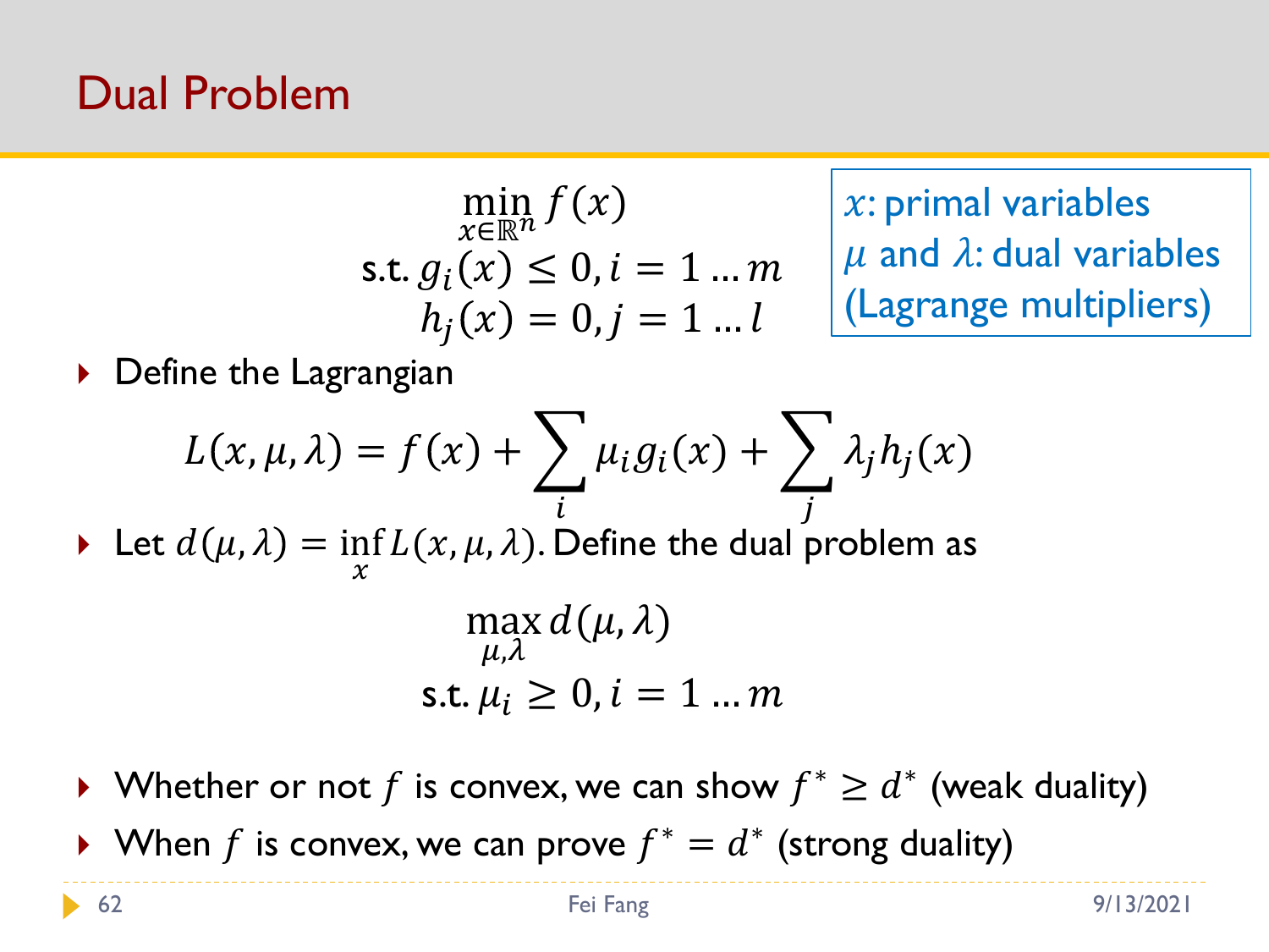# Dual Problem

$$
\begin{aligned}
\min_{x \in \mathbb{R}^n} & \ f(x) \\
\text{s.t. } & g_i(x) \leq 0, i = 1 \dots m \\
& h_j(x) = 0, j = 1 \dots l
\end{aligned}
$$

$x$: primal variables
$\mu$ and $\lambda$: dual variables
(Lagrange multipliers)

- Define the Lagrangian

$$
L(x, \mu, \lambda) = f(x) + \sum_i \mu_i g_i(x) + \sum_j \lambda_j h_j(x)
$$

- Let $d(\mu, \lambda) = \inf_x L(x, \mu, \lambda)$. Define the dual problem as

$$
\begin{aligned}
\max_{\mu, \lambda} & \ d(\mu, \lambda) \\
\text{s.t. } & \mu_i \geq 0, i = 1 \dots m
\end{aligned}
$$

- Whether or not $f$ is convex, we can show $f^* \geq d^*$ (weak duality)
- When $f$ is convex, we can prove $f^* = d^*$ (strong duality)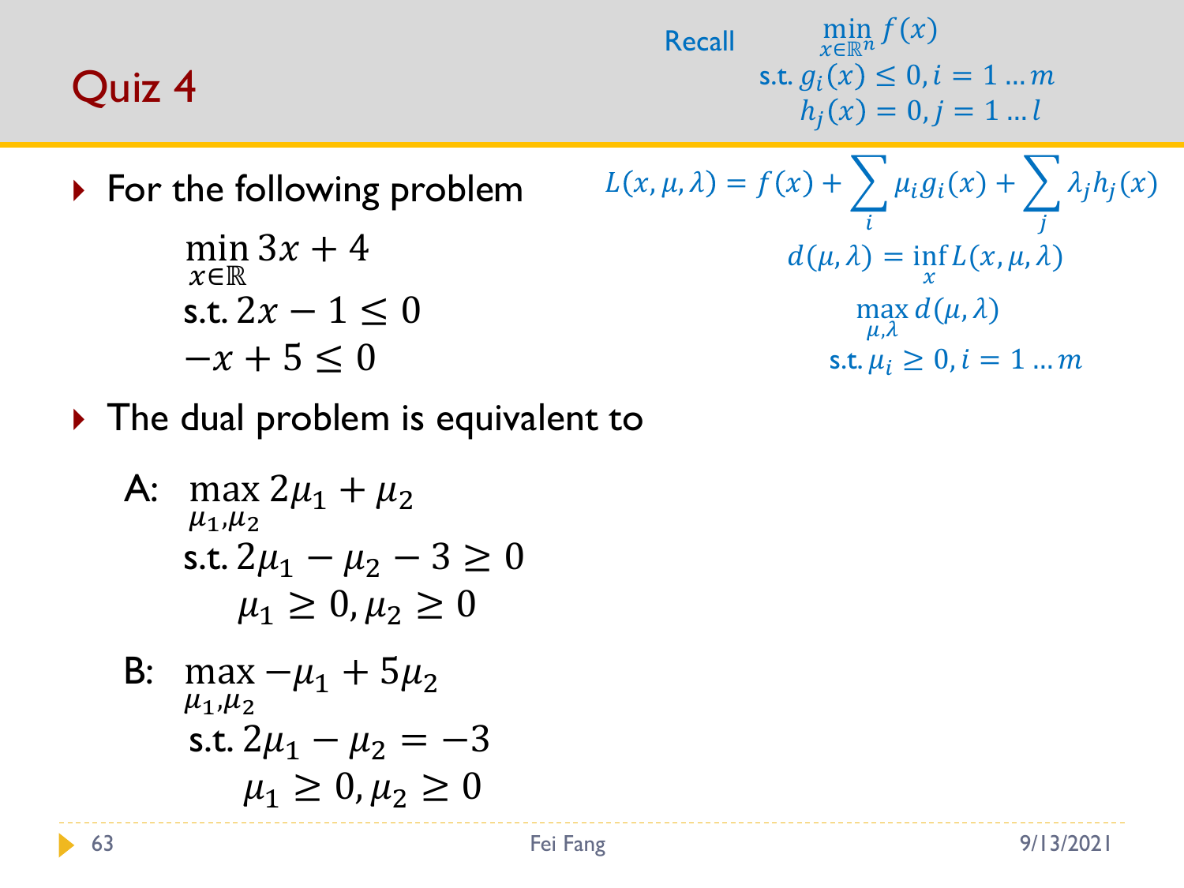# Quiz 4

Recall

$$\min_{x \in \mathbb{R}^n} f(x)$$
$$\text{s.t. } g_i(x) \leq 0, i = 1 \dots m$$
$$h_j(x) = 0, j = 1 \dots l$$

- For the following problem

$$\min_{x \in \mathbb{R}} 3x + 4$$
$$\text{s.t. } 2x - 1 \leq 0$$
$$-x + 5 \leq 0$$

$$L(x, \mu, \lambda) = f(x) + \sum_i \mu_i g_i(x) + \sum_j \lambda_j h_j(x)$$

$$d(\mu, \lambda) = \inf_x L(x, \mu, \lambda)$$

$$\max_{\mu, \lambda} d(\mu, \lambda)$$
$$\text{s.t. } \mu_i \geq 0, i = 1 \dots m$$

- The dual problem is equivalent to

A:
$$\max_{\mu_1, \mu_2} 2\mu_1 + \mu_2$$
$$\text{s.t. } 2\mu_1 - \mu_2 - 3 \geq 0$$
$$\mu_1 \geq 0, \mu_2 \geq 0$$

B:
$$\max_{\mu_1, \mu_2} -\mu_1 + 5\mu_2$$
$$\text{s.t. } 2\mu_1 - \mu_2 = -3$$
$$\mu_1 \geq 0, \mu_2 \geq 0$$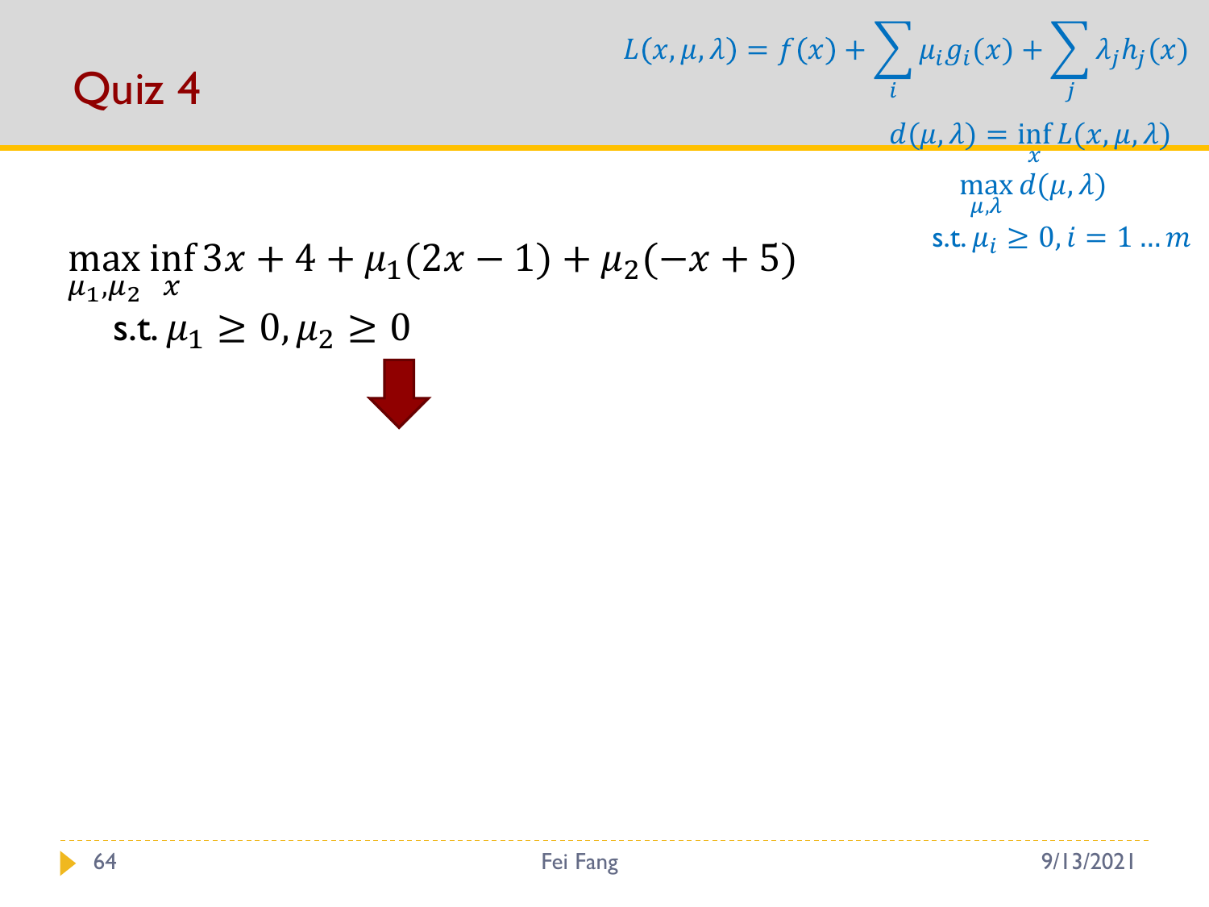# Quiz 4

$$L(x, \mu, \lambda) = f(x) + \sum_i \mu_i g_i(x) + \sum_j \lambda_j h_j(x)$$

$$d(\mu, \lambda) = \inf_x L(x, \mu, \lambda)$$

$$\max_{\mu,\lambda} d(\mu, \lambda)$$

s.t. $\mu_i \geq 0, i = 1 \dots m$

$$\max_{\mu_1,\mu_2} \inf_x 3x + 4 + \mu_1(2x - 1) + \mu_2(-x + 5)$$

s.t. $\mu_1 \geq 0, \mu_2 \geq 0$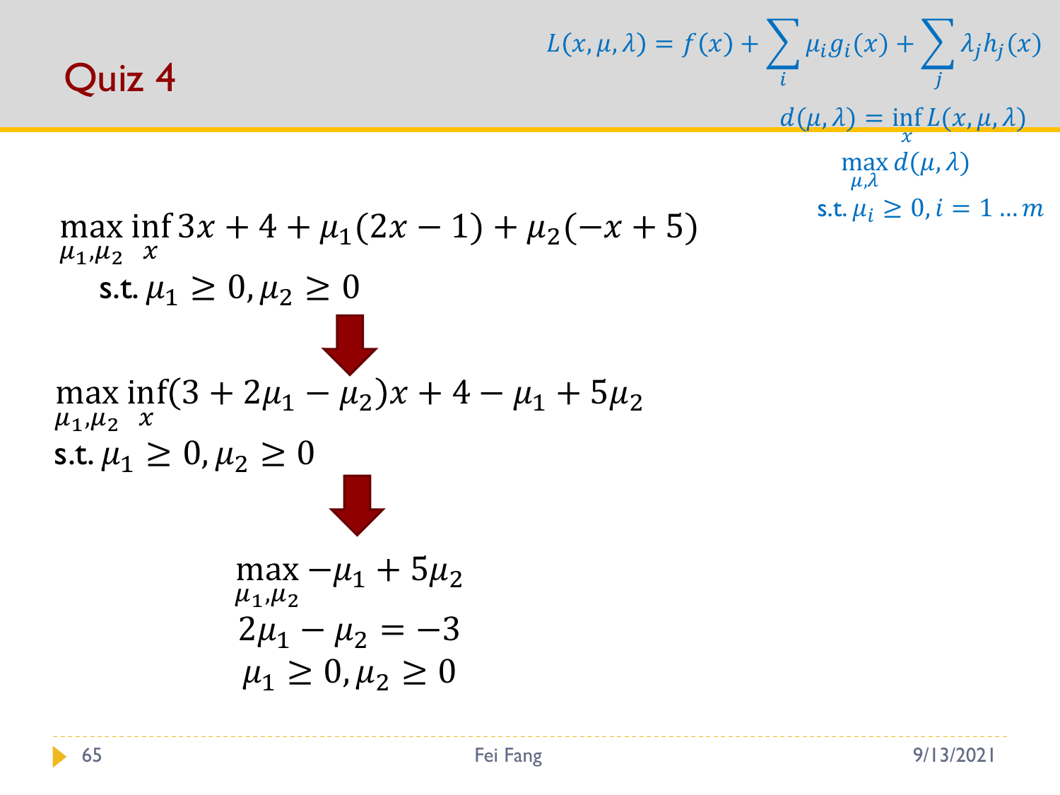# Quiz 4

$$L(x, \mu, \lambda) = f(x) + \sum_i \mu_i g_i(x) + \sum_j \lambda_j h_j(x)$$

$$d(\mu, \lambda) = \inf_x L(x, \mu, \lambda)$$

$$\max_{\mu, \lambda} d(\mu, \lambda)$$

s.t. $\mu_i \geq 0, i = 1 \dots m$

$$\max_{\mu_1, \mu_2} \inf_x 3x + 4 + \mu_1(2x - 1) + \mu_2(-x + 5)$$

s.t. $\mu_1 \geq 0, \mu_2 \geq 0$

$$\max_{\mu_1, \mu_2} \inf_x (3 + 2\mu_1 - \mu_2)x + 4 - \mu_1 + 5\mu_2$$

s.t. $\mu_1 \geq 0, \mu_2 \geq 0$

$$\max_{\mu_1, \mu_2} -\mu_1 + 5\mu_2$$

$$2\mu_1 - \mu_2 = -3$$

$$\mu_1 \geq 0, \mu_2 \geq 0$$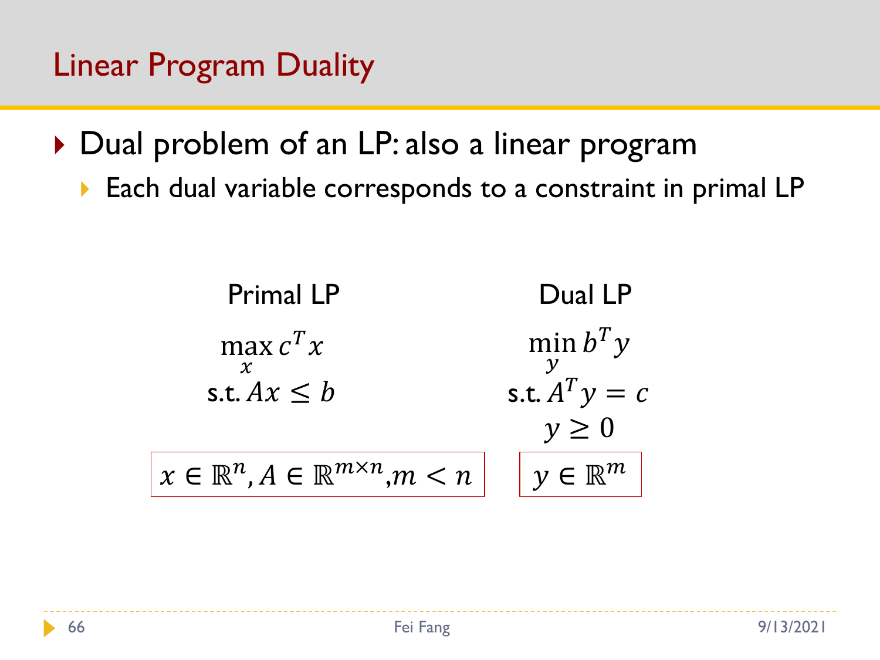# Linear Program Duality

- Dual problem of an LP: also a linear program
  - Each dual variable corresponds to a constraint in primal LP

**Primal LP**

$$\max_x c^T x$$
$$\text{s.t. } Ax \leq b$$

$x \in \mathbb{R}^n, A \in \mathbb{R}^{m \times n}, m < n$

**Dual LP**

$$\min_y b^T y$$
$$\text{s.t. } A^T y = c$$
$$y \geq 0$$

$y \in \mathbb{R}^m$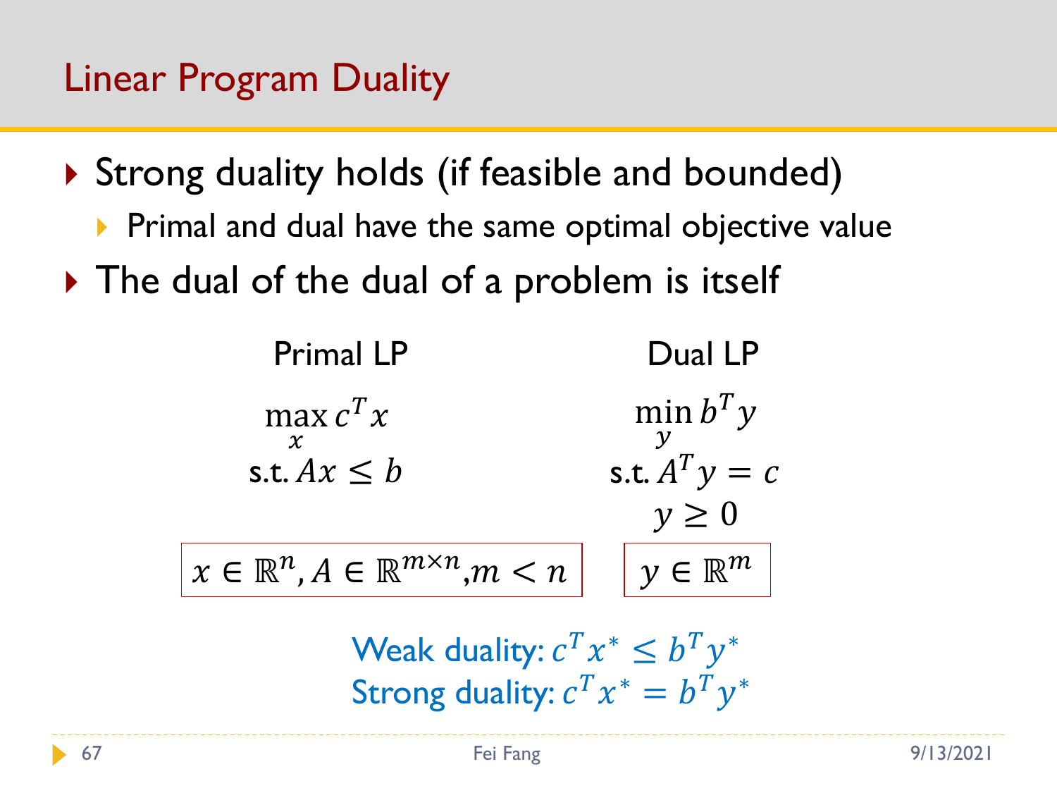# Linear Program Duality

- Strong duality holds (if feasible and bounded)
  - Primal and dual have the same optimal objective value
- The dual of the dual of a problem is itself

Primal LP

$$\max_x c^T x$$
$$\text{s.t. } Ax \leq b$$

$x \in \mathbb{R}^n, A \in \mathbb{R}^{m \times n}, m < n$

Dual LP

$$\min_y b^T y$$
$$\text{s.t. } A^T y = c$$
$$y \geq 0$$

$y \in \mathbb{R}^m$

Weak duality: $c^T x^* \leq b^T y^*$

Strong duality: $c^T x^* = b^T y^*$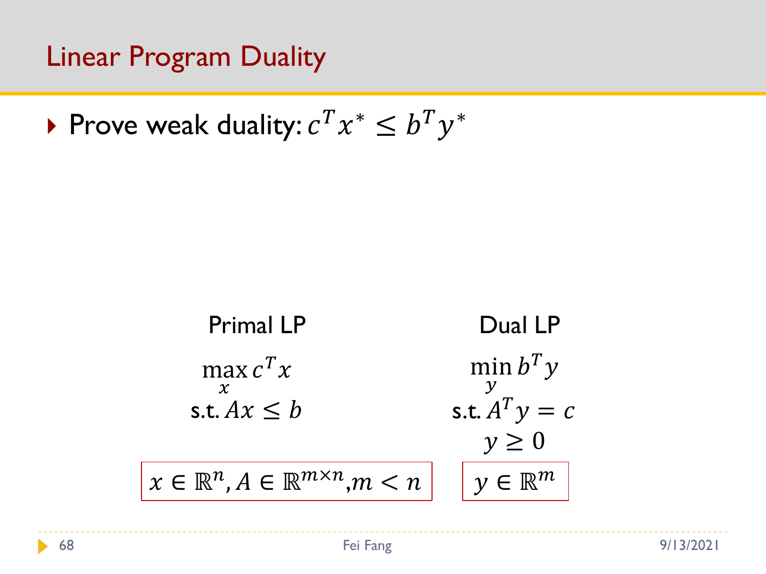# Linear Program Duality

- Prove weak duality: $c^T x^* \leq b^T y^*$

| Primal LP | Dual LP |
| --- | --- |
| $\max_x c^T x$ | $\min_y b^T y$ |
| s.t. $Ax \leq b$ | s.t. $A^T y = c$ |
| | $y \geq 0$ |
| $x \in \mathbb{R}^n, A \in \mathbb{R}^{m \times n}, m < n$ | $y \in \mathbb{R}^m$ |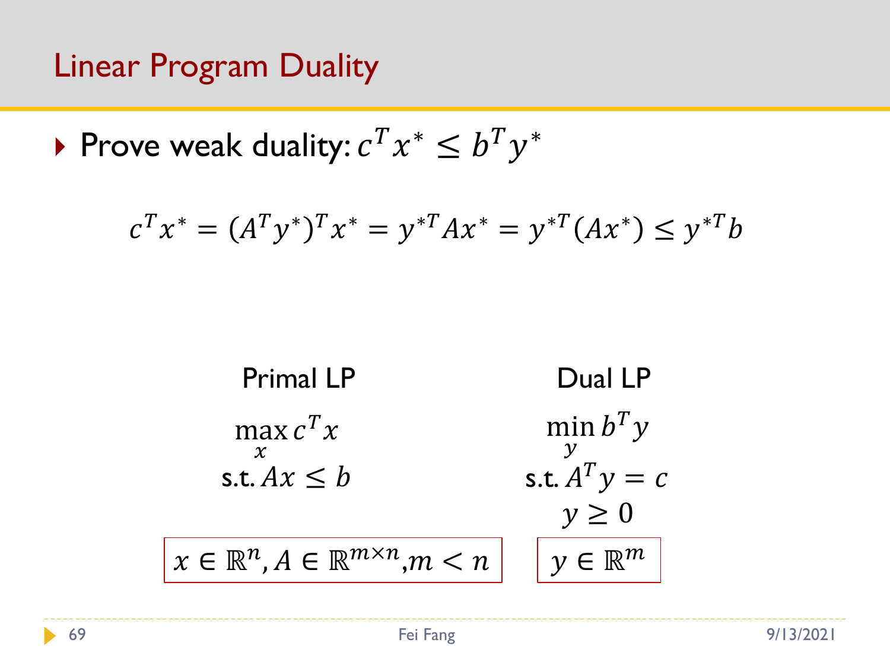# Linear Program Duality

- Prove weak duality: $c^T x^* \leq b^T y^*$

$$c^T x^* = (A^T y^*)^T x^* = y^{*T} A x^* = y^{*T}(Ax^*) \leq y^{*T} b$$

**Primal LP**

$$\max_x c^T x$$
$$\text{s.t. } Ax \leq b$$

$x \in \mathbb{R}^n, A \in \mathbb{R}^{m \times n}, m < n$

**Dual LP**

$$\min_y b^T y$$
$$\text{s.t. } A^T y = c$$
$$y \geq 0$$

$y \in \mathbb{R}^m$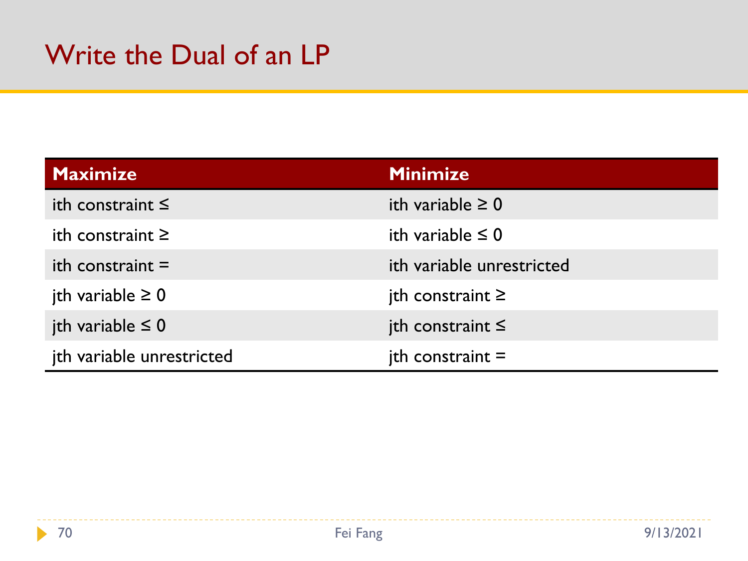# Write the Dual of an LP

| **Maximize** | **Minimize** |
|---|---|
| ith constraint ≤ | ith variable ≥ 0 |
| ith constraint ≥ | ith variable ≤ 0 |
| ith constraint = | ith variable unrestricted |
| jth variable ≥ 0 | jth constraint ≥ |
| jth variable ≤ 0 | jth constraint ≤ |
| jth variable unrestricted | jth constraint = |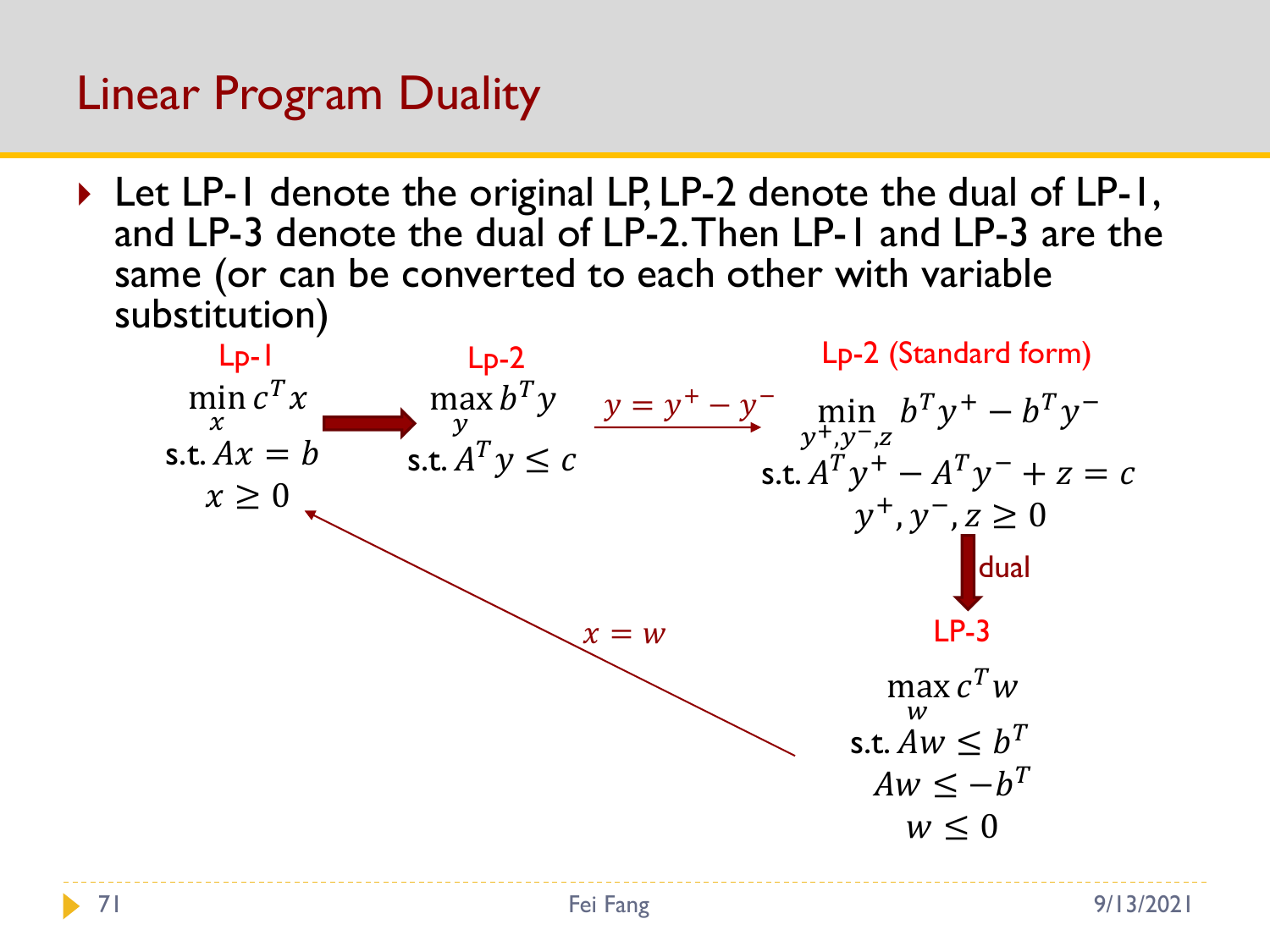# Linear Program Duality

- Let LP-1 denote the original LP, LP-2 denote the dual of LP-1, and LP-3 denote the dual of LP-2. Then LP-1 and LP-3 are the same (or can be converted to each other with variable substitution)

**Lp-1**

$$\min_x c^T x$$
$$\text{s.t. } Ax = b$$
$$x \geq 0$$

**Lp-2**

$$\max_y b^T y$$
$$\text{s.t. } A^T y \leq c$$

$y = y^+ - y^-$

**Lp-2 (Standard form)**

$$\min_{y^+, y^-, z} b^T y^+ - b^T y^-$$
$$\text{s.t. } A^T y^+ - A^T y^- + z = c$$
$$y^+, y^-, z \geq 0$$

dual

**LP-3**

$$\max_w c^T w$$
$$\text{s.t. } Aw \leq b^T$$
$$Aw \leq -b^T$$
$$w \leq 0$$

$x = w$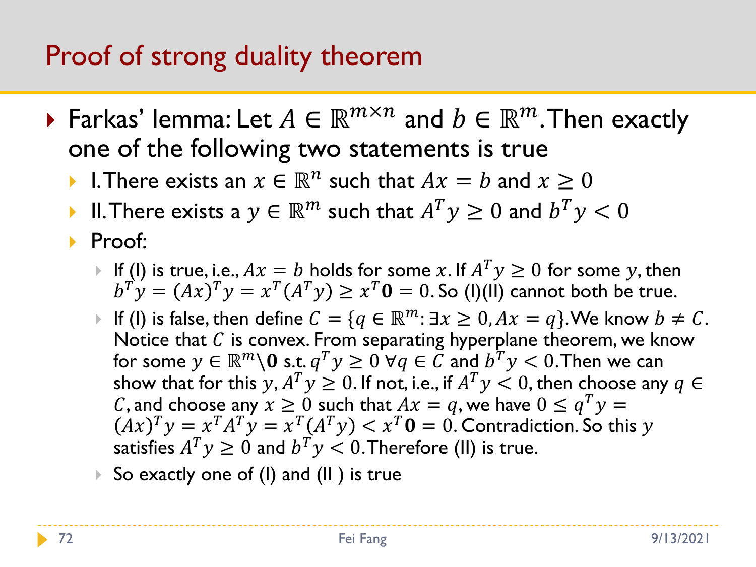# Proof of strong duality theorem

- Farkas' lemma: Let $A \in \mathbb{R}^{m \times n}$ and $b \in \mathbb{R}^m$. Then exactly one of the following two statements is true
  - I. There exists an $x \in \mathbb{R}^n$ such that $Ax = b$ and $x \geq 0$
  - II. There exists a $y \in \mathbb{R}^m$ such that $A^T y \geq 0$ and $b^T y < 0$
  - Proof:
    - If (I) is true, i.e., $Ax = b$ holds for some $x$. If $A^T y \geq 0$ for some $y$, then $b^T y = (Ax)^T y = x^T (A^T y) \geq x^T \mathbf{0} = 0$. So (I)(II) cannot both be true.
    - If (I) is false, then define $C = \{q \in \mathbb{R}^m: \exists x \geq 0, Ax = q\}$. We know $b \neq C$. Notice that $C$ is convex. From separating hyperplane theorem, we know for some $y \in \mathbb{R}^m \backslash \mathbf{0}$ s.t. $q^T y \geq 0 \ \forall q \in C$ and $b^T y < 0$. Then we can show that for this $y$, $A^T y \geq 0$. If not, i.e., if $A^T y < 0$, then choose any $q \in C$, and choose any $x \geq 0$ such that $Ax = q$, we have $0 \leq q^T y = (Ax)^T y = x^T A^T y = x^T (A^T y) < x^T \mathbf{0} = 0$. Contradiction. So this $y$ satisfies $A^T y \geq 0$ and $b^T y < 0$. Therefore (II) is true.
    - So exactly one of (I) and (II ) is true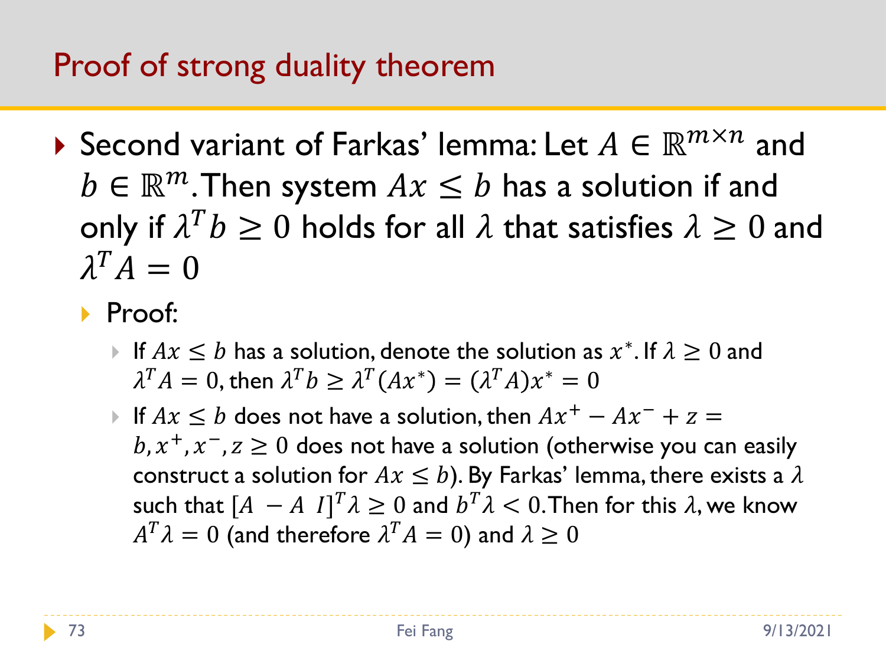# Proof of strong duality theorem

- Second variant of Farkas' lemma: Let $A \in \mathbb{R}^{m \times n}$ and $b \in \mathbb{R}^m$. Then system $Ax \leq b$ has a solution if and only if $\lambda^T b \geq 0$ holds for all $\lambda$ that satisfies $\lambda \geq 0$ and $\lambda^T A = 0$
  - Proof:
    - If $Ax \leq b$ has a solution, denote the solution as $x^*$. If $\lambda \geq 0$ and $\lambda^T A = 0$, then $\lambda^T b \geq \lambda^T (Ax^*) = (\lambda^T A) x^* = 0$
    - If $Ax \leq b$ does not have a solution, then $Ax^+ - Ax^- + z = b, x^+, x^-, z \geq 0$ does not have a solution (otherwise you can easily construct a solution for $Ax \leq b$). By Farkas' lemma, there exists a $\lambda$ such that $[A \ -A \ I]^T \lambda \geq 0$ and $b^T \lambda < 0$. Then for this $\lambda$, we know $A^T \lambda = 0$ (and therefore $\lambda^T A = 0$) and $\lambda \geq 0$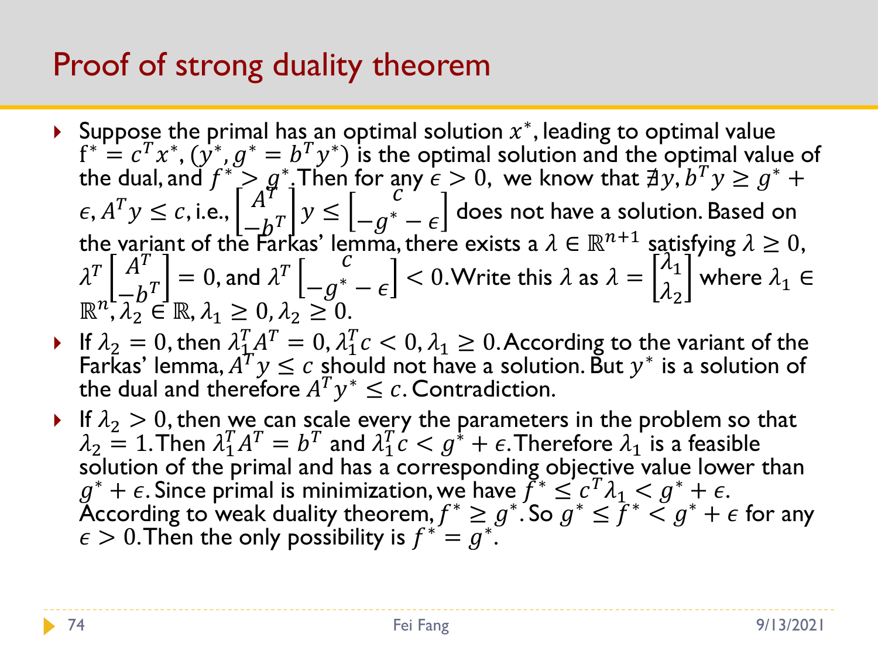# Proof of strong duality theorem

- Suppose the primal has an optimal solution $x^*$, leading to optimal value $f^* = c^T x^*$, $(y^*, g^* = b^T y^*)$ is the optimal solution and the optimal value of the dual, and $f^* > g^*$. Then for any $\epsilon > 0$, we know that $\nexists y, b^T y \geq g^* + \epsilon, A^T y \leq c$, i.e., $\begin{bmatrix} A^T \\ -b^T \end{bmatrix} y \leq \begin{bmatrix} c \\ -g^* - \epsilon \end{bmatrix}$ does not have a solution. Based on the variant of the Farkas' lemma, there exists a $\lambda \in \mathbb{R}^{n+1}$ satisfying $\lambda \geq 0$, $\lambda^T \begin{bmatrix} A^T \\ -b^T \end{bmatrix} = 0$, and $\lambda^T \begin{bmatrix} c \\ -g^* - \epsilon \end{bmatrix} < 0$. Write this $\lambda$ as $\lambda = \begin{bmatrix} \lambda_1 \\ \lambda_2 \end{bmatrix}$ where $\lambda_1 \in \mathbb{R}^n, \lambda_2 \in \mathbb{R}, \lambda_1 \geq 0, \lambda_2 \geq 0$.
- If $\lambda_2 = 0$, then $\lambda_1^T A^T = 0, \lambda_1^T c < 0, \lambda_1 \geq 0$. According to the variant of the Farkas' lemma, $A^T y \leq c$ should not have a solution. But $y^*$ is a solution of the dual and therefore $A^T y^* \leq c$. Contradiction.
- If $\lambda_2 > 0$, then we can scale every the parameters in the problem so that $\lambda_2 = 1$. Then $\lambda_1^T A^T = b^T$ and $\lambda_1^T c < g^* + \epsilon$. Therefore $\lambda_1$ is a feasible solution of the primal and has a corresponding objective value lower than $g^* + \epsilon$. Since primal is minimization, we have $f^* \leq c^T \lambda_1 < g^* + \epsilon$. According to weak duality theorem, $f^* \geq g^*$. So $g^* \leq f^* < g^* + \epsilon$ for any $\epsilon > 0$. Then the only possibility is $f^* = g^*$.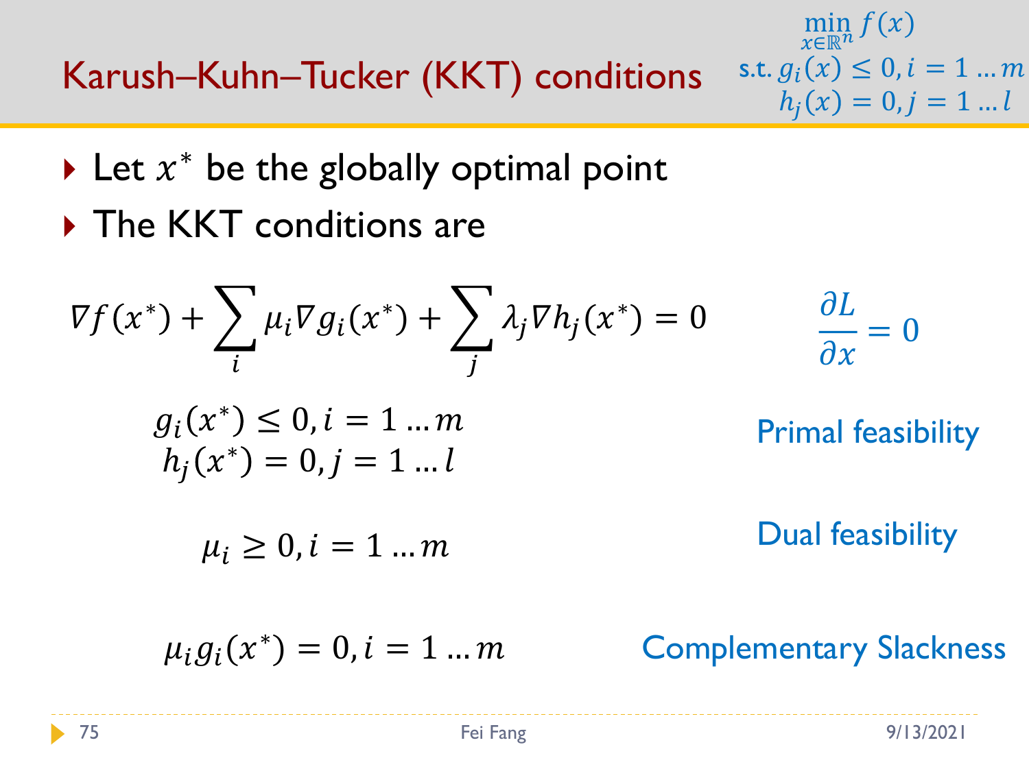# Karush–Kuhn–Tucker (KKT) conditions

$$\min_{x \in \mathbb{R}^n} f(x)$$
$$\text{s.t. } g_i(x) \le 0, i = 1 \dots m$$
$$h_j(x) = 0, j = 1 \dots l$$

- Let $x^*$ be the globally optimal point
- The KKT conditions are

$$\nabla f(x^*) + \sum_i \mu_i \nabla g_i(x^*) + \sum_j \lambda_j \nabla h_j(x^*) = 0$$

$\frac{\partial L}{\partial x} = 0$

$$g_i(x^*) \le 0, i = 1 \dots m$$
$$h_j(x^*) = 0, j = 1 \dots l$$

Primal feasibility

$$\mu_i \ge 0, i = 1 \dots m$$

Dual feasibility

$$\mu_i g_i(x^*) = 0, i = 1 \dots m$$

Complementary Slackness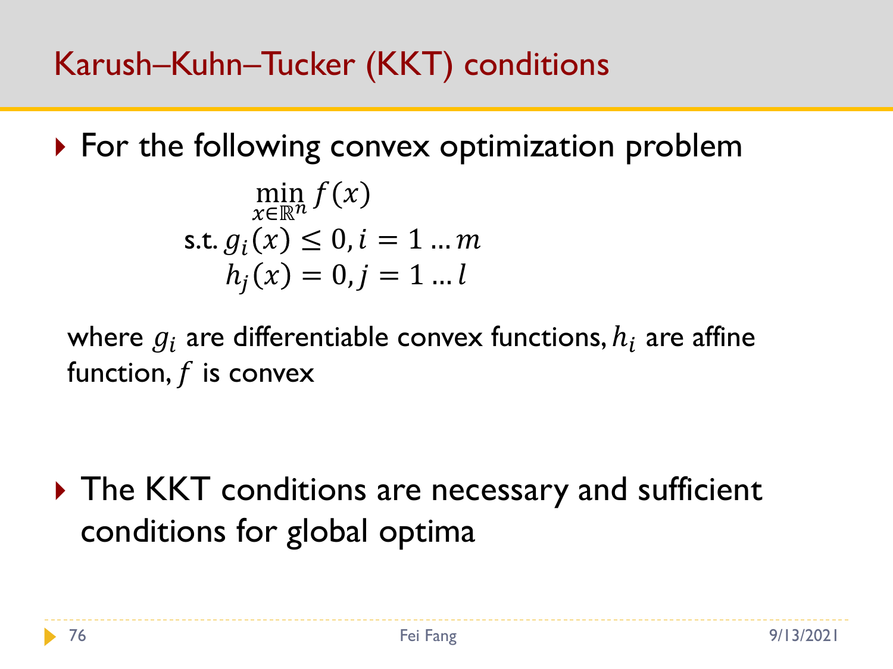# Karush–Kuhn–Tucker (KKT) conditions

- For the following convex optimization problem

$$
\begin{aligned}
\min_{x \in \mathbb{R}^n} \ & f(x) \\
\text{s.t. } & g_i(x) \leq 0, i = 1 \ldots m \\
& h_j(x) = 0, j = 1 \ldots l
\end{aligned}
$$

where $g_i$ are differentiable convex functions, $h_i$ are affine function, $f$ is convex

- The KKT conditions are necessary and sufficient conditions for global optima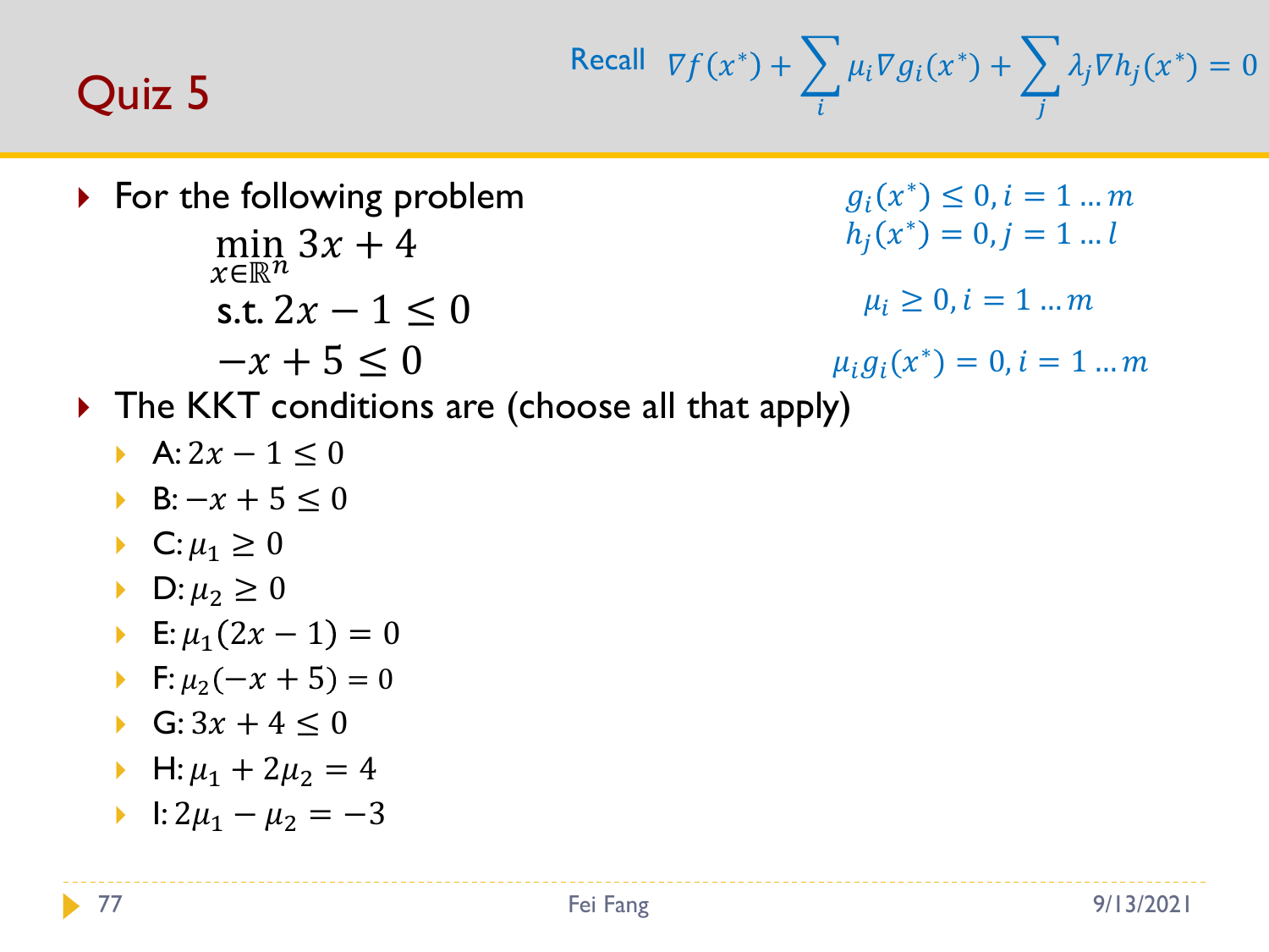# Quiz 5

Recall $\nabla f(x^*) + \sum_i \mu_i \nabla g_i(x^*) + \sum_j \lambda_j \nabla h_j(x^*) = 0$

$g_i(x^*) \leq 0, i = 1 \dots m$
$h_j(x^*) = 0, j = 1 \dots l$

$\mu_i \geq 0, i = 1 \dots m$

$\mu_i g_i(x^*) = 0, i = 1 \dots m$

- For the following problem

$$\min_{x \in \mathbb{R}^n} 3x + 4$$
$$\text{s.t. } 2x - 1 \leq 0$$
$$-x + 5 \leq 0$$

- The KKT conditions are (choose all that apply)
  - A: $2x - 1 \leq 0$
  - B: $-x + 5 \leq 0$
  - C: $\mu_1 \geq 0$
  - D: $\mu_2 \geq 0$
  - E: $\mu_1(2x - 1) = 0$
  - F: $\mu_2(-x + 5) = 0$
  - G: $3x + 4 \leq 0$
  - H: $\mu_1 + 2\mu_2 = 4$
  - I: $2\mu_1 - \mu_2 = -3$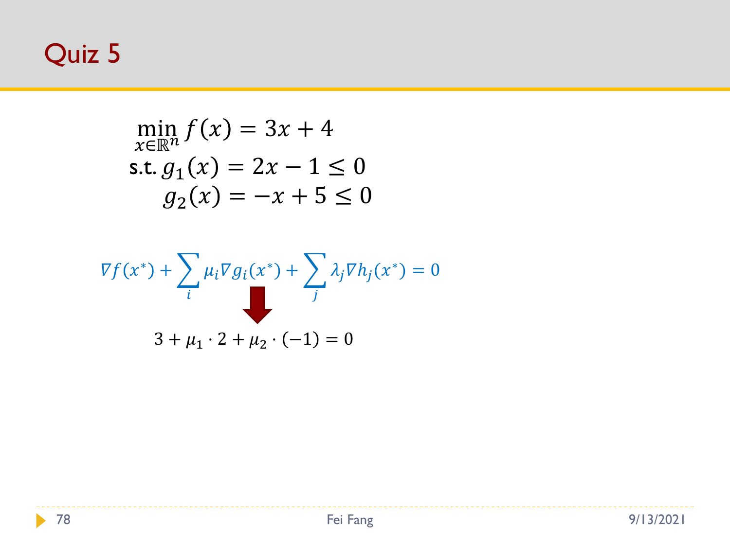# Quiz 5

$$\min_{x \in \mathbb{R}^n} f(x) = 3x + 4$$
$$\text{s.t. } g_1(x) = 2x - 1 \leq 0$$
$$g_2(x) = -x + 5 \leq 0$$

$$\nabla f(x^*) + \sum_i \mu_i \nabla g_i(x^*) + \sum_j \lambda_j \nabla h_j(x^*) = 0$$

$$\Downarrow$$

$$3 + \mu_1 \cdot 2 + \mu_2 \cdot (-1) = 0$$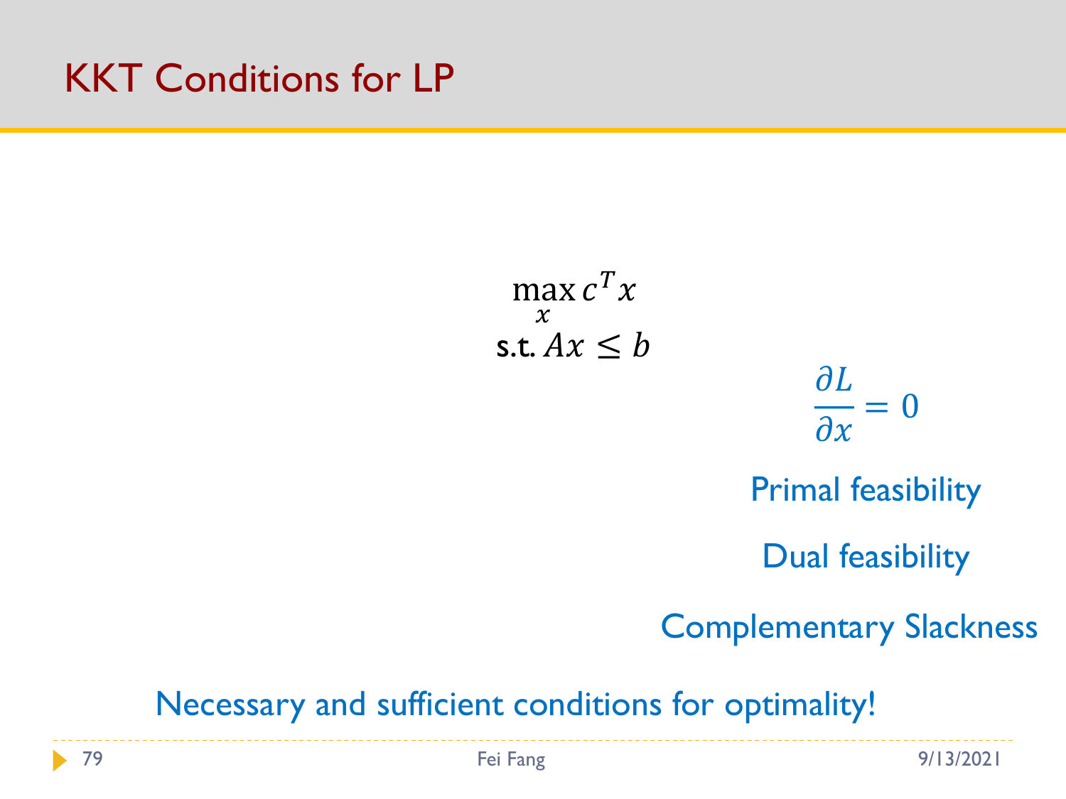# KKT Conditions for LP

$$\max_{x} c^T x$$
$$\text{s.t. } Ax \leq b$$

$$\frac{\partial L}{\partial x} = 0$$

Primal feasibility

Dual feasibility

Complementary Slackness

Necessary and sufficient conditions for optimality!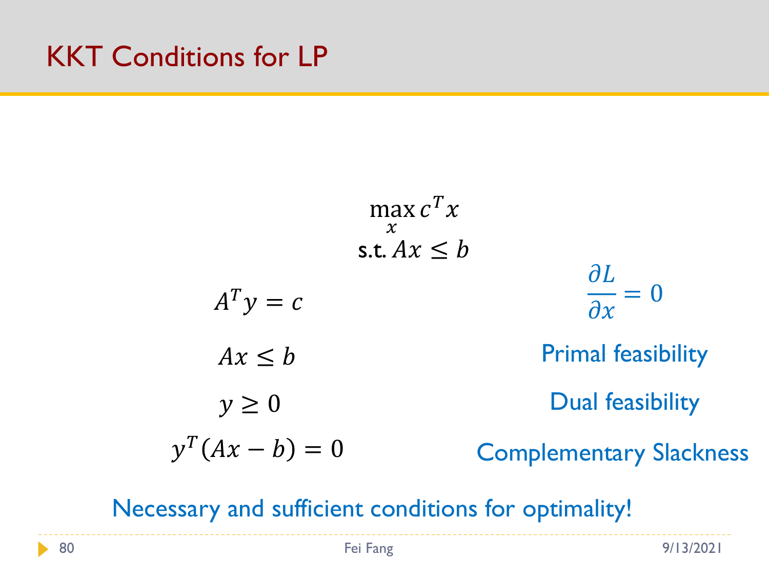# KKT Conditions for LP

$$\max_x c^T x$$
$$\text{s.t. } Ax \leq b$$

| | |
|---|---|
| $A^T y = c$ | $\frac{\partial L}{\partial x} = 0$ |
| $Ax \leq b$ | Primal feasibility |
| $y \geq 0$ | Dual feasibility |
| $y^T(Ax - b) = 0$ | Complementary Slackness |

Necessary and sufficient conditions for optimality!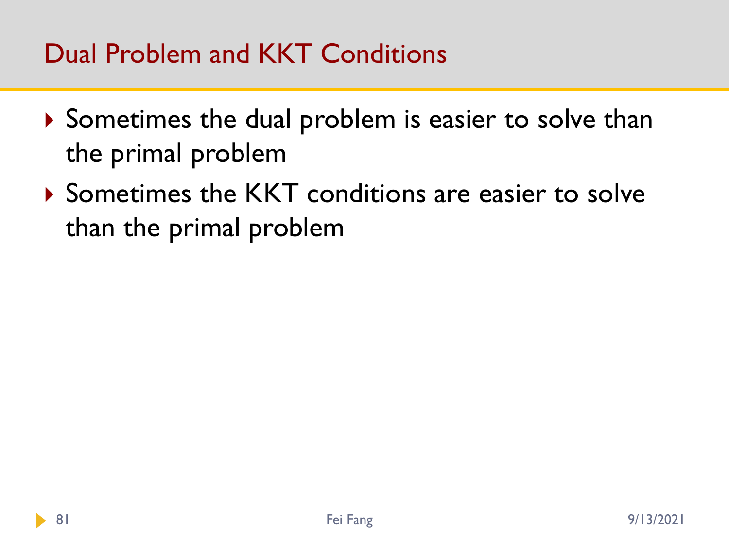# Dual Problem and KKT Conditions

- Sometimes the dual problem is easier to solve than the primal problem
- Sometimes the KKT conditions are easier to solve than the primal problem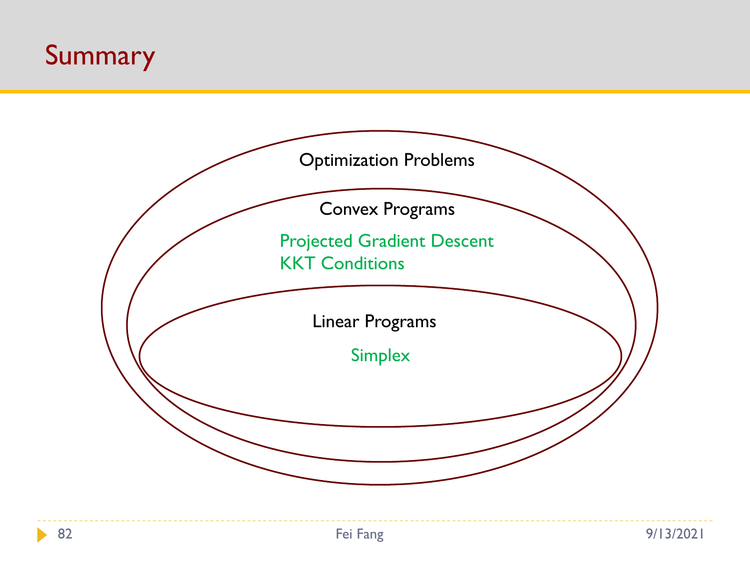# Summary

Optimization Problems

Convex Programs

Projected Gradient Descent
KKT Conditions

Linear Programs

Simplex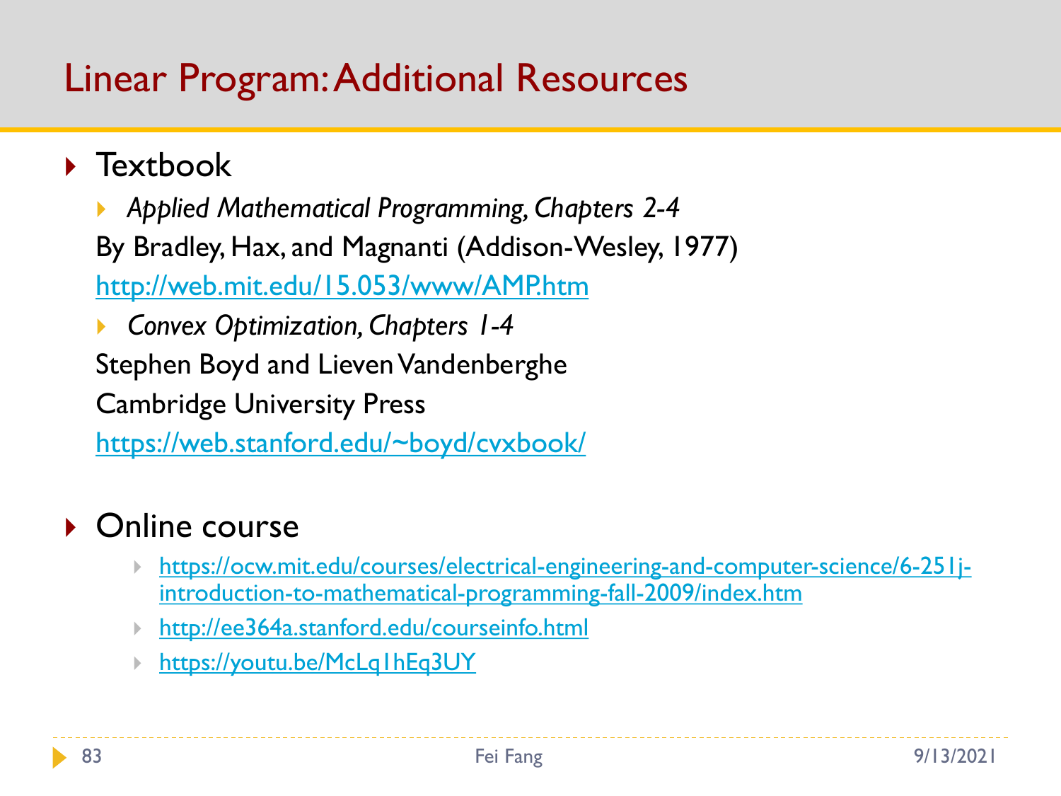# Linear Program: Additional Resources

- Textbook
  - *Applied Mathematical Programming, Chapters 2-4*

    By Bradley, Hax, and Magnanti (Addison-Wesley, 1977)

    http://web.mit.edu/15.053/www/AMP.htm
  - *Convex Optimization, Chapters 1-4*

    Stephen Boyd and Lieven Vandenberghe

    Cambridge University Press

    https://web.stanford.edu/~boyd/cvxbook/

- Online course
  - https://ocw.mit.edu/courses/electrical-engineering-and-computer-science/6-251j-introduction-to-mathematical-programming-fall-2009/index.htm
  - http://ee364a.stanford.edu/courseinfo.html
  - https://youtu.be/McLq1hEq3UY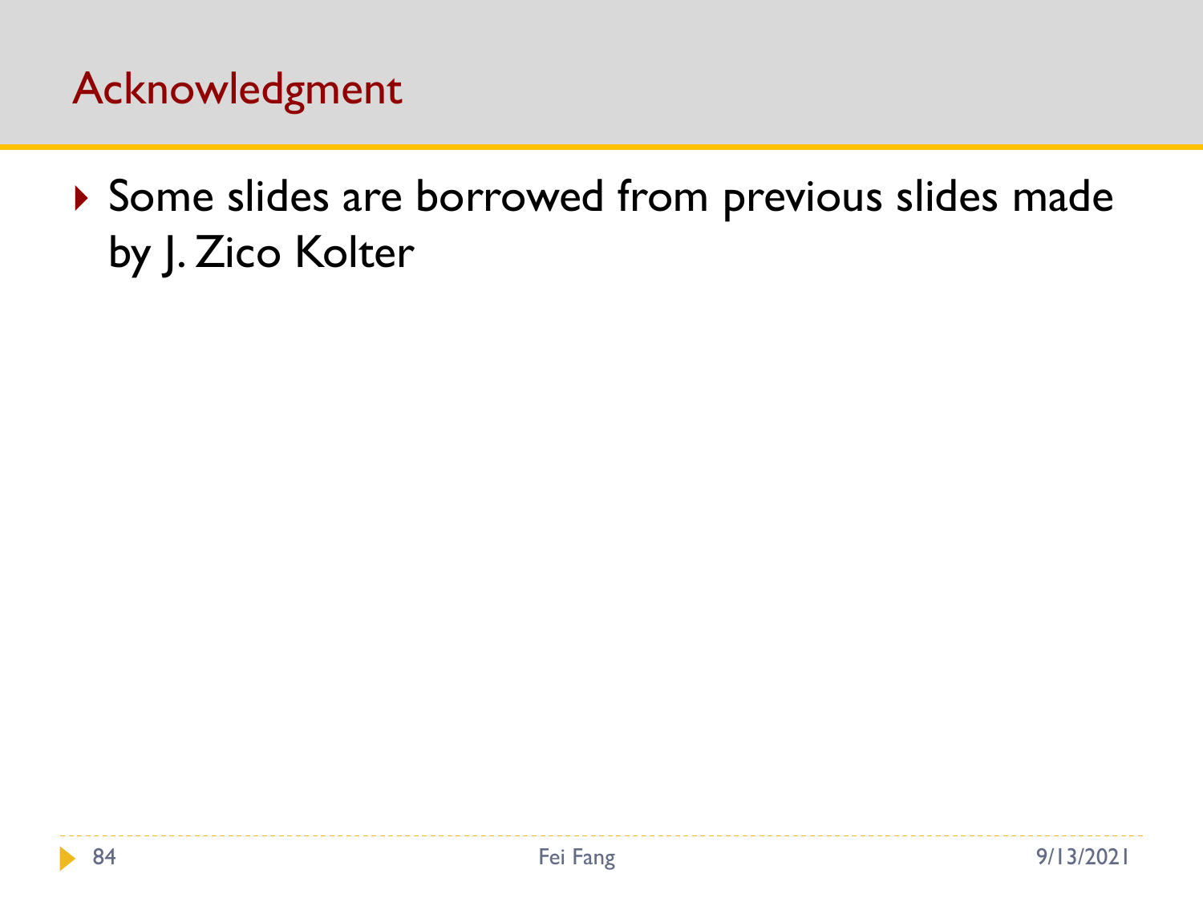# Acknowledgment

- Some slides are borrowed from previous slides made by J. Zico Kolter